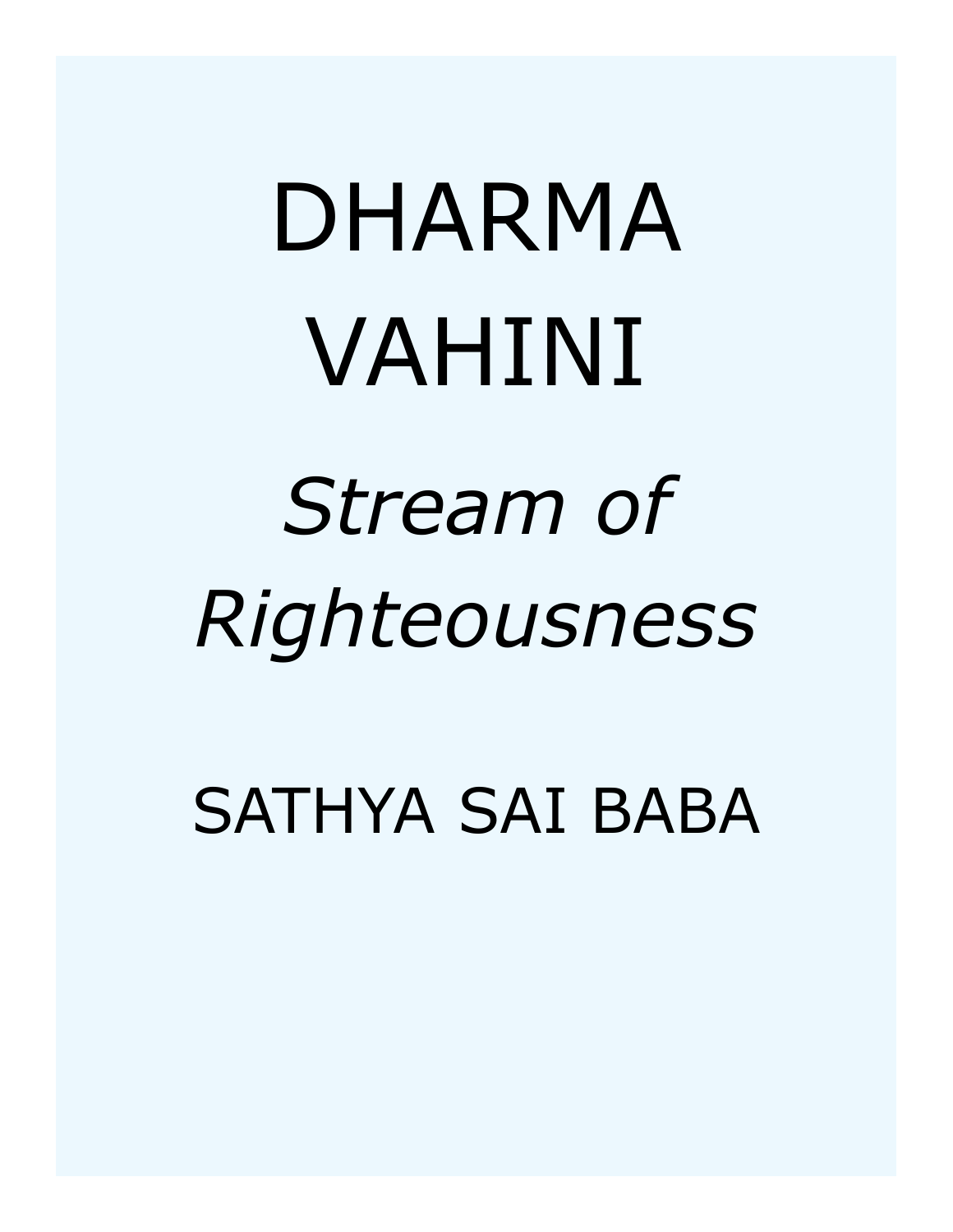# DHARMA VAHINI

*Stream of Righteousness*

SATHYA SAI BABA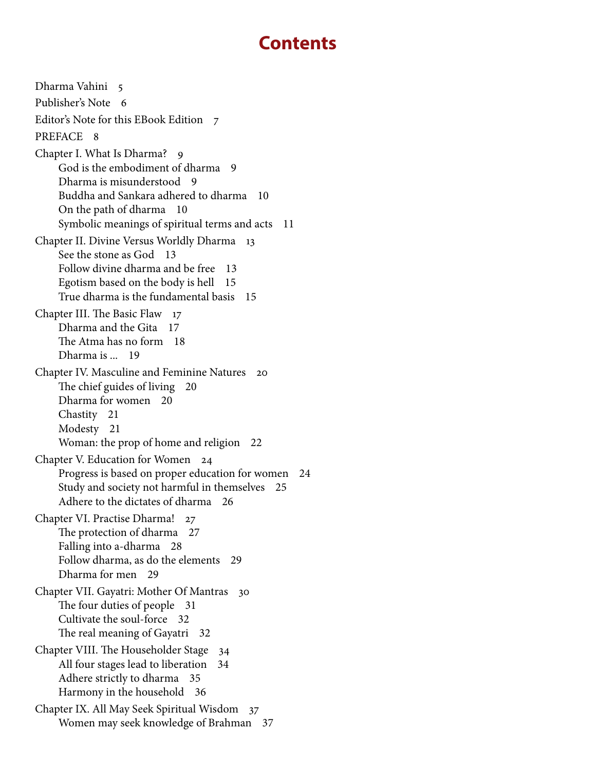# Contents

Dharma Vahini 5

Publisher's Note 6

Editor's Note for this EBook Edition 7

PREFACE 8

Chapter I. What Is Dharma? 9
- God is the embodiment of dharma 9
- Dharma is misunderstood 9
- Buddha and Sankara adhered to dharma 10
- On the path of dharma 10
- Symbolic meanings of spiritual terms and acts 11

Chapter II. Divine Versus Worldly Dharma 13
- See the stone as God 13
- Follow divine dharma and be free 13
- Egotism based on the body is hell 15
- True dharma is the fundamental basis 15

Chapter III. The Basic Flaw 17
- Dharma and the Gita 17
- The Atma has no form 18
- Dharma is ... 19

Chapter IV. Masculine and Feminine Natures 20
- The chief guides of living 20
- Dharma for women 20
- Chastity 21
- Modesty 21
- Woman: the prop of home and religion 22

Chapter V. Education for Women 24
- Progress is based on proper education for women 24
- Study and society not harmful in themselves 25
- Adhere to the dictates of dharma 26

Chapter VI. Practise Dharma! 27
- The protection of dharma 27
- Falling into a-dharma 28
- Follow dharma, as do the elements 29
- Dharma for men 29

Chapter VII. Gayatri: Mother Of Mantras 30
- The four duties of people 31
- Cultivate the soul-force 32
- The real meaning of Gayatri 32

Chapter VIII. The Householder Stage 34
- All four stages lead to liberation 34
- Adhere strictly to dharma 35
- Harmony in the household 36

Chapter IX. All May Seek Spiritual Wisdom 37
- Women may seek knowledge of Brahman 37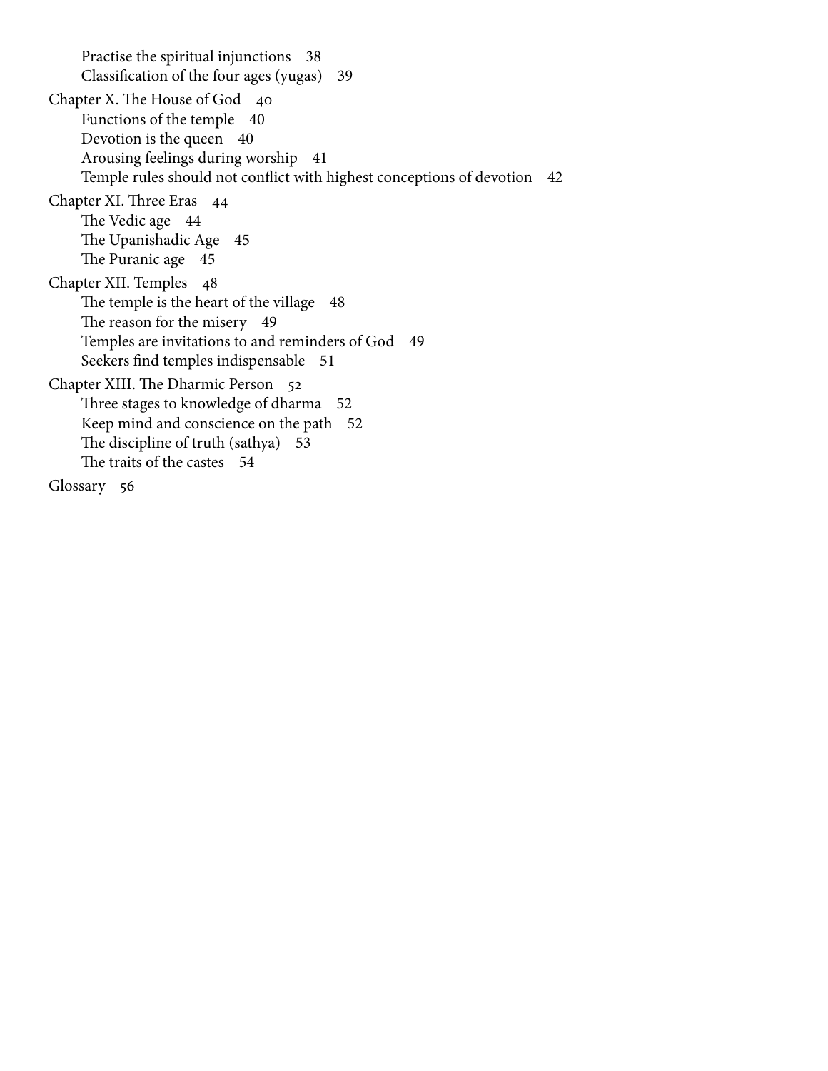- Practise the spiritual injunctions 38
- Classification of the four ages (yugas) 39

Chapter X. The House of God 40

- Functions of the temple 40
- Devotion is the queen 40
- Arousing feelings during worship 41
- Temple rules should not conflict with highest conceptions of devotion 42

Chapter XI. Three Eras 44

- The Vedic age 44
- The Upanishadic Age 45
- The Puranic age 45

Chapter XII. Temples 48

- The temple is the heart of the village 48
- The reason for the misery 49
- Temples are invitations to and reminders of God 49
- Seekers find temples indispensable 51

Chapter XIII. The Dharmic Person 52

- Three stages to knowledge of dharma 52
- Keep mind and conscience on the path 52
- The discipline of truth (sathya) 53
- The traits of the castes 54

Glossary 56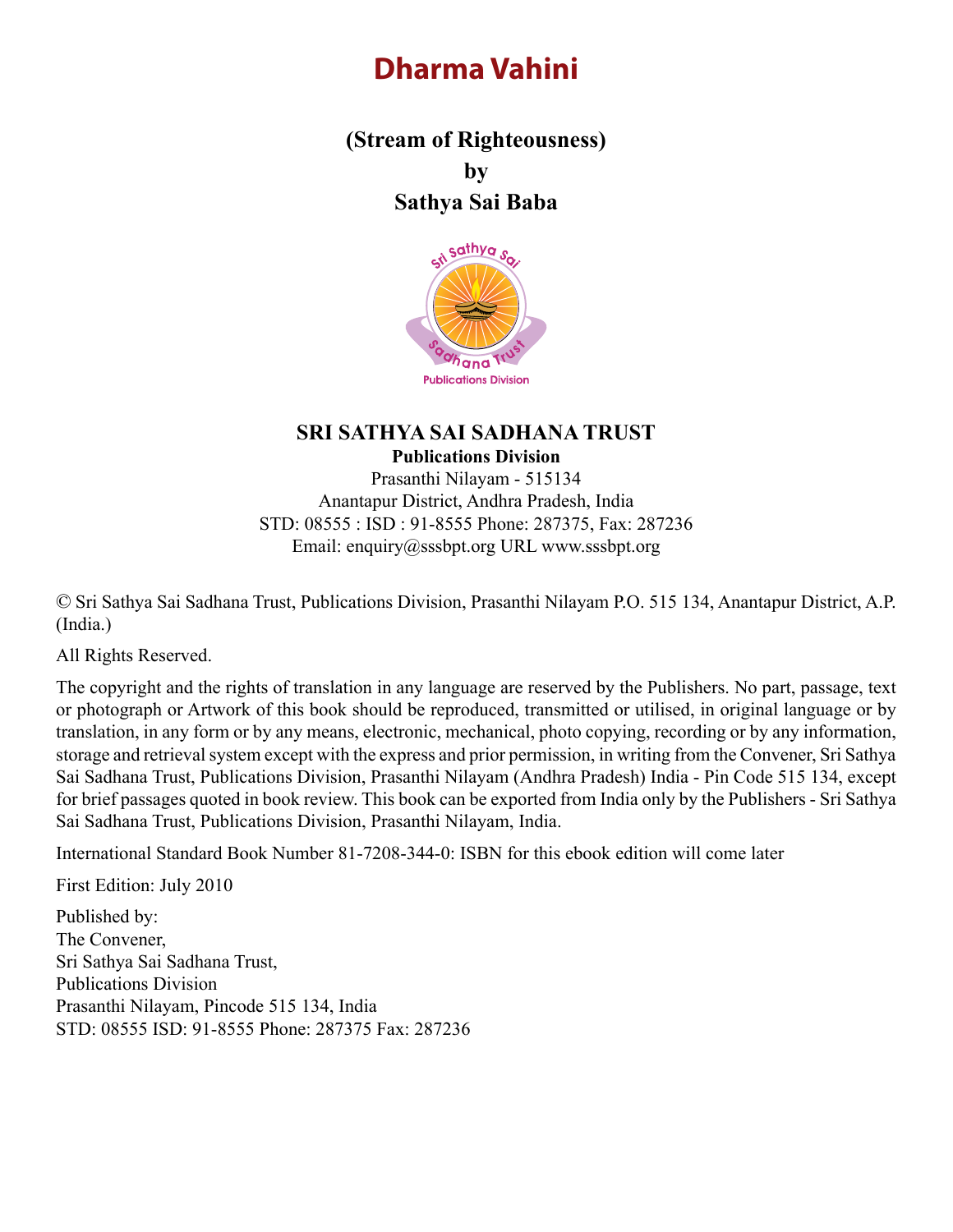# Dharma Vahini

**(Stream of Righteousness)**

**by**

**Sathya Sai Baba**

**SRI SATHYA SAI SADHANA TRUST**

**Publications Division**

Prasanthi Nilayam - 515134

Anantapur District, Andhra Pradesh, India

STD: 08555 : ISD : 91-8555 Phone: 287375, Fax: 287236

Email: enquiry@sssbpt.org URL www.sssbpt.org

© Sri Sathya Sai Sadhana Trust, Publications Division, Prasanthi Nilayam P.O. 515 134, Anantapur District, A.P. (India.)

All Rights Reserved.

The copyright and the rights of translation in any language are reserved by the Publishers. No part, passage, text or photograph or Artwork of this book should be reproduced, transmitted or utilised, in original language or by translation, in any form or by any means, electronic, mechanical, photo copying, recording or by any information, storage and retrieval system except with the express and prior permission, in writing from the Convener, Sri Sathya Sai Sadhana Trust, Publications Division, Prasanthi Nilayam (Andhra Pradesh) India - Pin Code 515 134, except for brief passages quoted in book review. This book can be exported from India only by the Publishers - Sri Sathya Sai Sadhana Trust, Publications Division, Prasanthi Nilayam, India.

International Standard Book Number 81-7208-344-0: ISBN for this ebook edition will come later

First Edition: July 2010

Published by:
The Convener,
Sri Sathya Sai Sadhana Trust,
Publications Division
Prasanthi Nilayam, Pincode 515 134, India
STD: 08555 ISD: 91-8555 Phone: 287375 Fax: 287236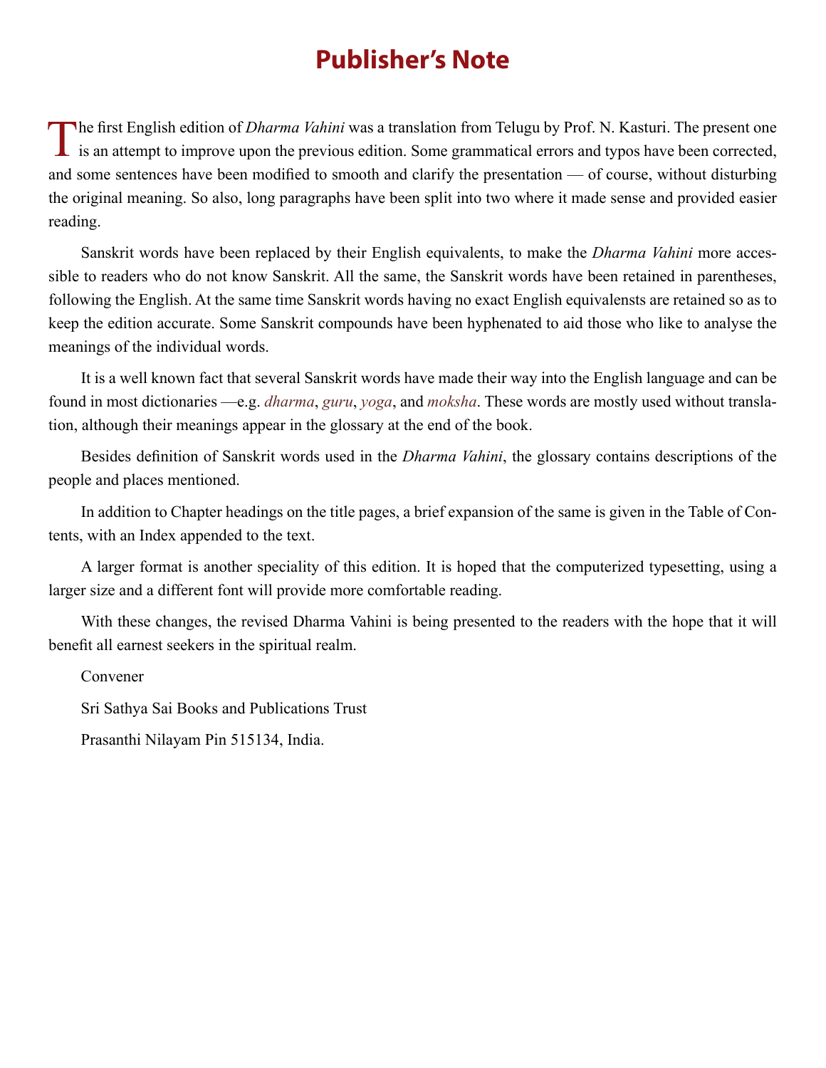# Publisher's Note

The first English edition of *Dharma Vahini* was a translation from Telugu by Prof. N. Kasturi. The present one is an attempt to improve upon the previous edition. Some grammatical errors and typos have been corrected, and some sentences have been modified to smooth and clarify the presentation — of course, without disturbing the original meaning. So also, long paragraphs have been split into two where it made sense and provided easier reading.

Sanskrit words have been replaced by their English equivalents, to make the *Dharma Vahini* more accessible to readers who do not know Sanskrit. All the same, the Sanskrit words have been retained in parentheses, following the English. At the same time Sanskrit words having no exact English equivalensts are retained so as to keep the edition accurate. Some Sanskrit compounds have been hyphenated to aid those who like to analyse the meanings of the individual words.

It is a well known fact that several Sanskrit words have made their way into the English language and can be found in most dictionaries —e.g. *dharma*, *guru*, *yoga*, and *moksha*. These words are mostly used without translation, although their meanings appear in the glossary at the end of the book.

Besides definition of Sanskrit words used in the *Dharma Vahini*, the glossary contains descriptions of the people and places mentioned.

In addition to Chapter headings on the title pages, a brief expansion of the same is given in the Table of Contents, with an Index appended to the text.

A larger format is another speciality of this edition. It is hoped that the computerized typesetting, using a larger size and a different font will provide more comfortable reading.

With these changes, the revised Dharma Vahini is being presented to the readers with the hope that it will benefit all earnest seekers in the spiritual realm.

Convener

Sri Sathya Sai Books and Publications Trust

Prasanthi Nilayam Pin 515134, India.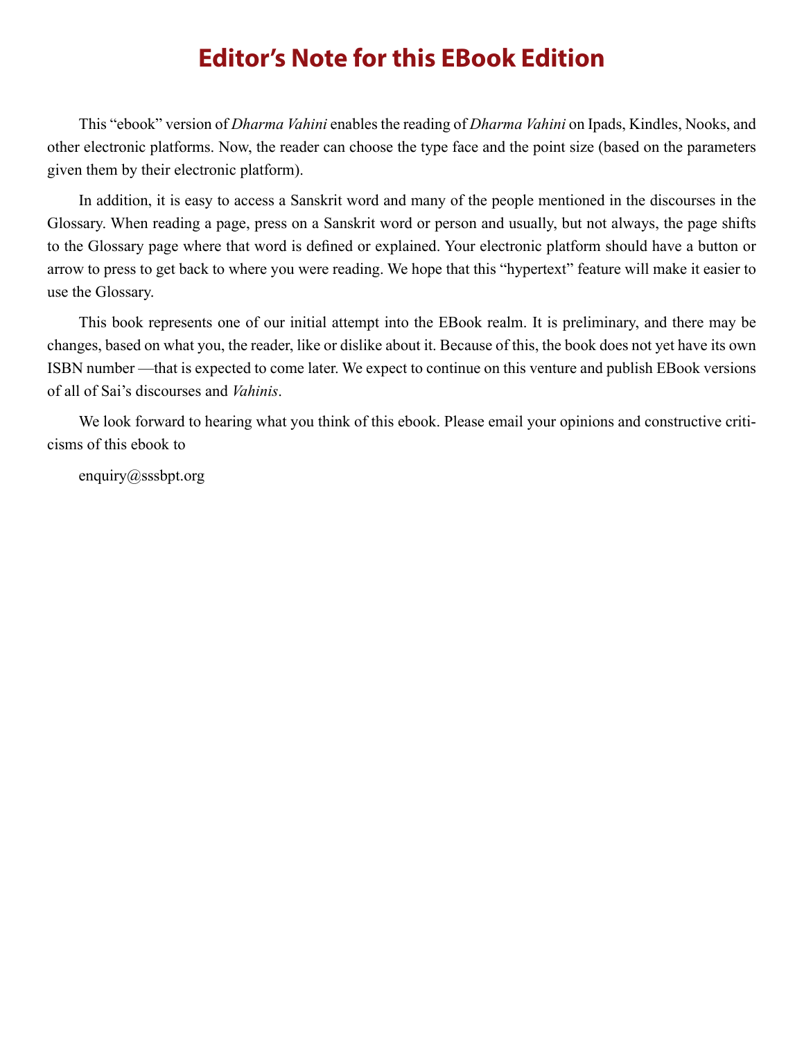# Editor's Note for this EBook Edition

This "ebook" version of *Dharma Vahini* enables the reading of *Dharma Vahini* on Ipads, Kindles, Nooks, and other electronic platforms. Now, the reader can choose the type face and the point size (based on the parameters given them by their electronic platform).

In addition, it is easy to access a Sanskrit word and many of the people mentioned in the discourses in the Glossary. When reading a page, press on a Sanskrit word or person and usually, but not always, the page shifts to the Glossary page where that word is defined or explained. Your electronic platform should have a button or arrow to press to get back to where you were reading. We hope that this "hypertext" feature will make it easier to use the Glossary.

This book represents one of our initial attempt into the EBook realm. It is preliminary, and there may be changes, based on what you, the reader, like or dislike about it. Because of this, the book does not yet have its own ISBN number —that is expected to come later. We expect to continue on this venture and publish EBook versions of all of Sai's discourses and *Vahinis*.

We look forward to hearing what you think of this ebook. Please email your opinions and constructive criticisms of this ebook to

enquiry@sssbpt.org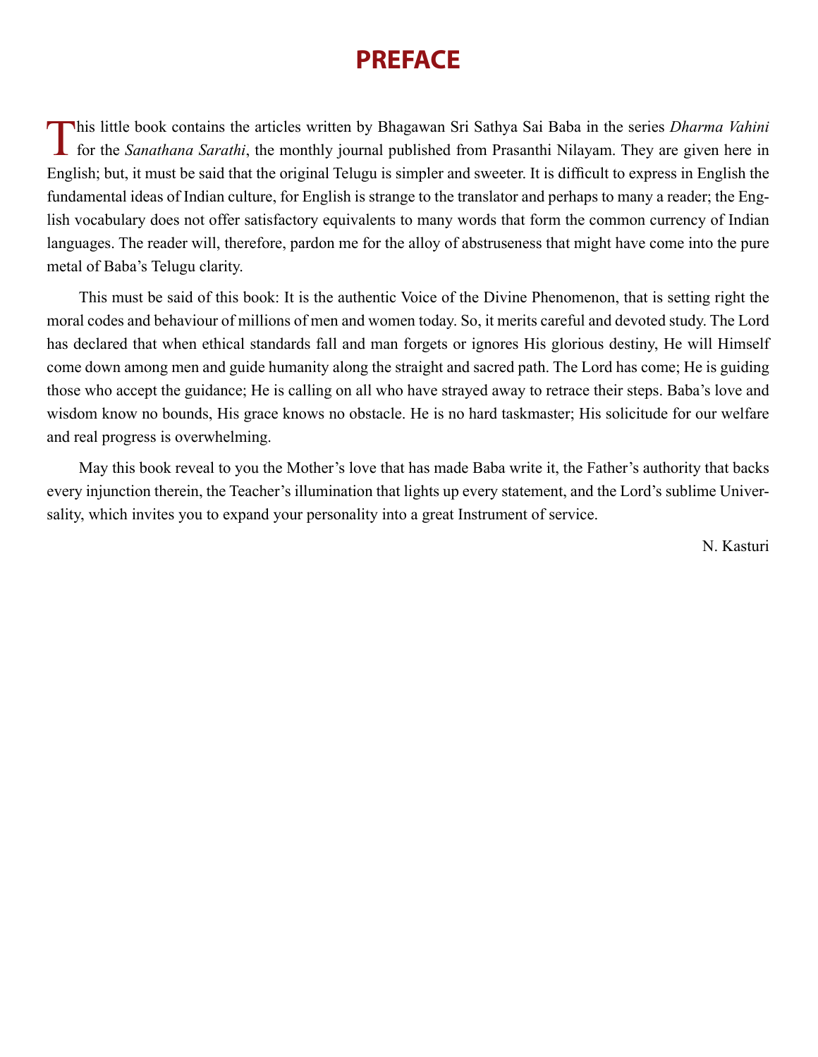# PREFACE

This little book contains the articles written by Bhagawan Sri Sathya Sai Baba in the series *Dharma Vahini* for the *Sanathana Sarathi*, the monthly journal published from Prasanthi Nilayam. They are given here in English; but, it must be said that the original Telugu is simpler and sweeter. It is difficult to express in English the fundamental ideas of Indian culture, for English is strange to the translator and perhaps to many a reader; the English vocabulary does not offer satisfactory equivalents to many words that form the common currency of Indian languages. The reader will, therefore, pardon me for the alloy of abstruseness that might have come into the pure metal of Baba's Telugu clarity.

This must be said of this book: It is the authentic Voice of the Divine Phenomenon, that is setting right the moral codes and behaviour of millions of men and women today. So, it merits careful and devoted study. The Lord has declared that when ethical standards fall and man forgets or ignores His glorious destiny, He will Himself come down among men and guide humanity along the straight and sacred path. The Lord has come; He is guiding those who accept the guidance; He is calling on all who have strayed away to retrace their steps. Baba's love and wisdom know no bounds, His grace knows no obstacle. He is no hard taskmaster; His solicitude for our welfare and real progress is overwhelming.

May this book reveal to you the Mother's love that has made Baba write it, the Father's authority that backs every injunction therein, the Teacher's illumination that lights up every statement, and the Lord's sublime Universality, which invites you to expand your personality into a great Instrument of service.

N. Kasturi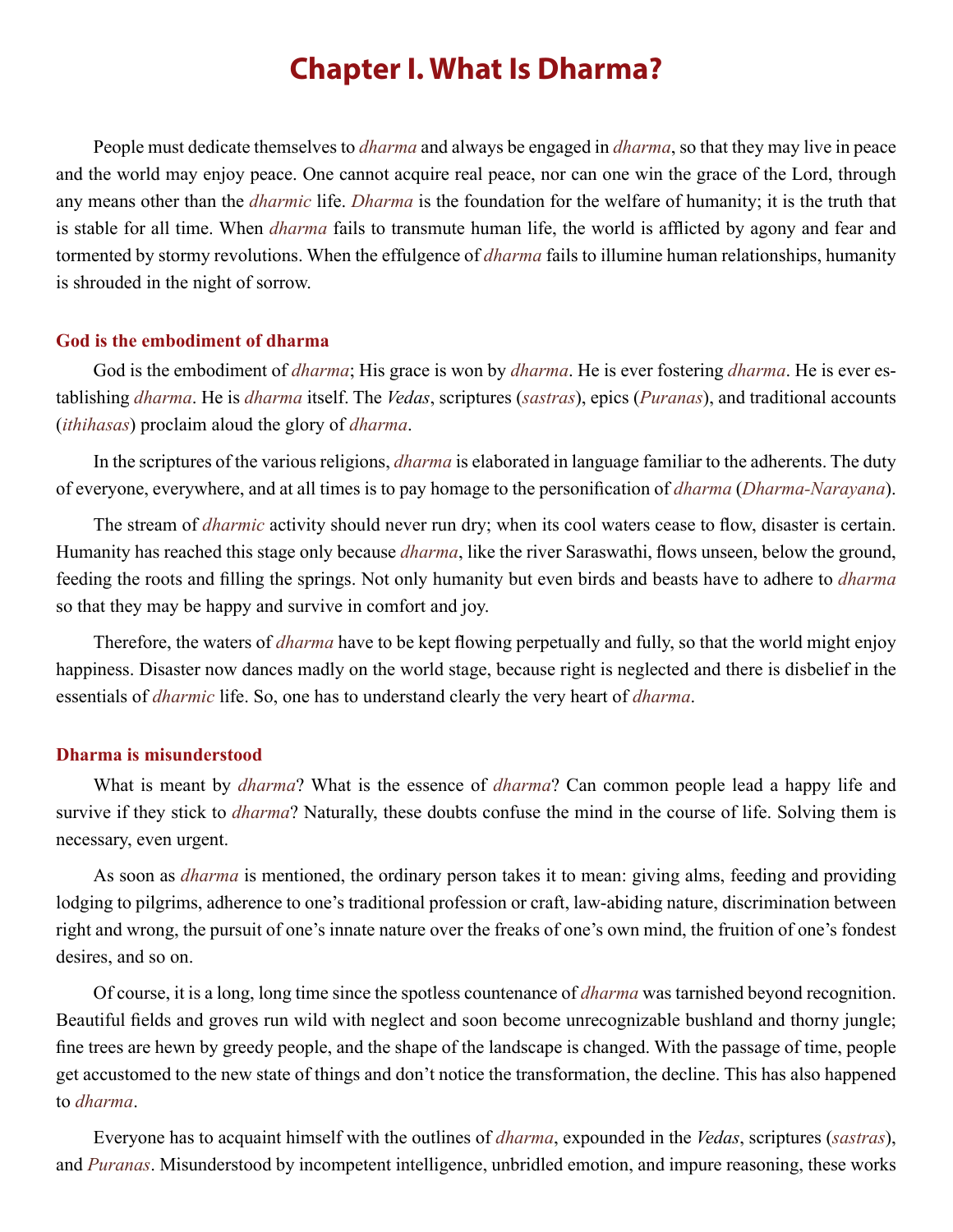# Chapter I. What Is Dharma?

People must dedicate themselves to *dharma* and always be engaged in *dharma*, so that they may live in peace and the world may enjoy peace. One cannot acquire real peace, nor can one win the grace of the Lord, through any means other than the *dharmic* life. *Dharma* is the foundation for the welfare of humanity; it is the truth that is stable for all time. When *dharma* fails to transmute human life, the world is afflicted by agony and fear and tormented by stormy revolutions. When the effulgence of *dharma* fails to illumine human relationships, humanity is shrouded in the night of sorrow.

### God is the embodiment of dharma

God is the embodiment of *dharma*; His grace is won by *dharma*. He is ever fostering *dharma*. He is ever establishing *dharma*. He is *dharma* itself. The *Vedas*, scriptures (*sastras*), epics (*Puranas*), and traditional accounts (*ithihasas*) proclaim aloud the glory of *dharma*.

In the scriptures of the various religions, *dharma* is elaborated in language familiar to the adherents. The duty of everyone, everywhere, and at all times is to pay homage to the personification of *dharma* (*Dharma-Narayana*).

The stream of *dharmic* activity should never run dry; when its cool waters cease to flow, disaster is certain. Humanity has reached this stage only because *dharma*, like the river Saraswathi, flows unseen, below the ground, feeding the roots and filling the springs. Not only humanity but even birds and beasts have to adhere to *dharma* so that they may be happy and survive in comfort and joy.

Therefore, the waters of *dharma* have to be kept flowing perpetually and fully, so that the world might enjoy happiness. Disaster now dances madly on the world stage, because right is neglected and there is disbelief in the essentials of *dharmic* life. So, one has to understand clearly the very heart of *dharma*.

### Dharma is misunderstood

What is meant by *dharma*? What is the essence of *dharma*? Can common people lead a happy life and survive if they stick to *dharma*? Naturally, these doubts confuse the mind in the course of life. Solving them is necessary, even urgent.

As soon as *dharma* is mentioned, the ordinary person takes it to mean: giving alms, feeding and providing lodging to pilgrims, adherence to one's traditional profession or craft, law-abiding nature, discrimination between right and wrong, the pursuit of one's innate nature over the freaks of one's own mind, the fruition of one's fondest desires, and so on.

Of course, it is a long, long time since the spotless countenance of *dharma* was tarnished beyond recognition. Beautiful fields and groves run wild with neglect and soon become unrecognizable bushland and thorny jungle; fine trees are hewn by greedy people, and the shape of the landscape is changed. With the passage of time, people get accustomed to the new state of things and don't notice the transformation, the decline. This has also happened to *dharma*.

Everyone has to acquaint himself with the outlines of *dharma*, expounded in the *Vedas*, scriptures (*sastras*), and *Puranas*. Misunderstood by incompetent intelligence, unbridled emotion, and impure reasoning, these works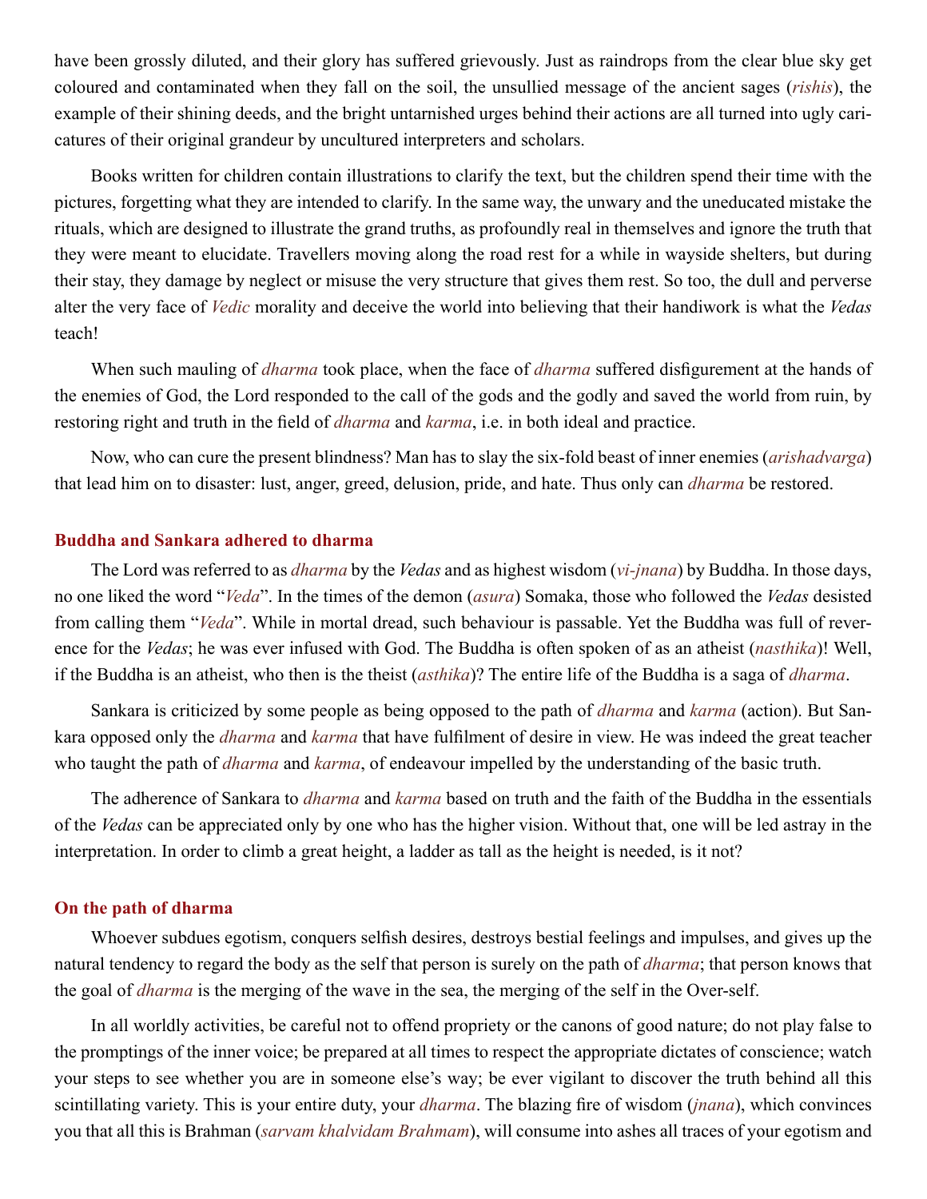have been grossly diluted, and their glory has suffered grievously. Just as raindrops from the clear blue sky get coloured and contaminated when they fall on the soil, the unsullied message of the ancient sages (*rishis*), the example of their shining deeds, and the bright untarnished urges behind their actions are all turned into ugly caricatures of their original grandeur by uncultured interpreters and scholars.

Books written for children contain illustrations to clarify the text, but the children spend their time with the pictures, forgetting what they are intended to clarify. In the same way, the unwary and the uneducated mistake the rituals, which are designed to illustrate the grand truths, as profoundly real in themselves and ignore the truth that they were meant to elucidate. Travellers moving along the road rest for a while in wayside shelters, but during their stay, they damage by neglect or misuse the very structure that gives them rest. So too, the dull and perverse alter the very face of *Vedic* morality and deceive the world into believing that their handiwork is what the *Vedas* teach!

When such mauling of *dharma* took place, when the face of *dharma* suffered disfigurement at the hands of the enemies of God, the Lord responded to the call of the gods and the godly and saved the world from ruin, by restoring right and truth in the field of *dharma* and *karma*, i.e. in both ideal and practice.

Now, who can cure the present blindness? Man has to slay the six-fold beast of inner enemies (*arishadvarga*) that lead him on to disaster: lust, anger, greed, delusion, pride, and hate. Thus only can *dharma* be restored.

### Buddha and Sankara adhered to dharma

The Lord was referred to as *dharma* by the *Vedas* and as highest wisdom (*vi-jnana*) by Buddha. In those days, no one liked the word "*Veda*". In the times of the demon (*asura*) Somaka, those who followed the *Vedas* desisted from calling them "*Veda*". While in mortal dread, such behaviour is passable. Yet the Buddha was full of reverence for the *Vedas*; he was ever infused with God. The Buddha is often spoken of as an atheist (*nasthika*)! Well, if the Buddha is an atheist, who then is the theist (*asthika*)? The entire life of the Buddha is a saga of *dharma*.

Sankara is criticized by some people as being opposed to the path of *dharma* and *karma* (action). But Sankara opposed only the *dharma* and *karma* that have fulfilment of desire in view. He was indeed the great teacher who taught the path of *dharma* and *karma*, of endeavour impelled by the understanding of the basic truth.

The adherence of Sankara to *dharma* and *karma* based on truth and the faith of the Buddha in the essentials of the *Vedas* can be appreciated only by one who has the higher vision. Without that, one will be led astray in the interpretation. In order to climb a great height, a ladder as tall as the height is needed, is it not?

### On the path of dharma

Whoever subdues egotism, conquers selfish desires, destroys bestial feelings and impulses, and gives up the natural tendency to regard the body as the self that person is surely on the path of *dharma*; that person knows that the goal of *dharma* is the merging of the wave in the sea, the merging of the self in the Over-self.

In all worldly activities, be careful not to offend propriety or the canons of good nature; do not play false to the promptings of the inner voice; be prepared at all times to respect the appropriate dictates of conscience; watch your steps to see whether you are in someone else's way; be ever vigilant to discover the truth behind all this scintillating variety. This is your entire duty, your *dharma*. The blazing fire of wisdom (*jnana*), which convinces you that all this is Brahman (*sarvam khalvidam Brahmam*), will consume into ashes all traces of your egotism and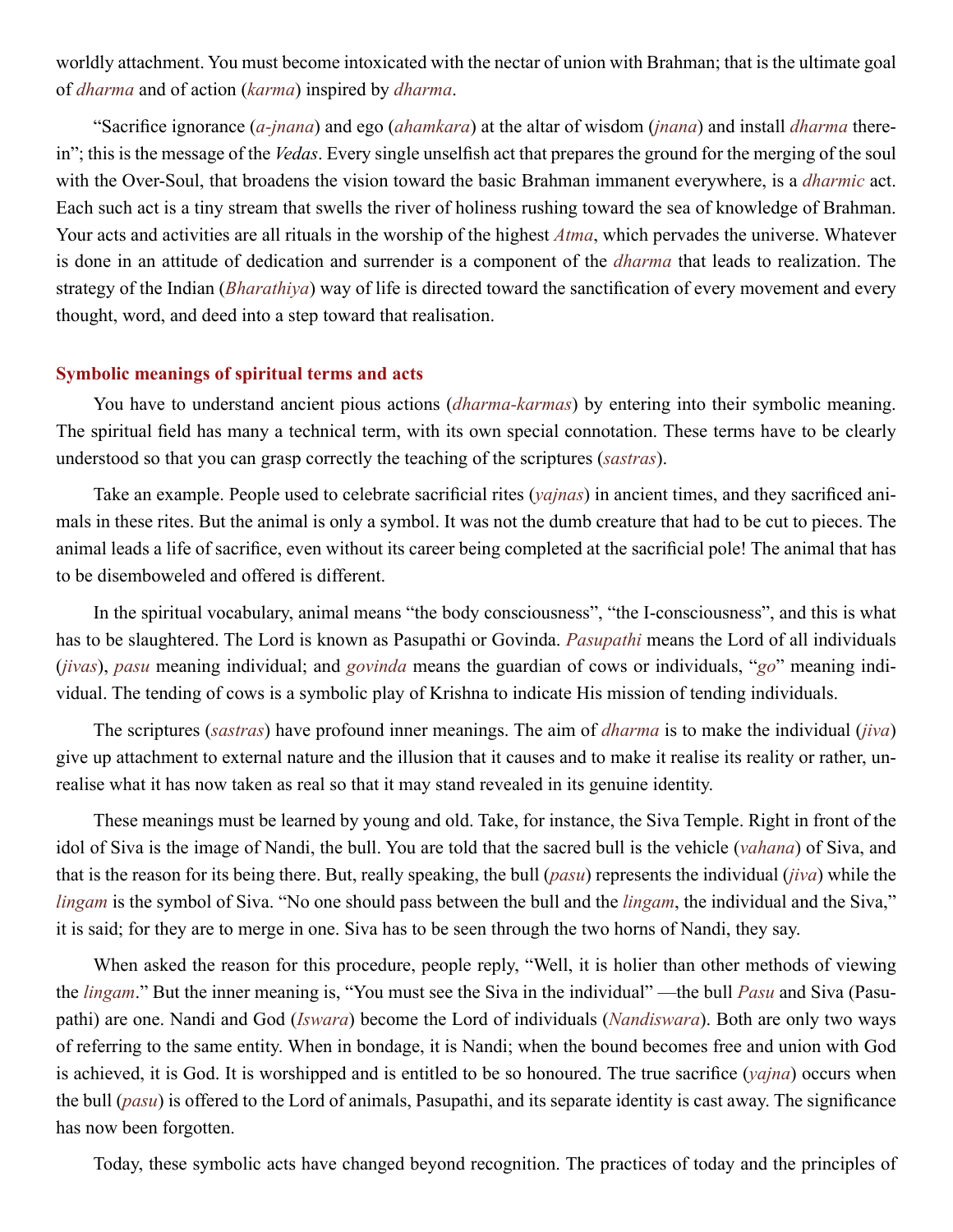worldly attachment. You must become intoxicated with the nectar of union with Brahman; that is the ultimate goal of *dharma* and of action (*karma*) inspired by *dharma*.

"Sacrifice ignorance (*a-jnana*) and ego (*ahamkara*) at the altar of wisdom (*jnana*) and install *dharma* therein"; this is the message of the *Vedas*. Every single unselfish act that prepares the ground for the merging of the soul with the Over-Soul, that broadens the vision toward the basic Brahman immanent everywhere, is a *dharmic* act. Each such act is a tiny stream that swells the river of holiness rushing toward the sea of knowledge of Brahman. Your acts and activities are all rituals in the worship of the highest *Atma*, which pervades the universe. Whatever is done in an attitude of dedication and surrender is a component of the *dharma* that leads to realization. The strategy of the Indian (*Bharathiya*) way of life is directed toward the sanctification of every movement and every thought, word, and deed into a step toward that realisation.

## Symbolic meanings of spiritual terms and acts

You have to understand ancient pious actions (*dharma-karmas*) by entering into their symbolic meaning. The spiritual field has many a technical term, with its own special connotation. These terms have to be clearly understood so that you can grasp correctly the teaching of the scriptures (*sastras*).

Take an example. People used to celebrate sacrificial rites (*yajnas*) in ancient times, and they sacrificed animals in these rites. But the animal is only a symbol. It was not the dumb creature that had to be cut to pieces. The animal leads a life of sacrifice, even without its career being completed at the sacrificial pole! The animal that has to be disemboweled and offered is different.

In the spiritual vocabulary, animal means "the body consciousness", "the I-consciousness", and this is what has to be slaughtered. The Lord is known as Pasupathi or Govinda. *Pasupathi* means the Lord of all individuals (*jivas*), *pasu* meaning individual; and *govinda* means the guardian of cows or individuals, "*go*" meaning individual. The tending of cows is a symbolic play of Krishna to indicate His mission of tending individuals.

The scriptures (*sastras*) have profound inner meanings. The aim of *dharma* is to make the individual (*jiva*) give up attachment to external nature and the illusion that it causes and to make it realise its reality or rather, unrealise what it has now taken as real so that it may stand revealed in its genuine identity.

These meanings must be learned by young and old. Take, for instance, the Siva Temple. Right in front of the idol of Siva is the image of Nandi, the bull. You are told that the sacred bull is the vehicle (*vahana*) of Siva, and that is the reason for its being there. But, really speaking, the bull (*pasu*) represents the individual (*jiva*) while the *lingam* is the symbol of Siva. "No one should pass between the bull and the *lingam*, the individual and the Siva," it is said; for they are to merge in one. Siva has to be seen through the two horns of Nandi, they say.

When asked the reason for this procedure, people reply, "Well, it is holier than other methods of viewing the *lingam*." But the inner meaning is, "You must see the Siva in the individual" —the bull *Pasu* and Siva (Pasupathi) are one. Nandi and God (*Iswara*) become the Lord of individuals (*Nandiswara*). Both are only two ways of referring to the same entity. When in bondage, it is Nandi; when the bound becomes free and union with God is achieved, it is God. It is worshipped and is entitled to be so honoured. The true sacrifice (*yajna*) occurs when the bull (*pasu*) is offered to the Lord of animals, Pasupathi, and its separate identity is cast away. The significance has now been forgotten.

Today, these symbolic acts have changed beyond recognition. The practices of today and the principles of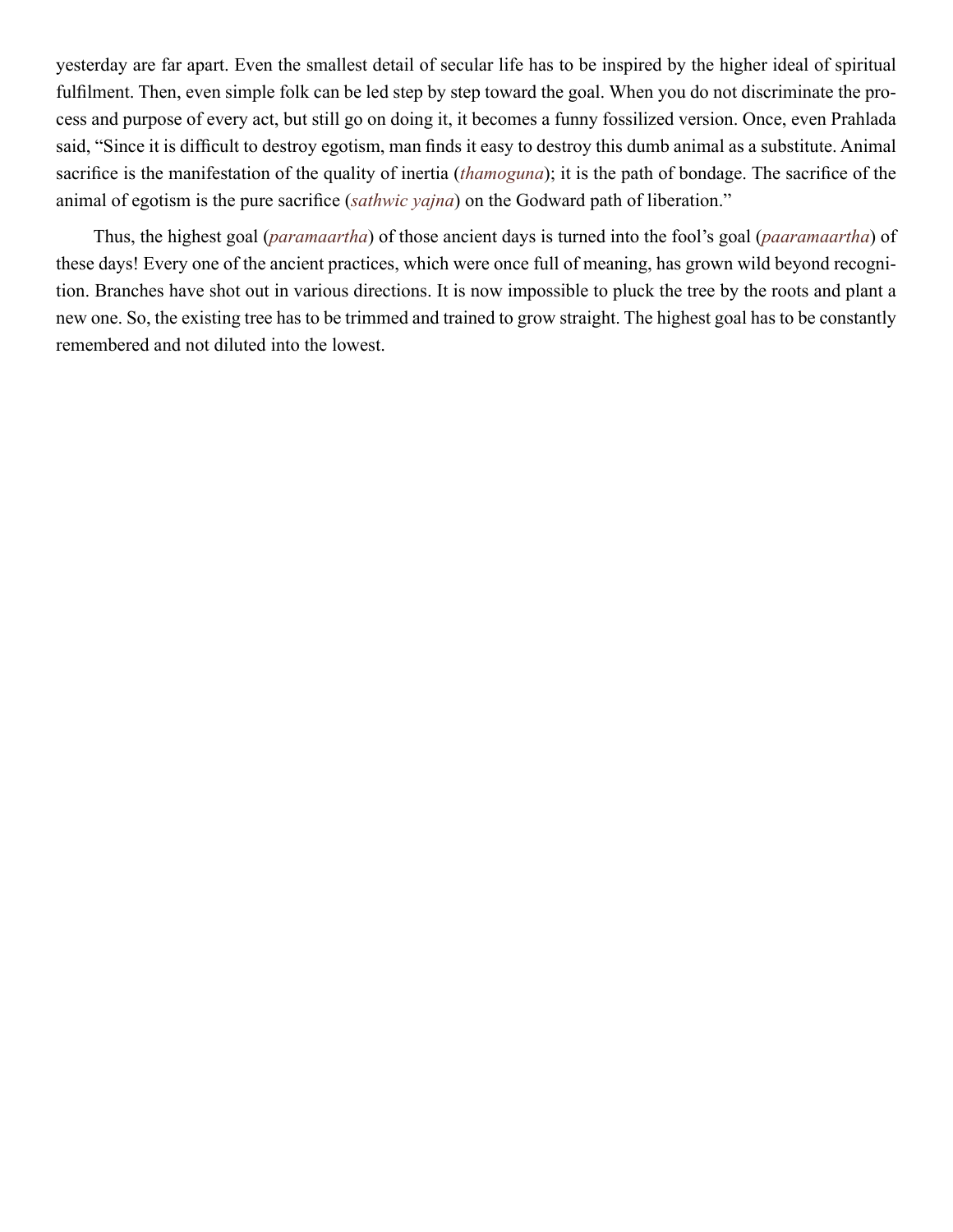yesterday are far apart. Even the smallest detail of secular life has to be inspired by the higher ideal of spiritual fulfilment. Then, even simple folk can be led step by step toward the goal. When you do not discriminate the process and purpose of every act, but still go on doing it, it becomes a funny fossilized version. Once, even Prahlada said, "Since it is difficult to destroy egotism, man finds it easy to destroy this dumb animal as a substitute. Animal sacrifice is the manifestation of the quality of inertia (*thamoguna*); it is the path of bondage. The sacrifice of the animal of egotism is the pure sacrifice (*sathwic yajna*) on the Godward path of liberation."

Thus, the highest goal (*paramaartha*) of those ancient days is turned into the fool's goal (*paaramaartha*) of these days! Every one of the ancient practices, which were once full of meaning, has grown wild beyond recognition. Branches have shot out in various directions. It is now impossible to pluck the tree by the roots and plant a new one. So, the existing tree has to be trimmed and trained to grow straight. The highest goal has to be constantly remembered and not diluted into the lowest.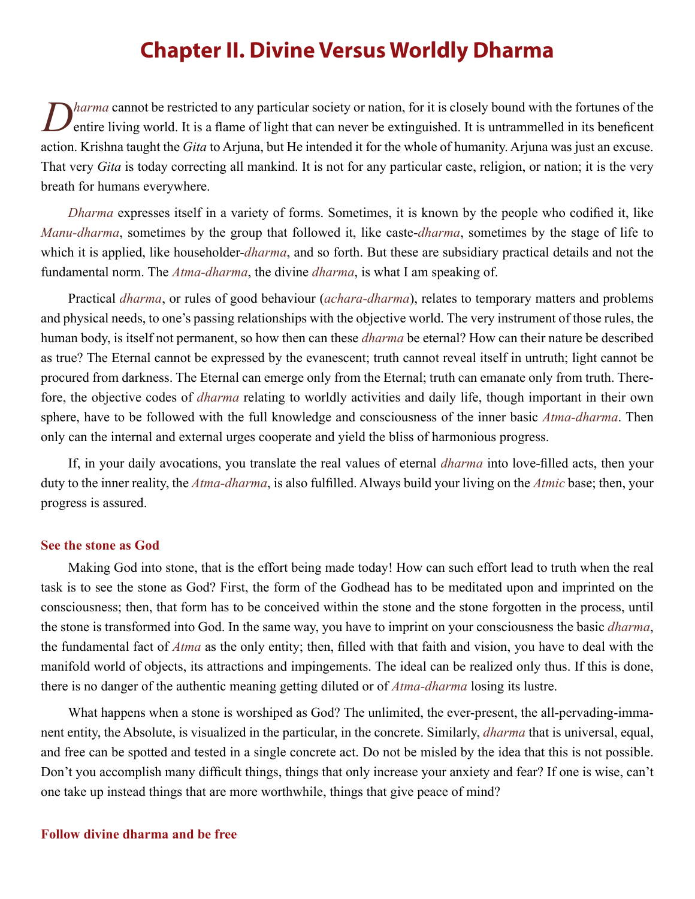# Chapter II. Divine Versus Worldly Dharma

*Dharma* cannot be restricted to any particular society or nation, for it is closely bound with the fortunes of the entire living world. It is a flame of light that can never be extinguished. It is untrammelled in its beneficent action. Krishna taught the *Gita* to Arjuna, but He intended it for the whole of humanity. Arjuna was just an excuse. That very *Gita* is today correcting all mankind. It is not for any particular caste, religion, or nation; it is the very breath for humans everywhere.

*Dharma* expresses itself in a variety of forms. Sometimes, it is known by the people who codified it, like *Manu-dharma*, sometimes by the group that followed it, like caste-*dharma*, sometimes by the stage of life to which it is applied, like householder-*dharma*, and so forth. But these are subsidiary practical details and not the fundamental norm. The *Atma-dharma*, the divine *dharma*, is what I am speaking of.

Practical *dharma*, or rules of good behaviour (*achara-dharma*), relates to temporary matters and problems and physical needs, to one's passing relationships with the objective world. The very instrument of those rules, the human body, is itself not permanent, so how then can these *dharma* be eternal? How can their nature be described as true? The Eternal cannot be expressed by the evanescent; truth cannot reveal itself in untruth; light cannot be procured from darkness. The Eternal can emerge only from the Eternal; truth can emanate only from truth. Therefore, the objective codes of *dharma* relating to worldly activities and daily life, though important in their own sphere, have to be followed with the full knowledge and consciousness of the inner basic *Atma-dharma*. Then only can the internal and external urges cooperate and yield the bliss of harmonious progress.

If, in your daily avocations, you translate the real values of eternal *dharma* into love-filled acts, then your duty to the inner reality, the *Atma-dharma*, is also fulfilled. Always build your living on the *Atmic* base; then, your progress is assured.

### See the stone as God

Making God into stone, that is the effort being made today! How can such effort lead to truth when the real task is to see the stone as God? First, the form of the Godhead has to be meditated upon and imprinted on the consciousness; then, that form has to be conceived within the stone and the stone forgotten in the process, until the stone is transformed into God. In the same way, you have to imprint on your consciousness the basic *dharma*, the fundamental fact of *Atma* as the only entity; then, filled with that faith and vision, you have to deal with the manifold world of objects, its attractions and impingements. The ideal can be realized only thus. If this is done, there is no danger of the authentic meaning getting diluted or of *Atma-dharma* losing its lustre.

What happens when a stone is worshiped as God? The unlimited, the ever-present, the all-pervading-immanent entity, the Absolute, is visualized in the particular, in the concrete. Similarly, *dharma* that is universal, equal, and free can be spotted and tested in a single concrete act. Do not be misled by the idea that this is not possible. Don't you accomplish many difficult things, things that only increase your anxiety and fear? If one is wise, can't one take up instead things that are more worthwhile, things that give peace of mind?

### Follow divine dharma and be free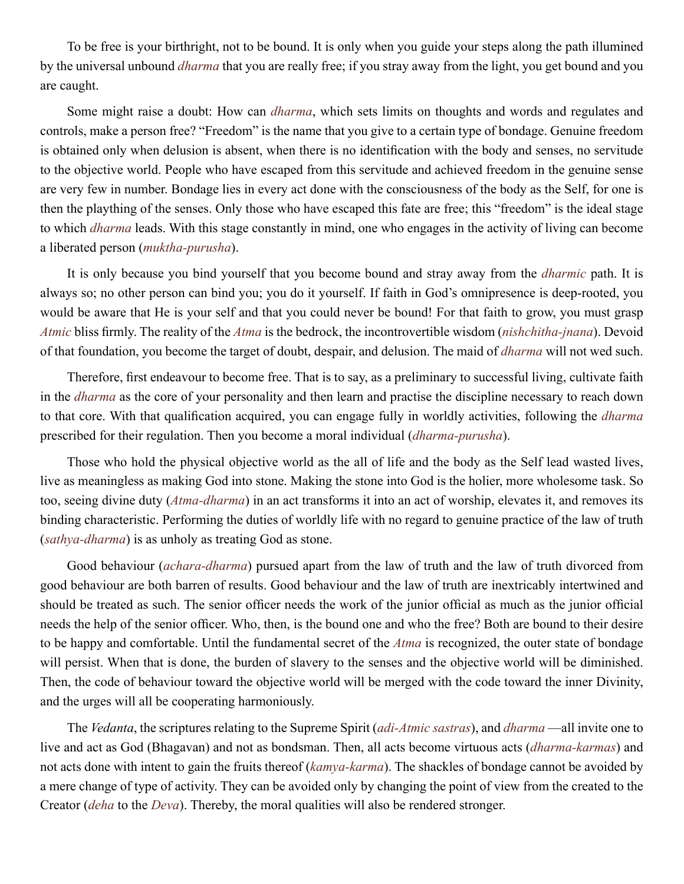To be free is your birthright, not to be bound. It is only when you guide your steps along the path illumined by the universal unbound *dharma* that you are really free; if you stray away from the light, you get bound and you are caught.

Some might raise a doubt: How can *dharma*, which sets limits on thoughts and words and regulates and controls, make a person free? “Freedom” is the name that you give to a certain type of bondage. Genuine freedom is obtained only when delusion is absent, when there is no identification with the body and senses, no servitude to the objective world. People who have escaped from this servitude and achieved freedom in the genuine sense are very few in number. Bondage lies in every act done with the consciousness of the body as the Self, for one is then the plaything of the senses. Only those who have escaped this fate are free; this “freedom” is the ideal stage to which *dharma* leads. With this stage constantly in mind, one who engages in the activity of living can become a liberated person (*muktha-purusha*).

It is only because you bind yourself that you become bound and stray away from the *dharmic* path. It is always so; no other person can bind you; you do it yourself. If faith in God’s omnipresence is deep-rooted, you would be aware that He is your self and that you could never be bound! For that faith to grow, you must grasp *Atmic* bliss firmly. The reality of the *Atma* is the bedrock, the incontrovertible wisdom (*nishchitha-jnana*). Devoid of that foundation, you become the target of doubt, despair, and delusion. The maid of *dharma* will not wed such.

Therefore, first endeavour to become free. That is to say, as a preliminary to successful living, cultivate faith in the *dharma* as the core of your personality and then learn and practise the discipline necessary to reach down to that core. With that qualification acquired, you can engage fully in worldly activities, following the *dharma* prescribed for their regulation. Then you become a moral individual (*dharma-purusha*).

Those who hold the physical objective world as the all of life and the body as the Self lead wasted lives, live as meaningless as making God into stone. Making the stone into God is the holier, more wholesome task. So too, seeing divine duty (*Atma-dharma*) in an act transforms it into an act of worship, elevates it, and removes its binding characteristic. Performing the duties of worldly life with no regard to genuine practice of the law of truth (*sathya-dharma*) is as unholy as treating God as stone.

Good behaviour (*achara-dharma*) pursued apart from the law of truth and the law of truth divorced from good behaviour are both barren of results. Good behaviour and the law of truth are inextricably intertwined and should be treated as such. The senior officer needs the work of the junior official as much as the junior official needs the help of the senior officer. Who, then, is the bound one and who the free? Both are bound to their desire to be happy and comfortable. Until the fundamental secret of the *Atma* is recognized, the outer state of bondage will persist. When that is done, the burden of slavery to the senses and the objective world will be diminished. Then, the code of behaviour toward the objective world will be merged with the code toward the inner Divinity, and the urges will all be cooperating harmoniously.

The *Vedanta*, the scriptures relating to the Supreme Spirit (*adi-Atmic sastras*), and *dharma* —all invite one to live and act as God (Bhagavan) and not as bondsman. Then, all acts become virtuous acts (*dharma-karmas*) and not acts done with intent to gain the fruits thereof (*kamya-karma*). The shackles of bondage cannot be avoided by a mere change of type of activity. They can be avoided only by changing the point of view from the created to the Creator (*deha* to the *Deva*). Thereby, the moral qualities will also be rendered stronger.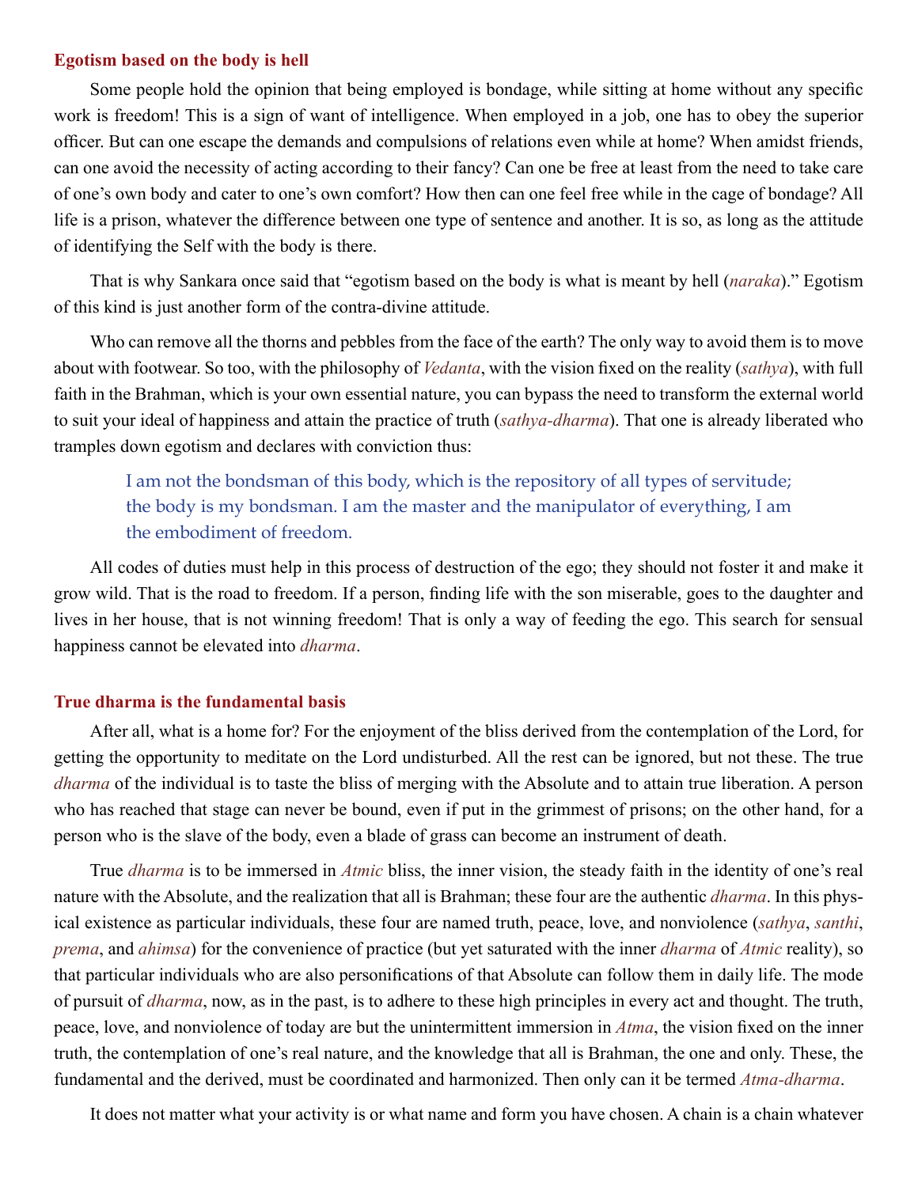### Egotism based on the body is hell

Some people hold the opinion that being employed is bondage, while sitting at home without any specific work is freedom! This is a sign of want of intelligence. When employed in a job, one has to obey the superior officer. But can one escape the demands and compulsions of relations even while at home? When amidst friends, can one avoid the necessity of acting according to their fancy? Can one be free at least from the need to take care of one's own body and cater to one's own comfort? How then can one feel free while in the cage of bondage? All life is a prison, whatever the difference between one type of sentence and another. It is so, as long as the attitude of identifying the Self with the body is there.

That is why Sankara once said that "egotism based on the body is what is meant by hell (*naraka*)." Egotism of this kind is just another form of the contra-divine attitude.

Who can remove all the thorns and pebbles from the face of the earth? The only way to avoid them is to move about with footwear. So too, with the philosophy of *Vedanta*, with the vision fixed on the reality (*sathya*), with full faith in the Brahman, which is your own essential nature, you can bypass the need to transform the external world to suit your ideal of happiness and attain the practice of truth (*sathya-dharma*). That one is already liberated who tramples down egotism and declares with conviction thus:

> I am not the bondsman of this body, which is the repository of all types of servitude; the body is my bondsman. I am the master and the manipulator of everything, I am the embodiment of freedom.

All codes of duties must help in this process of destruction of the ego; they should not foster it and make it grow wild. That is the road to freedom. If a person, finding life with the son miserable, goes to the daughter and lives in her house, that is not winning freedom! That is only a way of feeding the ego. This search for sensual happiness cannot be elevated into *dharma*.

### True dharma is the fundamental basis

After all, what is a home for? For the enjoyment of the bliss derived from the contemplation of the Lord, for getting the opportunity to meditate on the Lord undisturbed. All the rest can be ignored, but not these. The true *dharma* of the individual is to taste the bliss of merging with the Absolute and to attain true liberation. A person who has reached that stage can never be bound, even if put in the grimmest of prisons; on the other hand, for a person who is the slave of the body, even a blade of grass can become an instrument of death.

True *dharma* is to be immersed in *Atmic* bliss, the inner vision, the steady faith in the identity of one's real nature with the Absolute, and the realization that all is Brahman; these four are the authentic *dharma*. In this physical existence as particular individuals, these four are named truth, peace, love, and nonviolence (*sathya*, *santhi*, *prema*, and *ahimsa*) for the convenience of practice (but yet saturated with the inner *dharma* of *Atmic* reality), so that particular individuals who are also personifications of that Absolute can follow them in daily life. The mode of pursuit of *dharma*, now, as in the past, is to adhere to these high principles in every act and thought. The truth, peace, love, and nonviolence of today are but the unintermittent immersion in *Atma*, the vision fixed on the inner truth, the contemplation of one's real nature, and the knowledge that all is Brahman, the one and only. These, the fundamental and the derived, must be coordinated and harmonized. Then only can it be termed *Atma-dharma*.

It does not matter what your activity is or what name and form you have chosen. A chain is a chain whatever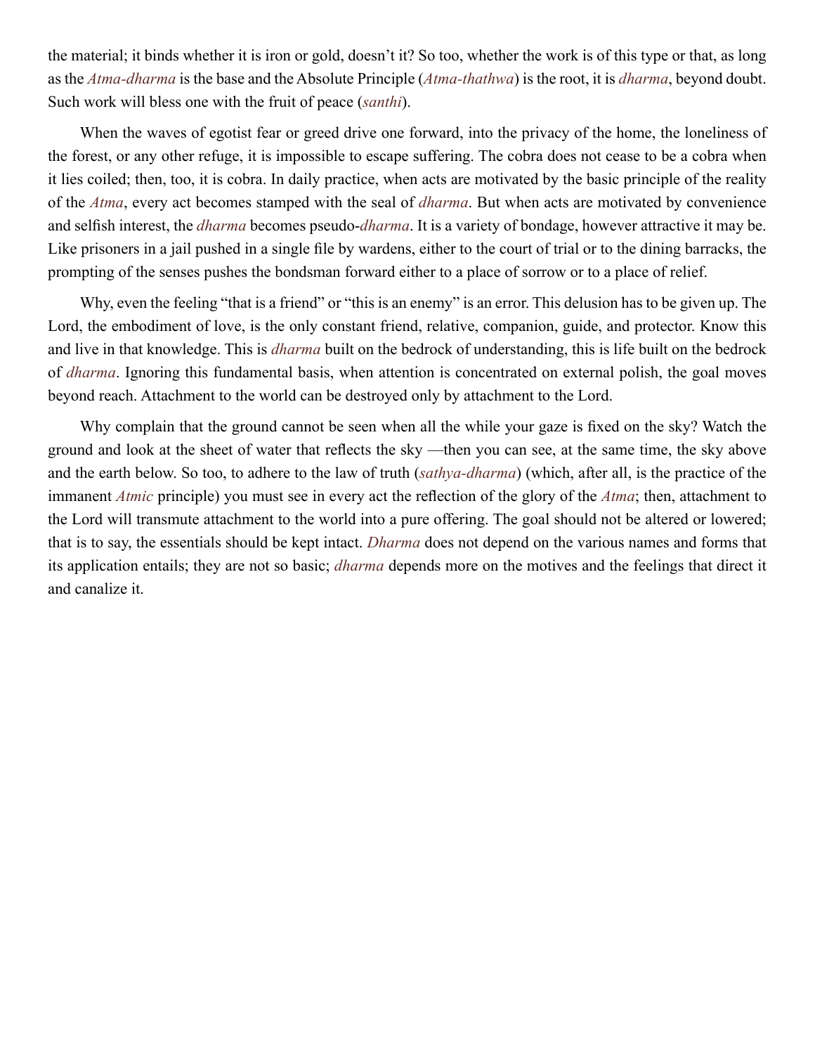the material; it binds whether it is iron or gold, doesn't it? So too, whether the work is of this type or that, as long as the *Atma-dharma* is the base and the Absolute Principle (*Atma-thathwa*) is the root, it is *dharma*, beyond doubt. Such work will bless one with the fruit of peace (*santhi*).

When the waves of egotist fear or greed drive one forward, into the privacy of the home, the loneliness of the forest, or any other refuge, it is impossible to escape suffering. The cobra does not cease to be a cobra when it lies coiled; then, too, it is cobra. In daily practice, when acts are motivated by the basic principle of the reality of the *Atma*, every act becomes stamped with the seal of *dharma*. But when acts are motivated by convenience and selfish interest, the *dharma* becomes pseudo-*dharma*. It is a variety of bondage, however attractive it may be. Like prisoners in a jail pushed in a single file by wardens, either to the court of trial or to the dining barracks, the prompting of the senses pushes the bondsman forward either to a place of sorrow or to a place of relief.

Why, even the feeling "that is a friend" or "this is an enemy" is an error. This delusion has to be given up. The Lord, the embodiment of love, is the only constant friend, relative, companion, guide, and protector. Know this and live in that knowledge. This is *dharma* built on the bedrock of understanding, this is life built on the bedrock of *dharma*. Ignoring this fundamental basis, when attention is concentrated on external polish, the goal moves beyond reach. Attachment to the world can be destroyed only by attachment to the Lord.

Why complain that the ground cannot be seen when all the while your gaze is fixed on the sky? Watch the ground and look at the sheet of water that reflects the sky —then you can see, at the same time, the sky above and the earth below. So too, to adhere to the law of truth (*sathya-dharma*) (which, after all, is the practice of the immanent *Atmic* principle) you must see in every act the reflection of the glory of the *Atma*; then, attachment to the Lord will transmute attachment to the world into a pure offering. The goal should not be altered or lowered; that is to say, the essentials should be kept intact. *Dharma* does not depend on the various names and forms that its application entails; they are not so basic; *dharma* depends more on the motives and the feelings that direct it and canalize it.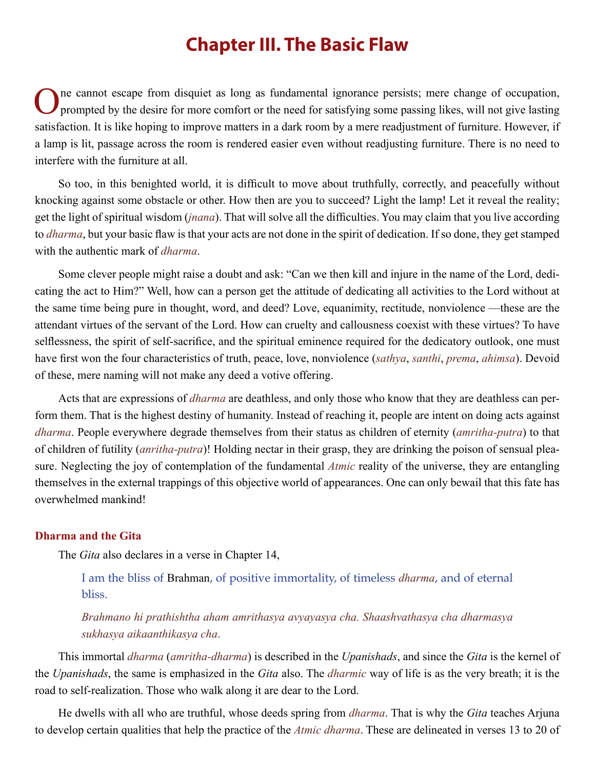# Chapter III. The Basic Flaw

One cannot escape from disquiet as long as fundamental ignorance persists; mere change of occupation, prompted by the desire for more comfort or the need for satisfying some passing likes, will not give lasting satisfaction. It is like hoping to improve matters in a dark room by a mere readjustment of furniture. However, if a lamp is lit, passage across the room is rendered easier even without readjusting furniture. There is no need to interfere with the furniture at all.

So too, in this benighted world, it is difficult to move about truthfully, correctly, and peacefully without knocking against some obstacle or other. How then are you to succeed? Light the lamp! Let it reveal the reality; get the light of spiritual wisdom (*jnana*). That will solve all the difficulties. You may claim that you live according to *dharma*, but your basic flaw is that your acts are not done in the spirit of dedication. If so done, they get stamped with the authentic mark of *dharma*.

Some clever people might raise a doubt and ask: "Can we then kill and injure in the name of the Lord, dedicating the act to Him?" Well, how can a person get the attitude of dedicating all activities to the Lord without at the same time being pure in thought, word, and deed? Love, equanimity, rectitude, nonviolence —these are the attendant virtues of the servant of the Lord. How can cruelty and callousness coexist with these virtues? To have selflessness, the spirit of self-sacrifice, and the spiritual eminence required for the dedicatory outlook, one must have first won the four characteristics of truth, peace, love, nonviolence (*sathya*, *santhi*, *prema*, *ahimsa*). Devoid of these, mere naming will not make any deed a votive offering.

Acts that are expressions of *dharma* are deathless, and only those who know that they are deathless can perform them. That is the highest destiny of humanity. Instead of reaching it, people are intent on doing acts against *dharma*. People everywhere degrade themselves from their status as children of eternity (*amritha-putra*) to that of children of futility (*anritha-putra*)! Holding nectar in their grasp, they are drinking the poison of sensual pleasure. Neglecting the joy of contemplation of the fundamental *Atmic* reality of the universe, they are entangling themselves in the external trappings of this objective world of appearances. One can only bewail that this fate has overwhelmed mankind!

### Dharma and the Gita

The *Gita* also declares in a verse in Chapter 14,

> I am the bliss of Brahman, of positive immortality, of timeless *dharma*, and of eternal bliss.
>
> *Brahmano hi prathishtha aham amrithasya avyayasya cha. Shaashvathasya cha dharmasya sukhasya aikaanthikasya cha.*

This immortal *dharma* (*amritha-dharma*) is described in the *Upanishads*, and since the *Gita* is the kernel of the *Upanishads*, the same is emphasized in the *Gita* also. The *dharmic* way of life is as the very breath; it is the road to self-realization. Those who walk along it are dear to the Lord.

He dwells with all who are truthful, whose deeds spring from *dharma*. That is why the *Gita* teaches Arjuna to develop certain qualities that help the practice of the *Atmic dharma*. These are delineated in verses 13 to 20 of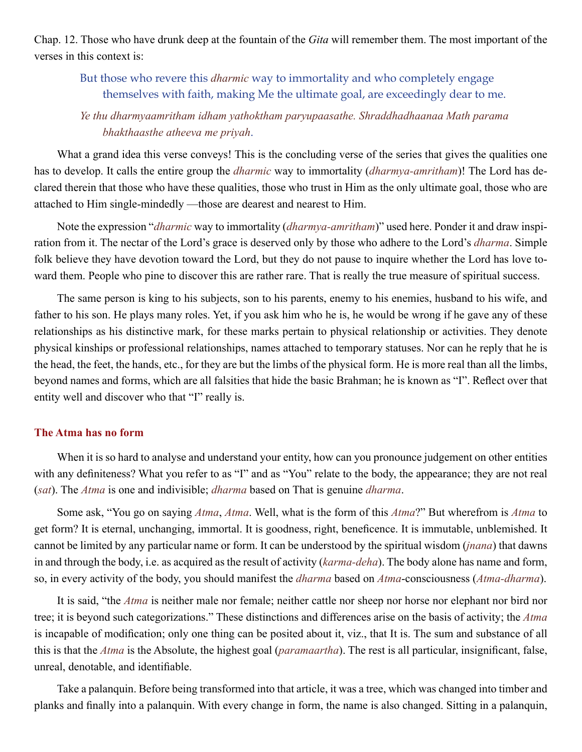Chap. 12. Those who have drunk deep at the fountain of the *Gita* will remember them. The most important of the verses in this context is:

> But those who revere this *dharmic* way to immortality and who completely engage themselves with faith, making Me the ultimate goal, are exceedingly dear to me.
>
> *Ye thu dharmyaamritham idham yathoktham paryupaasathe. Shraddhadhaanaa Math parama bhakthaasthe atheeva me priyah.*

What a grand idea this verse conveys! This is the concluding verse of the series that gives the qualities one has to develop. It calls the entire group the *dharmic* way to immortality (*dharmya-amritham*)! The Lord has declared therein that those who have these qualities, those who trust in Him as the only ultimate goal, those who are attached to Him single-mindedly —those are dearest and nearest to Him.

Note the expression "*dharmic* way to immortality (*dharmya-amritham*)" used here. Ponder it and draw inspiration from it. The nectar of the Lord's grace is deserved only by those who adhere to the Lord's *dharma*. Simple folk believe they have devotion toward the Lord, but they do not pause to inquire whether the Lord has love toward them. People who pine to discover this are rather rare. That is really the true measure of spiritual success.

The same person is king to his subjects, son to his parents, enemy to his enemies, husband to his wife, and father to his son. He plays many roles. Yet, if you ask him who he is, he would be wrong if he gave any of these relationships as his distinctive mark, for these marks pertain to physical relationship or activities. They denote physical kinships or professional relationships, names attached to temporary statuses. Nor can he reply that he is the head, the feet, the hands, etc., for they are but the limbs of the physical form. He is more real than all the limbs, beyond names and forms, which are all falsities that hide the basic Brahman; he is known as "I". Reflect over that entity well and discover who that "I" really is.

## The Atma has no form

When it is so hard to analyse and understand your entity, how can you pronounce judgement on other entities with any definiteness? What you refer to as "I" and as "You" relate to the body, the appearance; they are not real (*sat*). The *Atma* is one and indivisible; *dharma* based on That is genuine *dharma*.

Some ask, "You go on saying *Atma*, *Atma*. Well, what is the form of this *Atma*?" But wherefrom is *Atma* to get form? It is eternal, unchanging, immortal. It is goodness, right, beneficence. It is immutable, unblemished. It cannot be limited by any particular name or form. It can be understood by the spiritual wisdom (*jnana*) that dawns in and through the body, i.e. as acquired as the result of activity (*karma-deha*). The body alone has name and form, so, in every activity of the body, you should manifest the *dharma* based on *Atma*-consciousness (*Atma-dharma*).

It is said, "the *Atma* is neither male nor female; neither cattle nor sheep nor horse nor elephant nor bird nor tree; it is beyond such categorizations." These distinctions and differences arise on the basis of activity; the *Atma* is incapable of modification; only one thing can be posited about it, viz., that It is. The sum and substance of all this is that the *Atma* is the Absolute, the highest goal (*paramaartha*). The rest is all particular, insignificant, false, unreal, denotable, and identifiable.

Take a palanquin. Before being transformed into that article, it was a tree, which was changed into timber and planks and finally into a palanquin. With every change in form, the name is also changed. Sitting in a palanquin,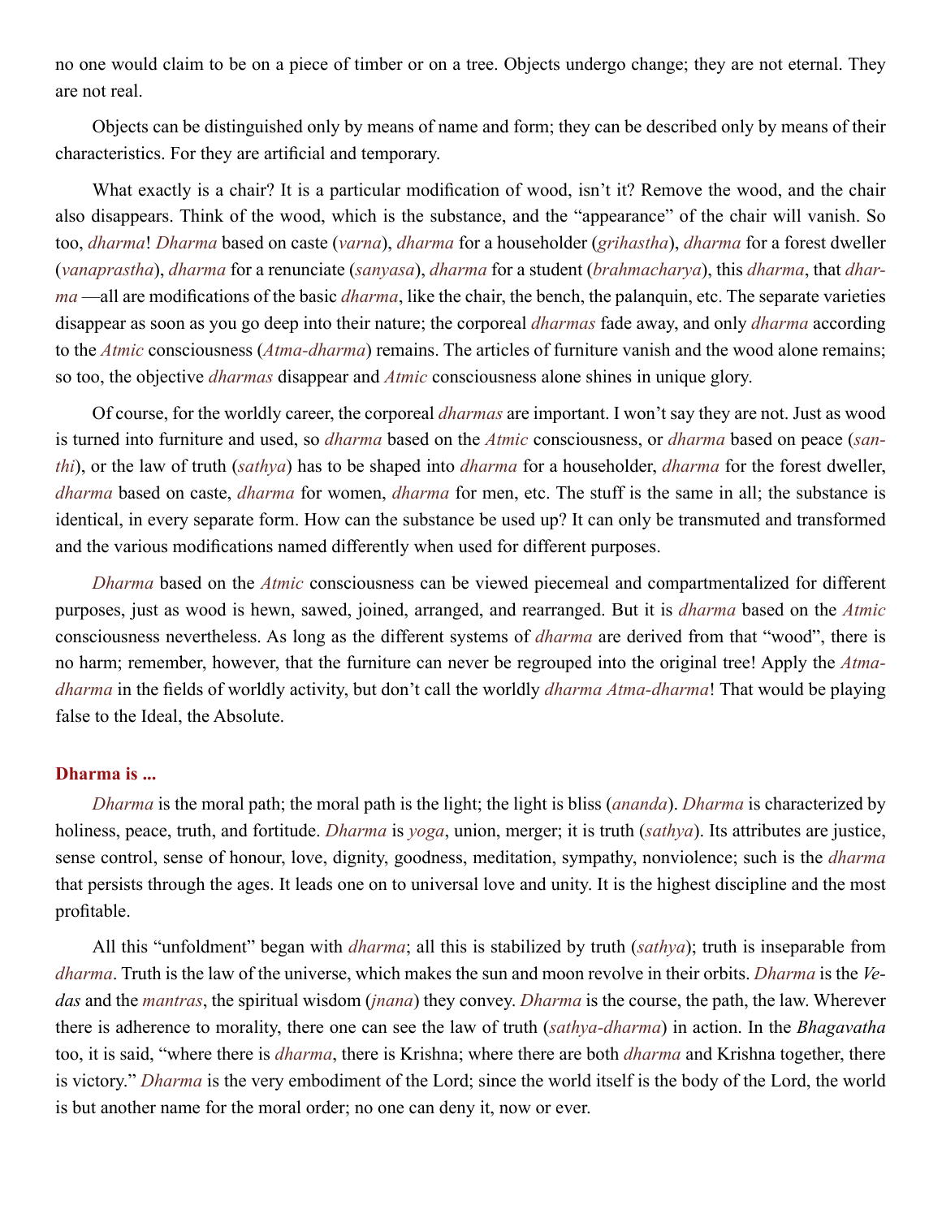no one would claim to be on a piece of timber or on a tree. Objects undergo change; they are not eternal. They are not real.

Objects can be distinguished only by means of name and form; they can be described only by means of their characteristics. For they are artificial and temporary.

What exactly is a chair? It is a particular modification of wood, isn't it? Remove the wood, and the chair also disappears. Think of the wood, which is the substance, and the "appearance" of the chair will vanish. So too, *dharma*! *Dharma* based on caste (*varna*), *dharma* for a householder (*grihastha*), *dharma* for a forest dweller (*vanaprastha*), *dharma* for a renunciate (*sanyasa*), *dharma* for a student (*brahmacharya*), this *dharma*, that *dharma* —all are modifications of the basic *dharma*, like the chair, the bench, the palanquin, etc. The separate varieties disappear as soon as you go deep into their nature; the corporeal *dharmas* fade away, and only *dharma* according to the *Atmic* consciousness (*Atma-dharma*) remains. The articles of furniture vanish and the wood alone remains; so too, the objective *dharmas* disappear and *Atmic* consciousness alone shines in unique glory.

Of course, for the worldly career, the corporeal *dharmas* are important. I won't say they are not. Just as wood is turned into furniture and used, so *dharma* based on the *Atmic* consciousness, or *dharma* based on peace (*santhi*), or the law of truth (*sathya*) has to be shaped into *dharma* for a householder, *dharma* for the forest dweller, *dharma* based on caste, *dharma* for women, *dharma* for men, etc. The stuff is the same in all; the substance is identical, in every separate form. How can the substance be used up? It can only be transmuted and transformed and the various modifications named differently when used for different purposes.

*Dharma* based on the *Atmic* consciousness can be viewed piecemeal and compartmentalized for different purposes, just as wood is hewn, sawed, joined, arranged, and rearranged. But it is *dharma* based on the *Atmic* consciousness nevertheless. As long as the different systems of *dharma* are derived from that "wood", there is no harm; remember, however, that the furniture can never be regrouped into the original tree! Apply the *Atma-dharma* in the fields of worldly activity, but don't call the worldly *dharma Atma-dharma*! That would be playing false to the Ideal, the Absolute.

### Dharma is ...

*Dharma* is the moral path; the moral path is the light; the light is bliss (*ananda*). *Dharma* is characterized by holiness, peace, truth, and fortitude. *Dharma* is *yoga*, union, merger; it is truth (*sathya*). Its attributes are justice, sense control, sense of honour, love, dignity, goodness, meditation, sympathy, nonviolence; such is the *dharma* that persists through the ages. It leads one on to universal love and unity. It is the highest discipline and the most profitable.

All this "unfoldment" began with *dharma*; all this is stabilized by truth (*sathya*); truth is inseparable from *dharma*. Truth is the law of the universe, which makes the sun and moon revolve in their orbits. *Dharma* is the *Vedas* and the *mantras*, the spiritual wisdom (*jnana*) they convey. *Dharma* is the course, the path, the law. Wherever there is adherence to morality, there one can see the law of truth (*sathya-dharma*) in action. In the *Bhagavatha* too, it is said, "where there is *dharma*, there is Krishna; where there are both *dharma* and Krishna together, there is victory." *Dharma* is the very embodiment of the Lord; since the world itself is the body of the Lord, the world is but another name for the moral order; no one can deny it, now or ever.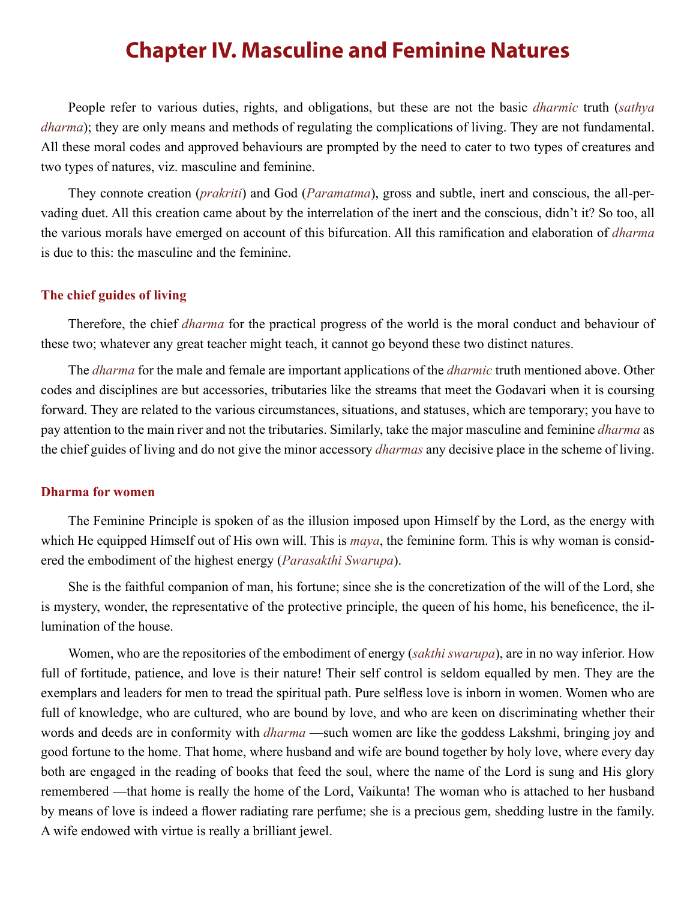# Chapter IV. Masculine and Feminine Natures

People refer to various duties, rights, and obligations, but these are not the basic *dharmic* truth (*sathya dharma*); they are only means and methods of regulating the complications of living. They are not fundamental. All these moral codes and approved behaviours are prompted by the need to cater to two types of creatures and two types of natures, viz. masculine and feminine.

They connote creation (*prakriti*) and God (*Paramatma*), gross and subtle, inert and conscious, the all-pervading duet. All this creation came about by the interrelation of the inert and the conscious, didn't it? So too, all the various morals have emerged on account of this bifurcation. All this ramification and elaboration of *dharma* is due to this: the masculine and the feminine.

### The chief guides of living

Therefore, the chief *dharma* for the practical progress of the world is the moral conduct and behaviour of these two; whatever any great teacher might teach, it cannot go beyond these two distinct natures.

The *dharma* for the male and female are important applications of the *dharmic* truth mentioned above. Other codes and disciplines are but accessories, tributaries like the streams that meet the Godavari when it is coursing forward. They are related to the various circumstances, situations, and statuses, which are temporary; you have to pay attention to the main river and not the tributaries. Similarly, take the major masculine and feminine *dharma* as the chief guides of living and do not give the minor accessory *dharmas* any decisive place in the scheme of living.

### Dharma for women

The Feminine Principle is spoken of as the illusion imposed upon Himself by the Lord, as the energy with which He equipped Himself out of His own will. This is *maya*, the feminine form. This is why woman is considered the embodiment of the highest energy (*Parasakthi Swarupa*).

She is the faithful companion of man, his fortune; since she is the concretization of the will of the Lord, she is mystery, wonder, the representative of the protective principle, the queen of his home, his beneficence, the illumination of the house.

Women, who are the repositories of the embodiment of energy (*sakthi swarupa*), are in no way inferior. How full of fortitude, patience, and love is their nature! Their self control is seldom equalled by men. They are the exemplars and leaders for men to tread the spiritual path. Pure selfless love is inborn in women. Women who are full of knowledge, who are cultured, who are bound by love, and who are keen on discriminating whether their words and deeds are in conformity with *dharma* —such women are like the goddess Lakshmi, bringing joy and good fortune to the home. That home, where husband and wife are bound together by holy love, where every day both are engaged in the reading of books that feed the soul, where the name of the Lord is sung and His glory remembered —that home is really the home of the Lord, Vaikunta! The woman who is attached to her husband by means of love is indeed a flower radiating rare perfume; she is a precious gem, shedding lustre in the family. A wife endowed with virtue is really a brilliant jewel.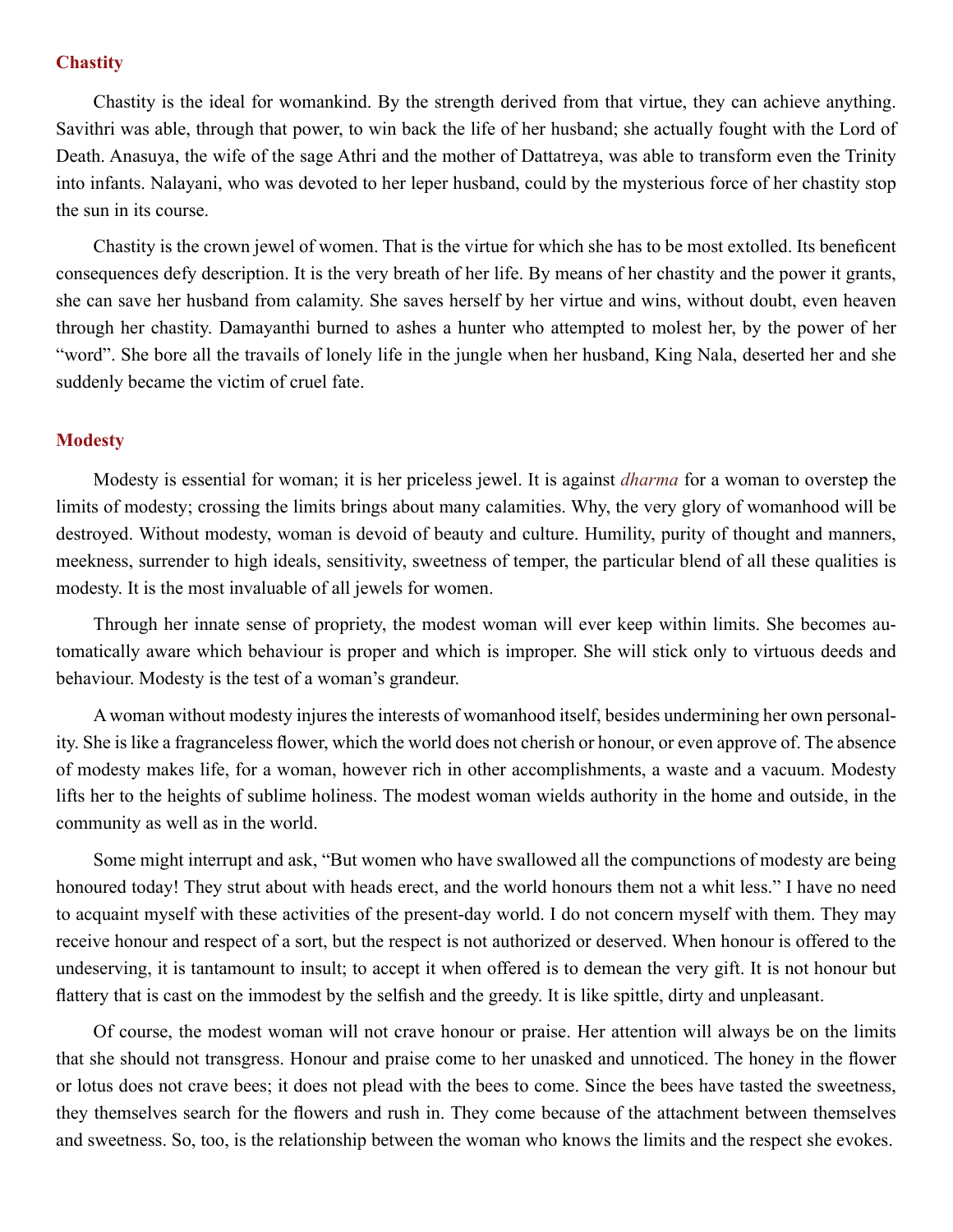## Chastity

Chastity is the ideal for womankind. By the strength derived from that virtue, they can achieve anything. Savithri was able, through that power, to win back the life of her husband; she actually fought with the Lord of Death. Anasuya, the wife of the sage Athri and the mother of Dattatreya, was able to transform even the Trinity into infants. Nalayani, who was devoted to her leper husband, could by the mysterious force of her chastity stop the sun in its course.

Chastity is the crown jewel of women. That is the virtue for which she has to be most extolled. Its beneficent consequences defy description. It is the very breath of her life. By means of her chastity and the power it grants, she can save her husband from calamity. She saves herself by her virtue and wins, without doubt, even heaven through her chastity. Damayanthi burned to ashes a hunter who attempted to molest her, by the power of her "word". She bore all the travails of lonely life in the jungle when her husband, King Nala, deserted her and she suddenly became the victim of cruel fate.

## Modesty

Modesty is essential for woman; it is her priceless jewel. It is against *dharma* for a woman to overstep the limits of modesty; crossing the limits brings about many calamities. Why, the very glory of womanhood will be destroyed. Without modesty, woman is devoid of beauty and culture. Humility, purity of thought and manners, meekness, surrender to high ideals, sensitivity, sweetness of temper, the particular blend of all these qualities is modesty. It is the most invaluable of all jewels for women.

Through her innate sense of propriety, the modest woman will ever keep within limits. She becomes automatically aware which behaviour is proper and which is improper. She will stick only to virtuous deeds and behaviour. Modesty is the test of a woman's grandeur.

A woman without modesty injures the interests of womanhood itself, besides undermining her own personality. She is like a fragranceless flower, which the world does not cherish or honour, or even approve of. The absence of modesty makes life, for a woman, however rich in other accomplishments, a waste and a vacuum. Modesty lifts her to the heights of sublime holiness. The modest woman wields authority in the home and outside, in the community as well as in the world.

Some might interrupt and ask, "But women who have swallowed all the compunctions of modesty are being honoured today! They strut about with heads erect, and the world honours them not a whit less." I have no need to acquaint myself with these activities of the present-day world. I do not concern myself with them. They may receive honour and respect of a sort, but the respect is not authorized or deserved. When honour is offered to the undeserving, it is tantamount to insult; to accept it when offered is to demean the very gift. It is not honour but flattery that is cast on the immodest by the selfish and the greedy. It is like spittle, dirty and unpleasant.

Of course, the modest woman will not crave honour or praise. Her attention will always be on the limits that she should not transgress. Honour and praise come to her unasked and unnoticed. The honey in the flower or lotus does not crave bees; it does not plead with the bees to come. Since the bees have tasted the sweetness, they themselves search for the flowers and rush in. They come because of the attachment between themselves and sweetness. So, too, is the relationship between the woman who knows the limits and the respect she evokes.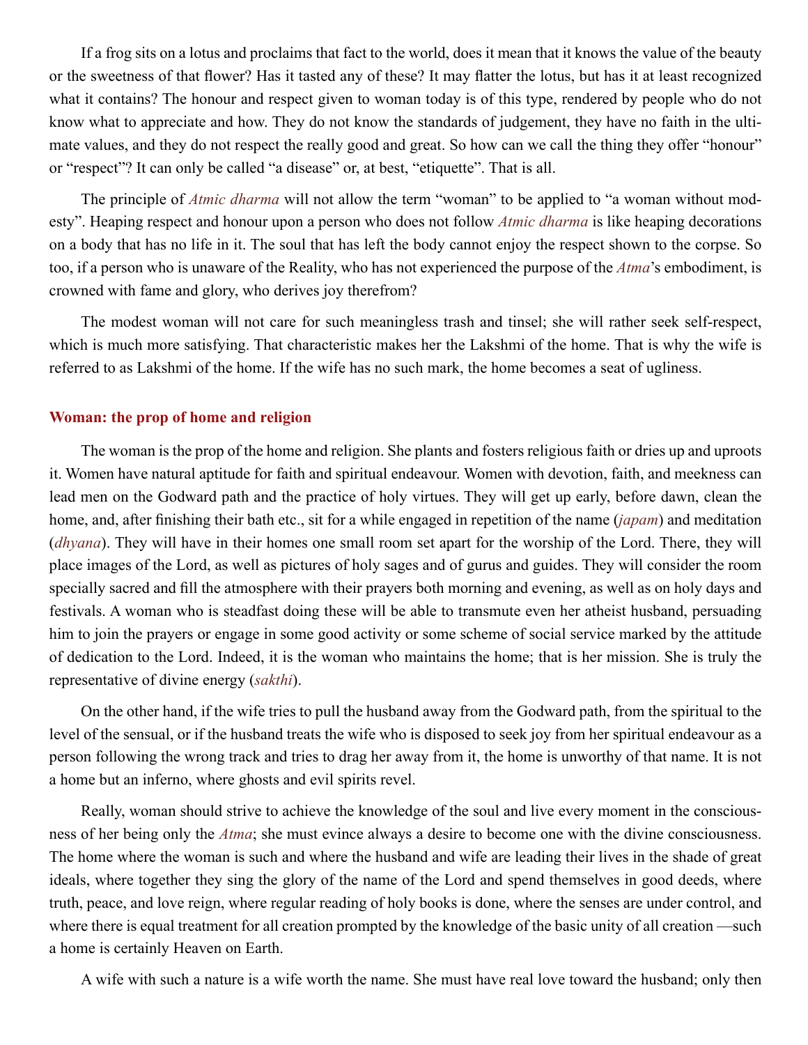If a frog sits on a lotus and proclaims that fact to the world, does it mean that it knows the value of the beauty or the sweetness of that flower? Has it tasted any of these? It may flatter the lotus, but has it at least recognized what it contains? The honour and respect given to woman today is of this type, rendered by people who do not know what to appreciate and how. They do not know the standards of judgement, they have no faith in the ultimate values, and they do not respect the really good and great. So how can we call the thing they offer "honour" or "respect"? It can only be called "a disease" or, at best, "etiquette". That is all.

The principle of *Atmic dharma* will not allow the term "woman" to be applied to "a woman without modesty". Heaping respect and honour upon a person who does not follow *Atmic dharma* is like heaping decorations on a body that has no life in it. The soul that has left the body cannot enjoy the respect shown to the corpse. So too, if a person who is unaware of the Reality, who has not experienced the purpose of the *Atma*'s embodiment, is crowned with fame and glory, who derives joy therefrom?

The modest woman will not care for such meaningless trash and tinsel; she will rather seek self-respect, which is much more satisfying. That characteristic makes her the Lakshmi of the home. That is why the wife is referred to as Lakshmi of the home. If the wife has no such mark, the home becomes a seat of ugliness.

### Woman: the prop of home and religion

The woman is the prop of the home and religion. She plants and fosters religious faith or dries up and uproots it. Women have natural aptitude for faith and spiritual endeavour. Women with devotion, faith, and meekness can lead men on the Godward path and the practice of holy virtues. They will get up early, before dawn, clean the home, and, after finishing their bath etc., sit for a while engaged in repetition of the name (*japam*) and meditation (*dhyana*). They will have in their homes one small room set apart for the worship of the Lord. There, they will place images of the Lord, as well as pictures of holy sages and of gurus and guides. They will consider the room specially sacred and fill the atmosphere with their prayers both morning and evening, as well as on holy days and festivals. A woman who is steadfast doing these will be able to transmute even her atheist husband, persuading him to join the prayers or engage in some good activity or some scheme of social service marked by the attitude of dedication to the Lord. Indeed, it is the woman who maintains the home; that is her mission. She is truly the representative of divine energy (*sakthi*).

On the other hand, if the wife tries to pull the husband away from the Godward path, from the spiritual to the level of the sensual, or if the husband treats the wife who is disposed to seek joy from her spiritual endeavour as a person following the wrong track and tries to drag her away from it, the home is unworthy of that name. It is not a home but an inferno, where ghosts and evil spirits revel.

Really, woman should strive to achieve the knowledge of the soul and live every moment in the consciousness of her being only the *Atma*; she must evince always a desire to become one with the divine consciousness. The home where the woman is such and where the husband and wife are leading their lives in the shade of great ideals, where together they sing the glory of the name of the Lord and spend themselves in good deeds, where truth, peace, and love reign, where regular reading of holy books is done, where the senses are under control, and where there is equal treatment for all creation prompted by the knowledge of the basic unity of all creation —such a home is certainly Heaven on Earth.

A wife with such a nature is a wife worth the name. She must have real love toward the husband; only then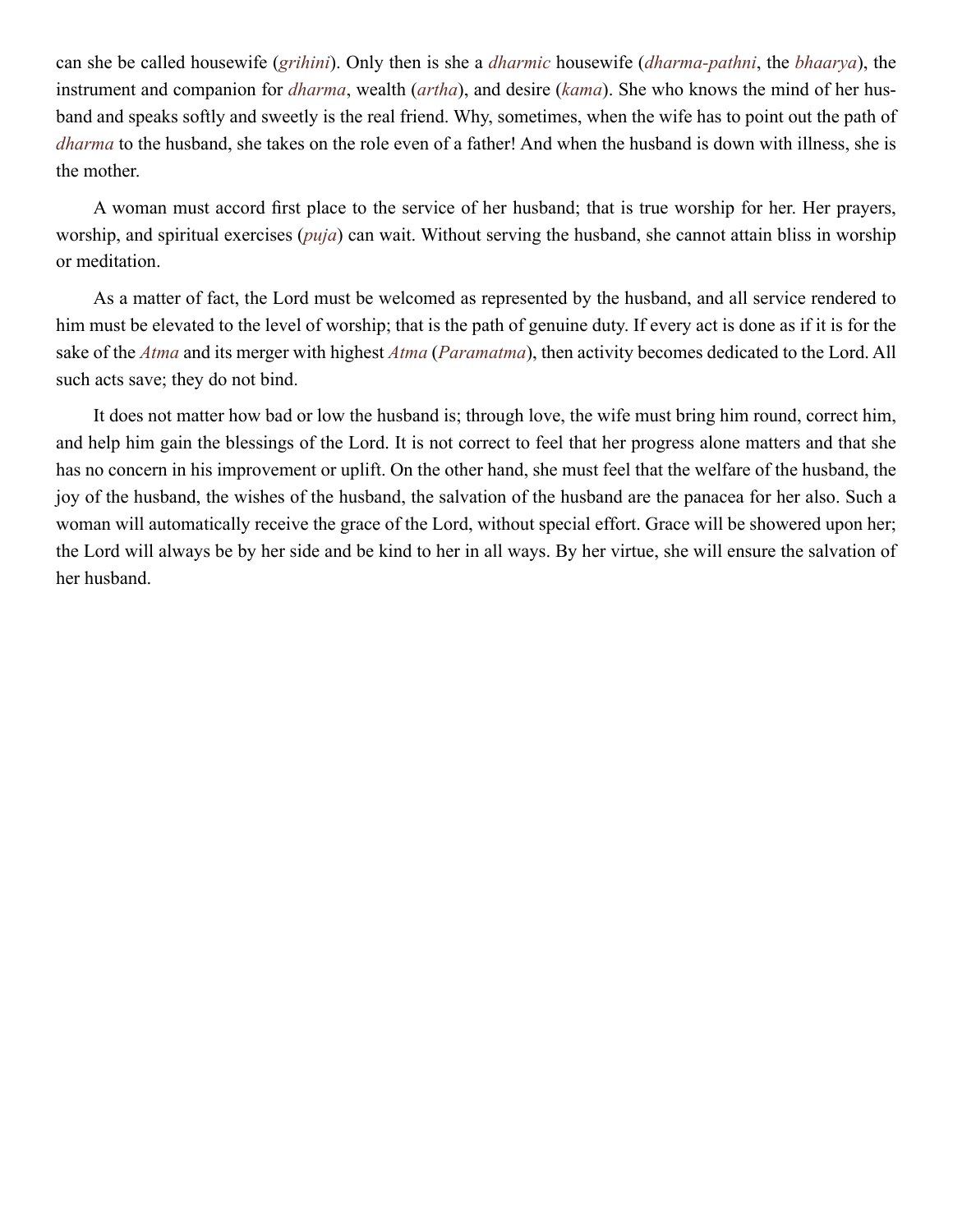can she be called housewife (*grihini*). Only then is she a *dharmic* housewife (*dharma-pathni*, the *bhaarya*), the instrument and companion for *dharma*, wealth (*artha*), and desire (*kama*). She who knows the mind of her husband and speaks softly and sweetly is the real friend. Why, sometimes, when the wife has to point out the path of *dharma* to the husband, she takes on the role even of a father! And when the husband is down with illness, she is the mother.

A woman must accord first place to the service of her husband; that is true worship for her. Her prayers, worship, and spiritual exercises (*puja*) can wait. Without serving the husband, she cannot attain bliss in worship or meditation.

As a matter of fact, the Lord must be welcomed as represented by the husband, and all service rendered to him must be elevated to the level of worship; that is the path of genuine duty. If every act is done as if it is for the sake of the *Atma* and its merger with highest *Atma* (*Paramatma*), then activity becomes dedicated to the Lord. All such acts save; they do not bind.

It does not matter how bad or low the husband is; through love, the wife must bring him round, correct him, and help him gain the blessings of the Lord. It is not correct to feel that her progress alone matters and that she has no concern in his improvement or uplift. On the other hand, she must feel that the welfare of the husband, the joy of the husband, the wishes of the husband, the salvation of the husband are the panacea for her also. Such a woman will automatically receive the grace of the Lord, without special effort. Grace will be showered upon her; the Lord will always be by her side and be kind to her in all ways. By her virtue, she will ensure the salvation of her husband.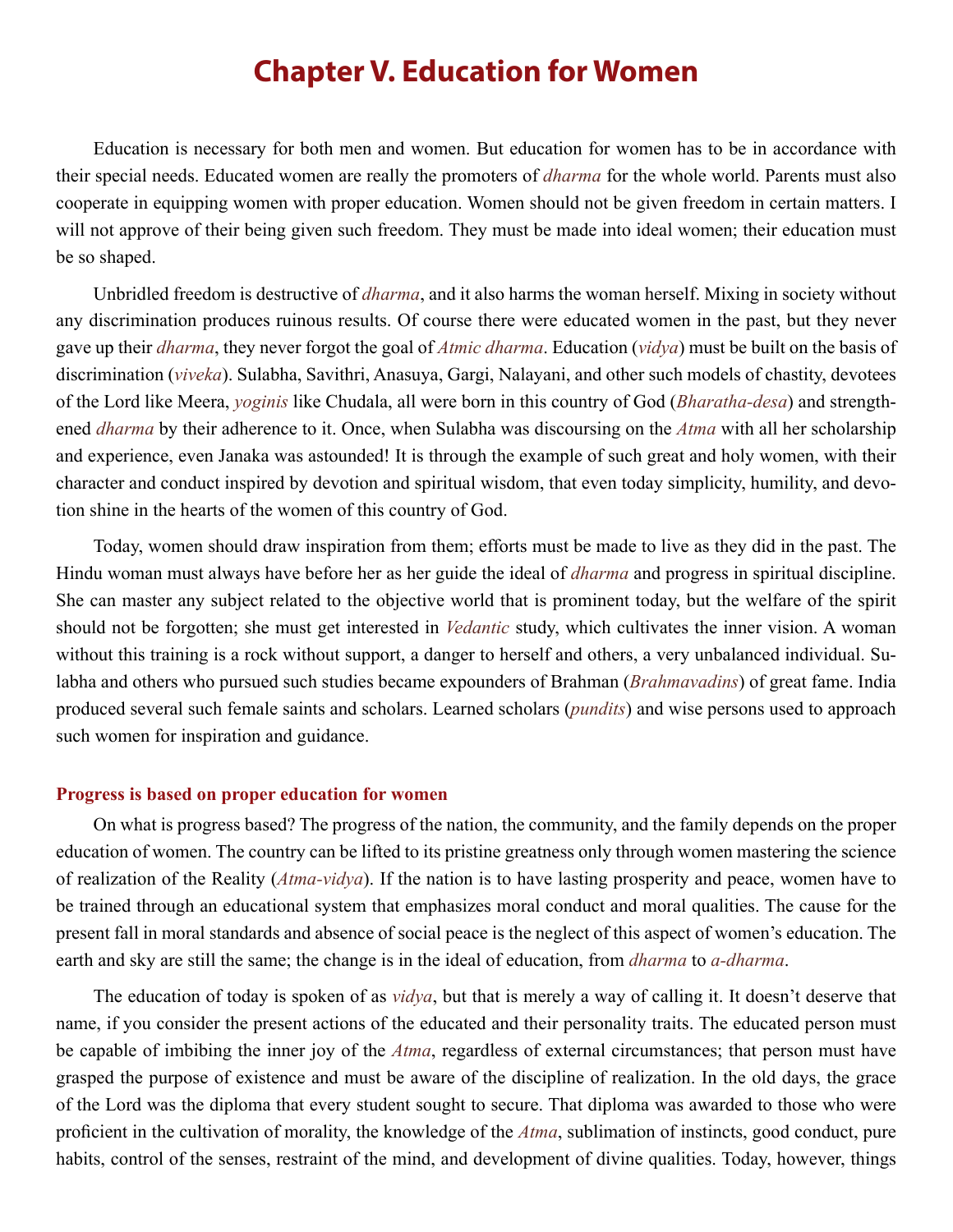# Chapter V. Education for Women

Education is necessary for both men and women. But education for women has to be in accordance with their special needs. Educated women are really the promoters of *dharma* for the whole world. Parents must also cooperate in equipping women with proper education. Women should not be given freedom in certain matters. I will not approve of their being given such freedom. They must be made into ideal women; their education must be so shaped.

Unbridled freedom is destructive of *dharma*, and it also harms the woman herself. Mixing in society without any discrimination produces ruinous results. Of course there were educated women in the past, but they never gave up their *dharma*, they never forgot the goal of *Atmic dharma*. Education (*vidya*) must be built on the basis of discrimination (*viveka*). Sulabha, Savithri, Anasuya, Gargi, Nalayani, and other such models of chastity, devotees of the Lord like Meera, *yoginis* like Chudala, all were born in this country of God (*Bharatha-desa*) and strengthened *dharma* by their adherence to it. Once, when Sulabha was discoursing on the *Atma* with all her scholarship and experience, even Janaka was astounded! It is through the example of such great and holy women, with their character and conduct inspired by devotion and spiritual wisdom, that even today simplicity, humility, and devotion shine in the hearts of the women of this country of God.

Today, women should draw inspiration from them; efforts must be made to live as they did in the past. The Hindu woman must always have before her as her guide the ideal of *dharma* and progress in spiritual discipline. She can master any subject related to the objective world that is prominent today, but the welfare of the spirit should not be forgotten; she must get interested in *Vedantic* study, which cultivates the inner vision. A woman without this training is a rock without support, a danger to herself and others, a very unbalanced individual. Sulabha and others who pursued such studies became expounders of Brahman (*Brahmavadins*) of great fame. India produced several such female saints and scholars. Learned scholars (*pundits*) and wise persons used to approach such women for inspiration and guidance.

### Progress is based on proper education for women

On what is progress based? The progress of the nation, the community, and the family depends on the proper education of women. The country can be lifted to its pristine greatness only through women mastering the science of realization of the Reality (*Atma-vidya*). If the nation is to have lasting prosperity and peace, women have to be trained through an educational system that emphasizes moral conduct and moral qualities. The cause for the present fall in moral standards and absence of social peace is the neglect of this aspect of women's education. The earth and sky are still the same; the change is in the ideal of education, from *dharma* to *a-dharma*.

The education of today is spoken of as *vidya*, but that is merely a way of calling it. It doesn't deserve that name, if you consider the present actions of the educated and their personality traits. The educated person must be capable of imbibing the inner joy of the *Atma*, regardless of external circumstances; that person must have grasped the purpose of existence and must be aware of the discipline of realization. In the old days, the grace of the Lord was the diploma that every student sought to secure. That diploma was awarded to those who were proficient in the cultivation of morality, the knowledge of the *Atma*, sublimation of instincts, good conduct, pure habits, control of the senses, restraint of the mind, and development of divine qualities. Today, however, things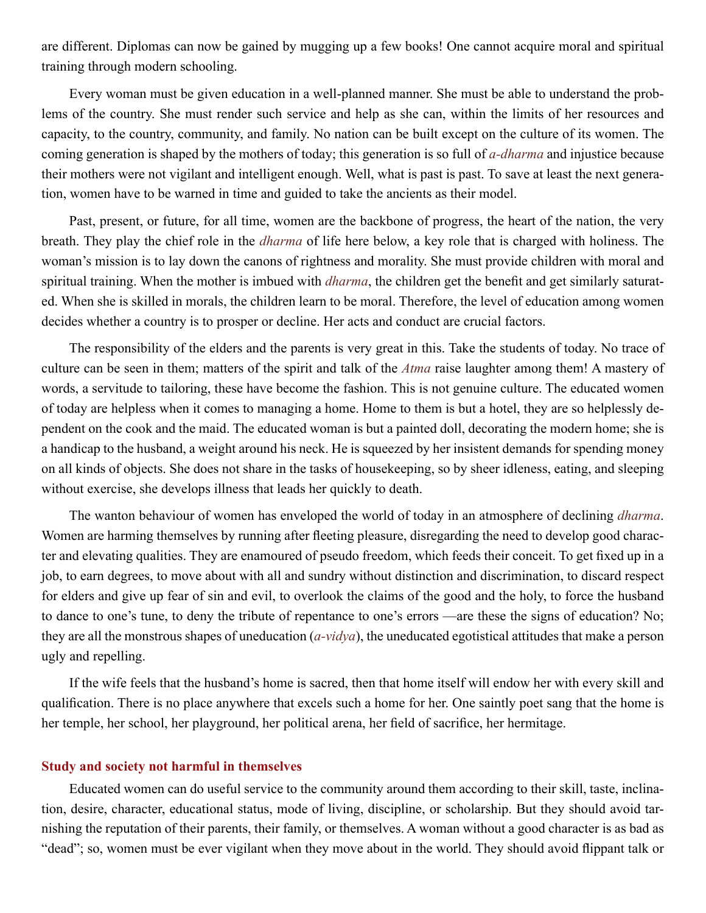are different. Diplomas can now be gained by mugging up a few books! One cannot acquire moral and spiritual training through modern schooling.

Every woman must be given education in a well-planned manner. She must be able to understand the problems of the country. She must render such service and help as she can, within the limits of her resources and capacity, to the country, community, and family. No nation can be built except on the culture of its women. The coming generation is shaped by the mothers of today; this generation is so full of *a-dharma* and injustice because their mothers were not vigilant and intelligent enough. Well, what is past is past. To save at least the next generation, women have to be warned in time and guided to take the ancients as their model.

Past, present, or future, for all time, women are the backbone of progress, the heart of the nation, the very breath. They play the chief role in the *dharma* of life here below, a key role that is charged with holiness. The woman's mission is to lay down the canons of rightness and morality. She must provide children with moral and spiritual training. When the mother is imbued with *dharma*, the children get the benefit and get similarly saturated. When she is skilled in morals, the children learn to be moral. Therefore, the level of education among women decides whether a country is to prosper or decline. Her acts and conduct are crucial factors.

The responsibility of the elders and the parents is very great in this. Take the students of today. No trace of culture can be seen in them; matters of the spirit and talk of the *Atma* raise laughter among them! A mastery of words, a servitude to tailoring, these have become the fashion. This is not genuine culture. The educated women of today are helpless when it comes to managing a home. Home to them is but a hotel, they are so helplessly dependent on the cook and the maid. The educated woman is but a painted doll, decorating the modern home; she is a handicap to the husband, a weight around his neck. He is squeezed by her insistent demands for spending money on all kinds of objects. She does not share in the tasks of housekeeping, so by sheer idleness, eating, and sleeping without exercise, she develops illness that leads her quickly to death.

The wanton behaviour of women has enveloped the world of today in an atmosphere of declining *dharma*. Women are harming themselves by running after fleeting pleasure, disregarding the need to develop good character and elevating qualities. They are enamoured of pseudo freedom, which feeds their conceit. To get fixed up in a job, to earn degrees, to move about with all and sundry without distinction and discrimination, to discard respect for elders and give up fear of sin and evil, to overlook the claims of the good and the holy, to force the husband to dance to one's tune, to deny the tribute of repentance to one's errors —are these the signs of education? No; they are all the monstrous shapes of uneducation (*a-vidya*), the uneducated egotistical attitudes that make a person ugly and repelling.

If the wife feels that the husband's home is sacred, then that home itself will endow her with every skill and qualification. There is no place anywhere that excels such a home for her. One saintly poet sang that the home is her temple, her school, her playground, her political arena, her field of sacrifice, her hermitage.

### Study and society not harmful in themselves

Educated women can do useful service to the community around them according to their skill, taste, inclination, desire, character, educational status, mode of living, discipline, or scholarship. But they should avoid tarnishing the reputation of their parents, their family, or themselves. A woman without a good character is as bad as "dead"; so, women must be ever vigilant when they move about in the world. They should avoid flippant talk or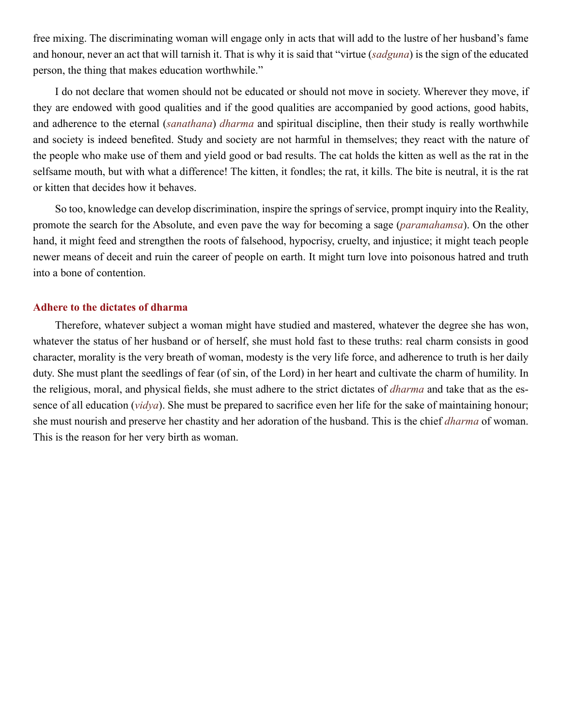free mixing. The discriminating woman will engage only in acts that will add to the lustre of her husband's fame and honour, never an act that will tarnish it. That is why it is said that "virtue (*sadguna*) is the sign of the educated person, the thing that makes education worthwhile."

I do not declare that women should not be educated or should not move in society. Wherever they move, if they are endowed with good qualities and if the good qualities are accompanied by good actions, good habits, and adherence to the eternal (*sanathana*) *dharma* and spiritual discipline, then their study is really worthwhile and society is indeed benefited. Study and society are not harmful in themselves; they react with the nature of the people who make use of them and yield good or bad results. The cat holds the kitten as well as the rat in the selfsame mouth, but with what a difference! The kitten, it fondles; the rat, it kills. The bite is neutral, it is the rat or kitten that decides how it behaves.

So too, knowledge can develop discrimination, inspire the springs of service, prompt inquiry into the Reality, promote the search for the Absolute, and even pave the way for becoming a sage (*paramahamsa*). On the other hand, it might feed and strengthen the roots of falsehood, hypocrisy, cruelty, and injustice; it might teach people newer means of deceit and ruin the career of people on earth. It might turn love into poisonous hatred and truth into a bone of contention.

### Adhere to the dictates of dharma

Therefore, whatever subject a woman might have studied and mastered, whatever the degree she has won, whatever the status of her husband or of herself, she must hold fast to these truths: real charm consists in good character, morality is the very breath of woman, modesty is the very life force, and adherence to truth is her daily duty. She must plant the seedlings of fear (of sin, of the Lord) in her heart and cultivate the charm of humility. In the religious, moral, and physical fields, she must adhere to the strict dictates of *dharma* and take that as the essence of all education (*vidya*). She must be prepared to sacrifice even her life for the sake of maintaining honour; she must nourish and preserve her chastity and her adoration of the husband. This is the chief *dharma* of woman. This is the reason for her very birth as woman.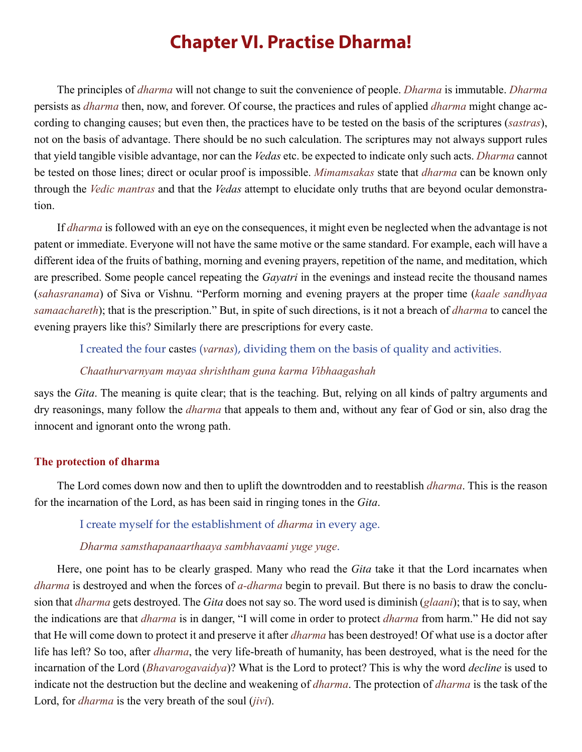# Chapter VI. Practise Dharma!

The principles of *dharma* will not change to suit the convenience of people. *Dharma* is immutable. *Dharma* persists as *dharma* then, now, and forever. Of course, the practices and rules of applied *dharma* might change according to changing causes; but even then, the practices have to be tested on the basis of the scriptures (*sastras*), not on the basis of advantage. There should be no such calculation. The scriptures may not always support rules that yield tangible visible advantage, nor can the *Vedas* etc. be expected to indicate only such acts. *Dharma* cannot be tested on those lines; direct or ocular proof is impossible. *Mimamsakas* state that *dharma* can be known only through the *Vedic mantras* and that the *Vedas* attempt to elucidate only truths that are beyond ocular demonstration.

If *dharma* is followed with an eye on the consequences, it might even be neglected when the advantage is not patent or immediate. Everyone will not have the same motive or the same standard. For example, each will have a different idea of the fruits of bathing, morning and evening prayers, repetition of the name, and meditation, which are prescribed. Some people cancel repeating the *Gayatri* in the evenings and instead recite the thousand names (*sahasranama*) of Siva or Vishnu. "Perform morning and evening prayers at the proper time (*kaale sandhyaa samaachareth*); that is the prescription." But, in spite of such directions, is it not a breach of *dharma* to cancel the evening prayers like this? Similarly there are prescriptions for every caste.

> I created the four castes (*varnas*), dividing them on the basis of quality and activities.
>
> *Chaathurvarnyam mayaa shrishtham guna karma Vibhaagashah*

says the *Gita*. The meaning is quite clear; that is the teaching. But, relying on all kinds of paltry arguments and dry reasonings, many follow the *dharma* that appeals to them and, without any fear of God or sin, also drag the innocent and ignorant onto the wrong path.

## The protection of dharma

The Lord comes down now and then to uplift the downtrodden and to reestablish *dharma*. This is the reason for the incarnation of the Lord, as has been said in ringing tones in the *Gita*.

> I create myself for the establishment of *dharma* in every age.
>
> *Dharma samsthapanaarthaaya sambhavaami yuge yuge*.

Here, one point has to be clearly grasped. Many who read the *Gita* take it that the Lord incarnates when *dharma* is destroyed and when the forces of *a-dharma* begin to prevail. But there is no basis to draw the conclusion that *dharma* gets destroyed. The *Gita* does not say so. The word used is diminish (*glaani*); that is to say, when the indications are that *dharma* is in danger, "I will come in order to protect *dharma* from harm." He did not say that He will come down to protect it and preserve it after *dharma* has been destroyed! Of what use is a doctor after life has left? So too, after *dharma*, the very life-breath of humanity, has been destroyed, what is the need for the incarnation of the Lord (*Bhavarogavaidya*)? What is the Lord to protect? This is why the word *decline* is used to indicate not the destruction but the decline and weakening of *dharma*. The protection of *dharma* is the task of the Lord, for *dharma* is the very breath of the soul (*jivi*).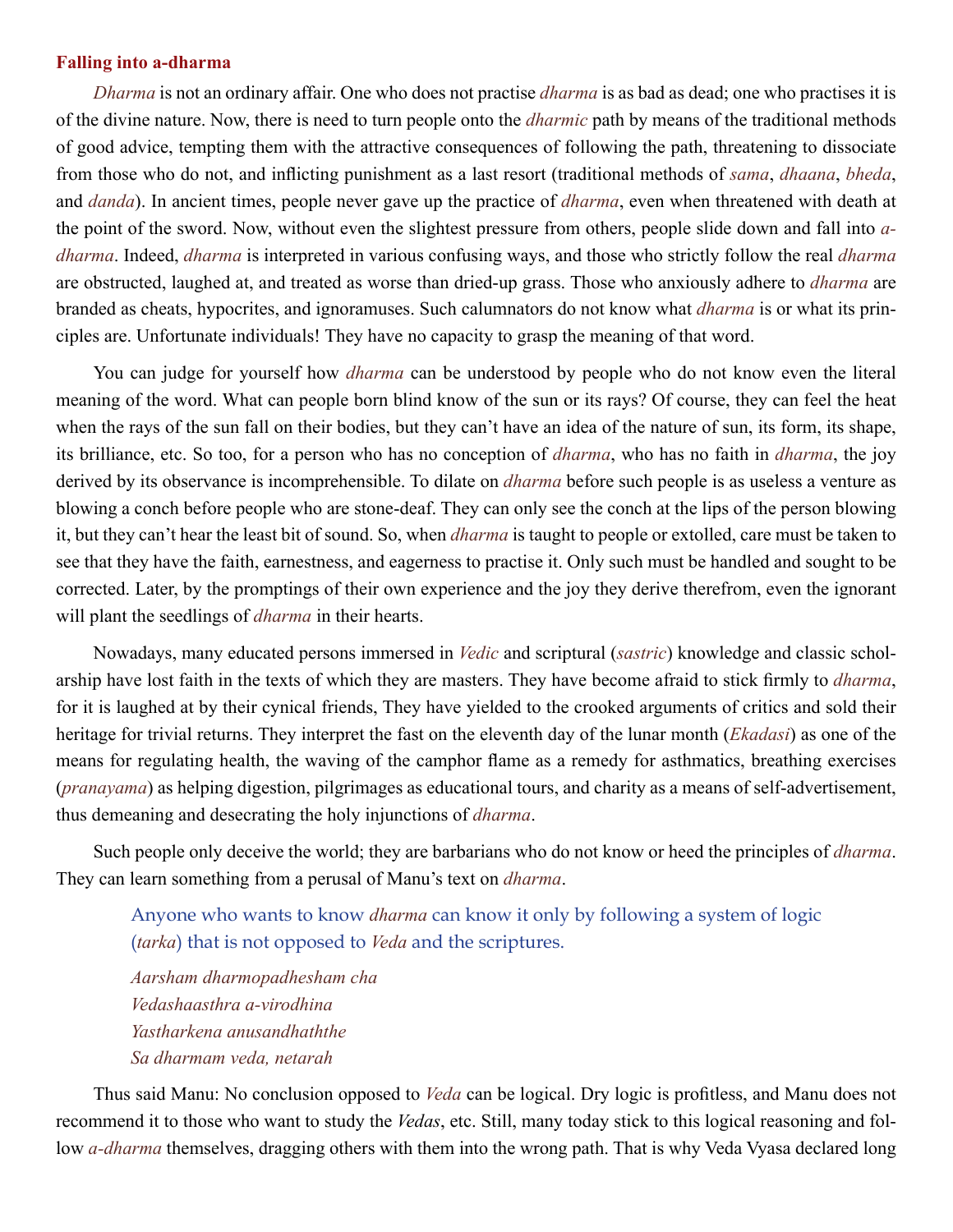## Falling into a-dharma

*Dharma* is not an ordinary affair. One who does not practise *dharma* is as bad as dead; one who practises it is of the divine nature. Now, there is need to turn people onto the *dharmic* path by means of the traditional methods of good advice, tempting them with the attractive consequences of following the path, threatening to dissociate from those who do not, and inflicting punishment as a last resort (traditional methods of *sama*, *dhaana*, *bheda*, and *danda*). In ancient times, people never gave up the practice of *dharma*, even when threatened with death at the point of the sword. Now, without even the slightest pressure from others, people slide down and fall into *a-dharma*. Indeed, *dharma* is interpreted in various confusing ways, and those who strictly follow the real *dharma* are obstructed, laughed at, and treated as worse than dried-up grass. Those who anxiously adhere to *dharma* are branded as cheats, hypocrites, and ignoramuses. Such calumnators do not know what *dharma* is or what its principles are. Unfortunate individuals! They have no capacity to grasp the meaning of that word.

You can judge for yourself how *dharma* can be understood by people who do not know even the literal meaning of the word. What can people born blind know of the sun or its rays? Of course, they can feel the heat when the rays of the sun fall on their bodies, but they can't have an idea of the nature of sun, its form, its shape, its brilliance, etc. So too, for a person who has no conception of *dharma*, who has no faith in *dharma*, the joy derived by its observance is incomprehensible. To dilate on *dharma* before such people is as useless a venture as blowing a conch before people who are stone-deaf. They can only see the conch at the lips of the person blowing it, but they can't hear the least bit of sound. So, when *dharma* is taught to people or extolled, care must be taken to see that they have the faith, earnestness, and eagerness to practise it. Only such must be handled and sought to be corrected. Later, by the promptings of their own experience and the joy they derive therefrom, even the ignorant will plant the seedlings of *dharma* in their hearts.

Nowadays, many educated persons immersed in *Vedic* and scriptural (*sastric*) knowledge and classic scholarship have lost faith in the texts of which they are masters. They have become afraid to stick firmly to *dharma*, for it is laughed at by their cynical friends, They have yielded to the crooked arguments of critics and sold their heritage for trivial returns. They interpret the fast on the eleventh day of the lunar month (*Ekadasi*) as one of the means for regulating health, the waving of the camphor flame as a remedy for asthmatics, breathing exercises (*pranayama*) as helping digestion, pilgrimages as educational tours, and charity as a means of self-advertisement, thus demeaning and desecrating the holy injunctions of *dharma*.

Such people only deceive the world; they are barbarians who do not know or heed the principles of *dharma*. They can learn something from a perusal of Manu's text on *dharma*.

> Anyone who wants to know *dharma* can know it only by following a system of logic (*tarka*) that is not opposed to *Veda* and the scriptures.
>
> *Aarsham dharmopadhesham cha*
> *Vedashaasthra a-virodhina*
> *Yastharkena anusandhaththe*
> *Sa dharmam veda, netarah*

Thus said Manu: No conclusion opposed to *Veda* can be logical. Dry logic is profitless, and Manu does not recommend it to those who want to study the *Vedas*, etc. Still, many today stick to this logical reasoning and follow *a-dharma* themselves, dragging others with them into the wrong path. That is why Veda Vyasa declared long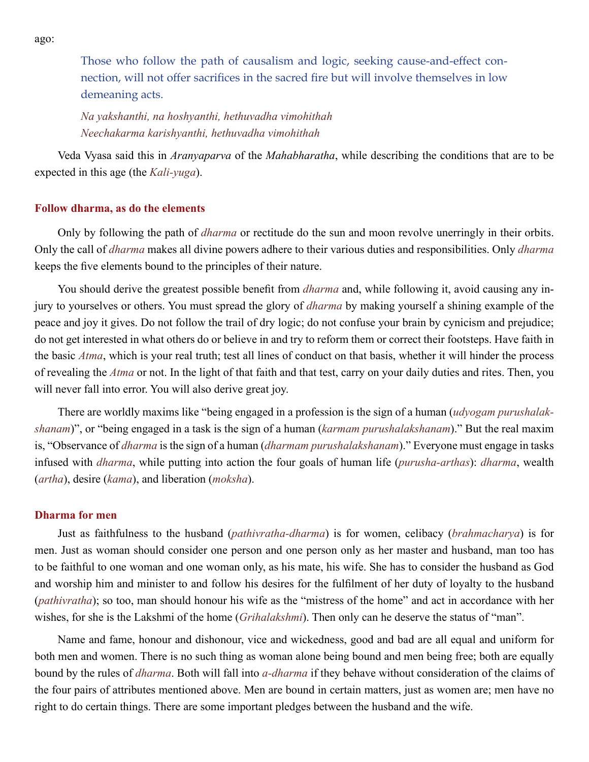ago:

> Those who follow the path of causalism and logic, seeking cause-and-effect connection, will not offer sacrifices in the sacred fire but will involve themselves in low demeaning acts.
>
> *Na yakshanthi, na hoshyanthi, hethuvadha vimohithah*
> *Neechakarma karishyanthi, hethuvadha vimohithah*

Veda Vyasa said this in *Aranyaparva* of the *Mahabharatha*, while describing the conditions that are to be expected in this age (the *Kali-yuga*).

### Follow dharma, as do the elements

Only by following the path of *dharma* or rectitude do the sun and moon revolve unerringly in their orbits. Only the call of *dharma* makes all divine powers adhere to their various duties and responsibilities. Only *dharma* keeps the five elements bound to the principles of their nature.

You should derive the greatest possible benefit from *dharma* and, while following it, avoid causing any injury to yourselves or others. You must spread the glory of *dharma* by making yourself a shining example of the peace and joy it gives. Do not follow the trail of dry logic; do not confuse your brain by cynicism and prejudice; do not get interested in what others do or believe in and try to reform them or correct their footsteps. Have faith in the basic *Atma*, which is your real truth; test all lines of conduct on that basis, whether it will hinder the process of revealing the *Atma* or not. In the light of that faith and that test, carry on your daily duties and rites. Then, you will never fall into error. You will also derive great joy.

There are worldly maxims like "being engaged in a profession is the sign of a human (*udyogam purushalakshanam*)", or "being engaged in a task is the sign of a human (*karmam purushalakshanam*)." But the real maxim is, "Observance of *dharma* is the sign of a human (*dharmam purushalakshanam*)." Everyone must engage in tasks infused with *dharma*, while putting into action the four goals of human life (*purusha-arthas*): *dharma*, wealth (*artha*), desire (*kama*), and liberation (*moksha*).

### Dharma for men

Just as faithfulness to the husband (*pathivratha-dharma*) is for women, celibacy (*brahmacharya*) is for men. Just as woman should consider one person and one person only as her master and husband, man too has to be faithful to one woman and one woman only, as his mate, his wife. She has to consider the husband as God and worship him and minister to and follow his desires for the fulfilment of her duty of loyalty to the husband (*pathivratha*); so too, man should honour his wife as the "mistress of the home" and act in accordance with her wishes, for she is the Lakshmi of the home (*Grihalakshmi*). Then only can he deserve the status of "man".

Name and fame, honour and dishonour, vice and wickedness, good and bad are all equal and uniform for both men and women. There is no such thing as woman alone being bound and men being free; both are equally bound by the rules of *dharma*. Both will fall into *a-dharma* if they behave without consideration of the claims of the four pairs of attributes mentioned above. Men are bound in certain matters, just as women are; men have no right to do certain things. There are some important pledges between the husband and the wife.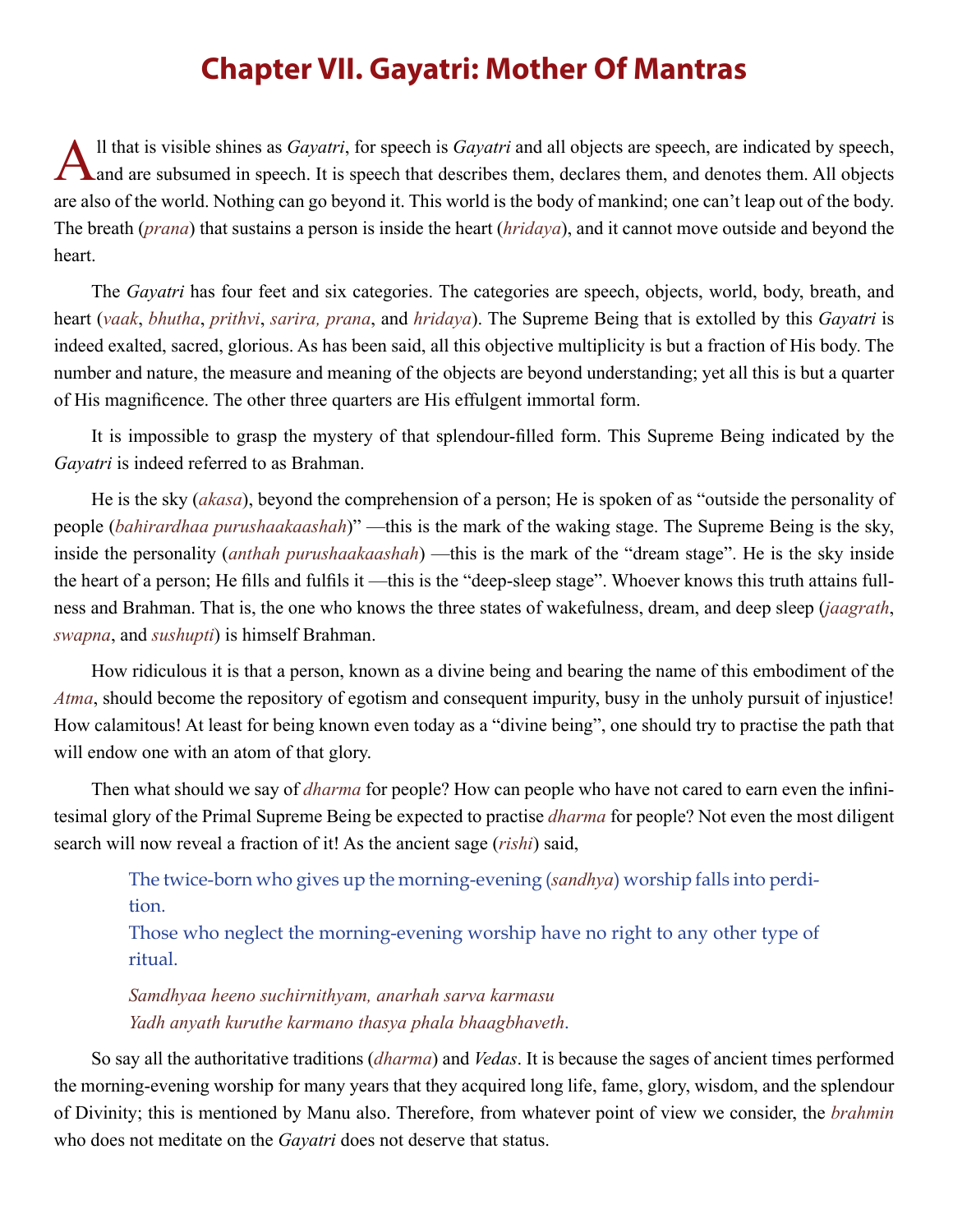# Chapter VII. Gayatri: Mother Of Mantras

All that is visible shines as *Gayatri*, for speech is *Gayatri* and all objects are speech, are indicated by speech, and are subsumed in speech. It is speech that describes them, declares them, and denotes them. All objects are also of the world. Nothing can go beyond it. This world is the body of mankind; one can't leap out of the body. The breath (*prana*) that sustains a person is inside the heart (*hridaya*), and it cannot move outside and beyond the heart.

The *Gayatri* has four feet and six categories. The categories are speech, objects, world, body, breath, and heart (*vaak*, *bhutha*, *prithvi*, *sarira, prana*, and *hridaya*). The Supreme Being that is extolled by this *Gayatri* is indeed exalted, sacred, glorious. As has been said, all this objective multiplicity is but a fraction of His body. The number and nature, the measure and meaning of the objects are beyond understanding; yet all this is but a quarter of His magnificence. The other three quarters are His effulgent immortal form.

It is impossible to grasp the mystery of that splendour-filled form. This Supreme Being indicated by the *Gayatri* is indeed referred to as Brahman.

He is the sky (*akasa*), beyond the comprehension of a person; He is spoken of as "outside the personality of people (*bahirardhaa purushaakaashah*)" —this is the mark of the waking stage. The Supreme Being is the sky, inside the personality (*anthah purushaakaashah*) —this is the mark of the "dream stage". He is the sky inside the heart of a person; He fills and fulfils it —this is the "deep-sleep stage". Whoever knows this truth attains fullness and Brahman. That is, the one who knows the three states of wakefulness, dream, and deep sleep (*jaagrath*, *swapna*, and *sushupti*) is himself Brahman.

How ridiculous it is that a person, known as a divine being and bearing the name of this embodiment of the *Atma*, should become the repository of egotism and consequent impurity, busy in the unholy pursuit of injustice! How calamitous! At least for being known even today as a "divine being", one should try to practise the path that will endow one with an atom of that glory.

Then what should we say of *dharma* for people? How can people who have not cared to earn even the infinitesimal glory of the Primal Supreme Being be expected to practise *dharma* for people? Not even the most diligent search will now reveal a fraction of it! As the ancient sage (*rishi*) said,

> The twice-born who gives up the morning-evening (*sandhya*) worship falls into perdition.
> Those who neglect the morning-evening worship have no right to any other type of ritual.
>
> *Samdhyaa heeno suchirnithyam, anarhah sarva karmasu*
> *Yadh anyath kuruthe karmano thasya phala bhaagbhaveth*.

So say all the authoritative traditions (*dharma*) and *Vedas*. It is because the sages of ancient times performed the morning-evening worship for many years that they acquired long life, fame, glory, wisdom, and the splendour of Divinity; this is mentioned by Manu also. Therefore, from whatever point of view we consider, the *brahmin* who does not meditate on the *Gayatri* does not deserve that status.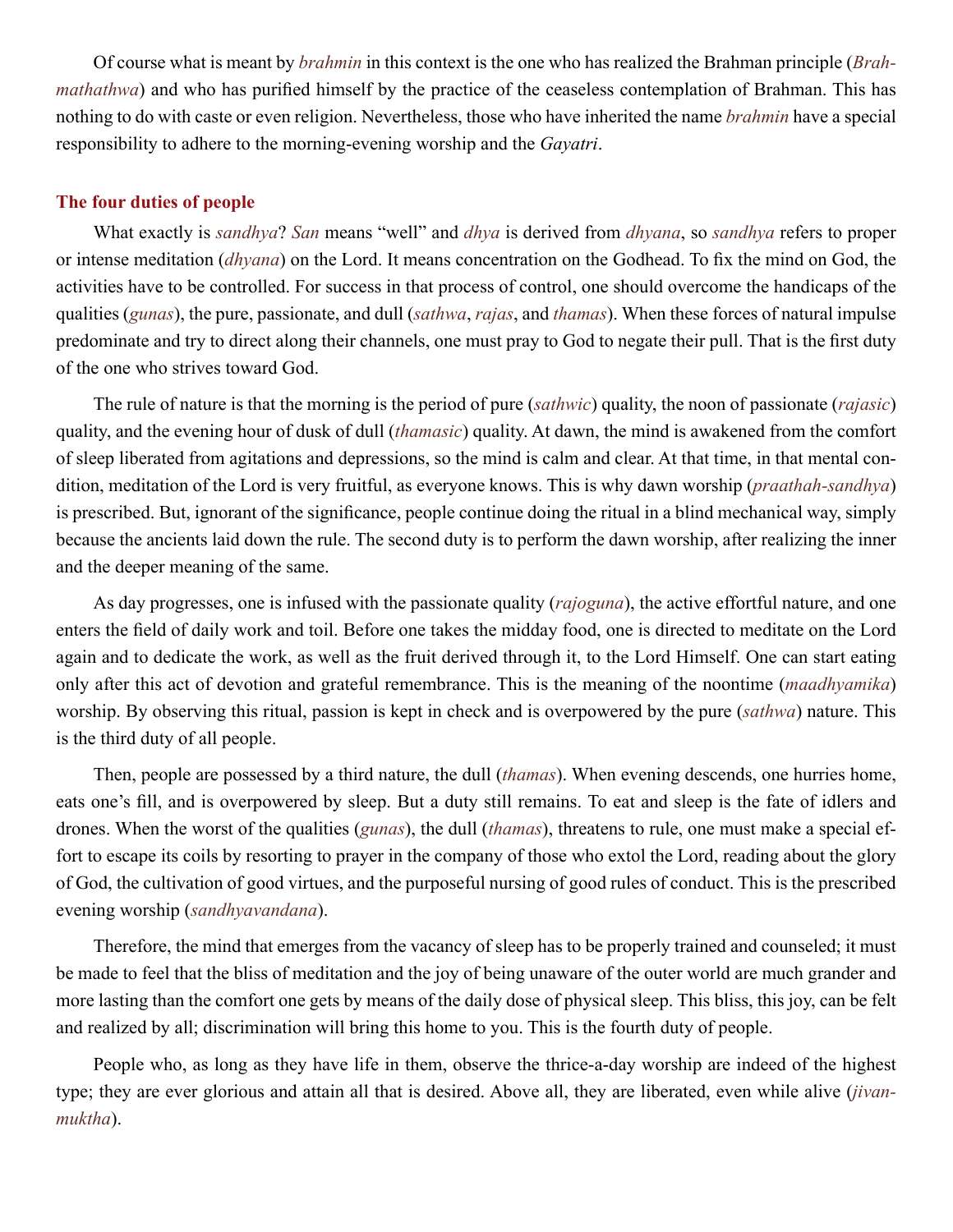Of course what is meant by *brahmin* in this context is the one who has realized the Brahman principle (*Brahmathathwa*) and who has purified himself by the practice of the ceaseless contemplation of Brahman. This has nothing to do with caste or even religion. Nevertheless, those who have inherited the name *brahmin* have a special responsibility to adhere to the morning-evening worship and the *Gayatri*.

## The four duties of people

What exactly is *sandhya*? *San* means "well" and *dhya* is derived from *dhyana*, so *sandhya* refers to proper or intense meditation (*dhyana*) on the Lord. It means concentration on the Godhead. To fix the mind on God, the activities have to be controlled. For success in that process of control, one should overcome the handicaps of the qualities (*gunas*), the pure, passionate, and dull (*sathwa*, *rajas*, and *thamas*). When these forces of natural impulse predominate and try to direct along their channels, one must pray to God to negate their pull. That is the first duty of the one who strives toward God.

The rule of nature is that the morning is the period of pure (*sathwic*) quality, the noon of passionate (*rajasic*) quality, and the evening hour of dusk of dull (*thamasic*) quality. At dawn, the mind is awakened from the comfort of sleep liberated from agitations and depressions, so the mind is calm and clear. At that time, in that mental condition, meditation of the Lord is very fruitful, as everyone knows. This is why dawn worship (*praathah-sandhya*) is prescribed. But, ignorant of the significance, people continue doing the ritual in a blind mechanical way, simply because the ancients laid down the rule. The second duty is to perform the dawn worship, after realizing the inner and the deeper meaning of the same.

As day progresses, one is infused with the passionate quality (*rajoguna*), the active effortful nature, and one enters the field of daily work and toil. Before one takes the midday food, one is directed to meditate on the Lord again and to dedicate the work, as well as the fruit derived through it, to the Lord Himself. One can start eating only after this act of devotion and grateful remembrance. This is the meaning of the noontime (*maadhyamika*) worship. By observing this ritual, passion is kept in check and is overpowered by the pure (*sathwa*) nature. This is the third duty of all people.

Then, people are possessed by a third nature, the dull (*thamas*). When evening descends, one hurries home, eats one's fill, and is overpowered by sleep. But a duty still remains. To eat and sleep is the fate of idlers and drones. When the worst of the qualities (*gunas*), the dull (*thamas*), threatens to rule, one must make a special effort to escape its coils by resorting to prayer in the company of those who extol the Lord, reading about the glory of God, the cultivation of good virtues, and the purposeful nursing of good rules of conduct. This is the prescribed evening worship (*sandhyavandana*).

Therefore, the mind that emerges from the vacancy of sleep has to be properly trained and counseled; it must be made to feel that the bliss of meditation and the joy of being unaware of the outer world are much grander and more lasting than the comfort one gets by means of the daily dose of physical sleep. This bliss, this joy, can be felt and realized by all; discrimination will bring this home to you. This is the fourth duty of people.

People who, as long as they have life in them, observe the thrice-a-day worship are indeed of the highest type; they are ever glorious and attain all that is desired. Above all, they are liberated, even while alive (*jivanmuktha*).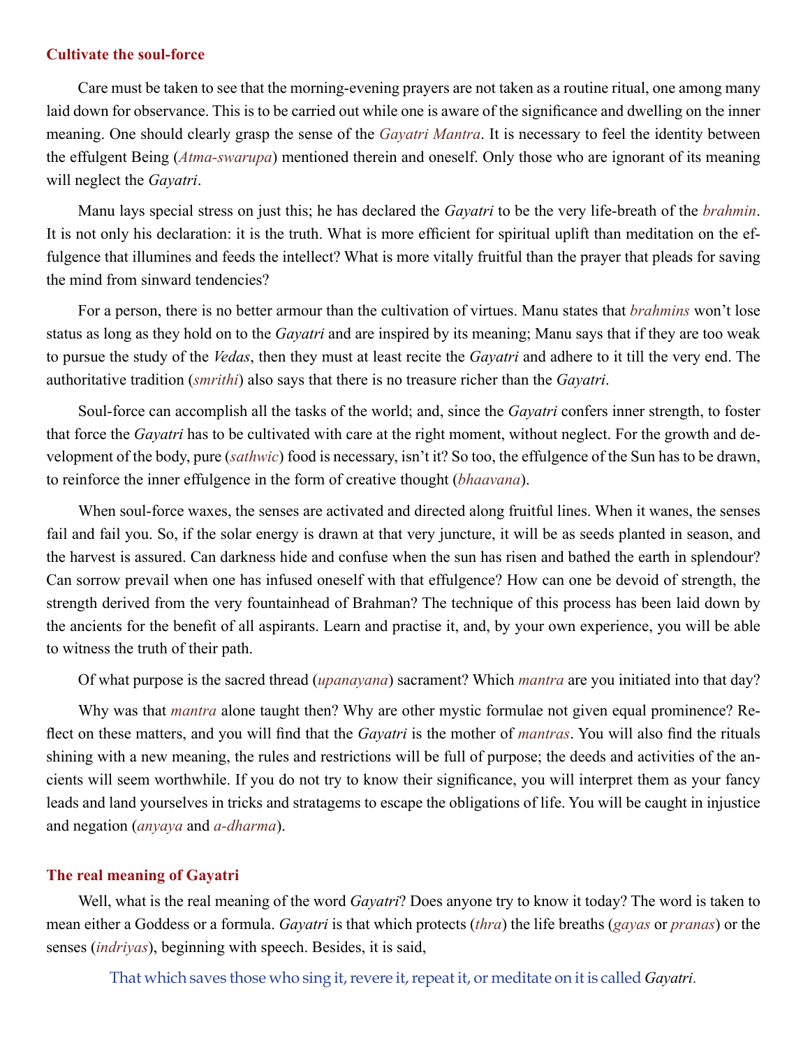### Cultivate the soul-force

Care must be taken to see that the morning-evening prayers are not taken as a routine ritual, one among many laid down for observance. This is to be carried out while one is aware of the significance and dwelling on the inner meaning. One should clearly grasp the sense of the *Gayatri Mantra*. It is necessary to feel the identity between the effulgent Being (*Atma-swarupa*) mentioned therein and oneself. Only those who are ignorant of its meaning will neglect the *Gayatri*.

Manu lays special stress on just this; he has declared the *Gayatri* to be the very life-breath of the *brahmin*. It is not only his declaration: it is the truth. What is more efficient for spiritual uplift than meditation on the effulgence that illumines and feeds the intellect? What is more vitally fruitful than the prayer that pleads for saving the mind from sinward tendencies?

For a person, there is no better armour than the cultivation of virtues. Manu states that *brahmins* won't lose status as long as they hold on to the *Gayatri* and are inspired by its meaning; Manu says that if they are too weak to pursue the study of the *Vedas*, then they must at least recite the *Gayatri* and adhere to it till the very end. The authoritative tradition (*smrithi*) also says that there is no treasure richer than the *Gayatri*.

Soul-force can accomplish all the tasks of the world; and, since the *Gayatri* confers inner strength, to foster that force the *Gayatri* has to be cultivated with care at the right moment, without neglect. For the growth and development of the body, pure (*sathwic*) food is necessary, isn't it? So too, the effulgence of the Sun has to be drawn, to reinforce the inner effulgence in the form of creative thought (*bhaavana*).

When soul-force waxes, the senses are activated and directed along fruitful lines. When it wanes, the senses fail and fail you. So, if the solar energy is drawn at that very juncture, it will be as seeds planted in season, and the harvest is assured. Can darkness hide and confuse when the sun has risen and bathed the earth in splendour? Can sorrow prevail when one has infused oneself with that effulgence? How can one be devoid of strength, the strength derived from the very fountainhead of Brahman? The technique of this process has been laid down by the ancients for the benefit of all aspirants. Learn and practise it, and, by your own experience, you will be able to witness the truth of their path.

Of what purpose is the sacred thread (*upanayana*) sacrament? Which *mantra* are you initiated into that day?

Why was that *mantra* alone taught then? Why are other mystic formulae not given equal prominence? Reflect on these matters, and you will find that the *Gayatri* is the mother of *mantras*. You will also find the rituals shining with a new meaning, the rules and restrictions will be full of purpose; the deeds and activities of the ancients will seem worthwhile. If you do not try to know their significance, you will interpret them as your fancy leads and land yourselves in tricks and stratagems to escape the obligations of life. You will be caught in injustice and negation (*anyaya* and *a-dharma*).

### The real meaning of Gayatri

Well, what is the real meaning of the word *Gayatri*? Does anyone try to know it today? The word is taken to mean either a Goddess or a formula. *Gayatri* is that which protects (*thra*) the life breaths (*gayas* or *pranas*) or the senses (*indriyas*), beginning with speech. Besides, it is said,

> That which saves those who sing it, revere it, repeat it, or meditate on it is called *Gayatri*.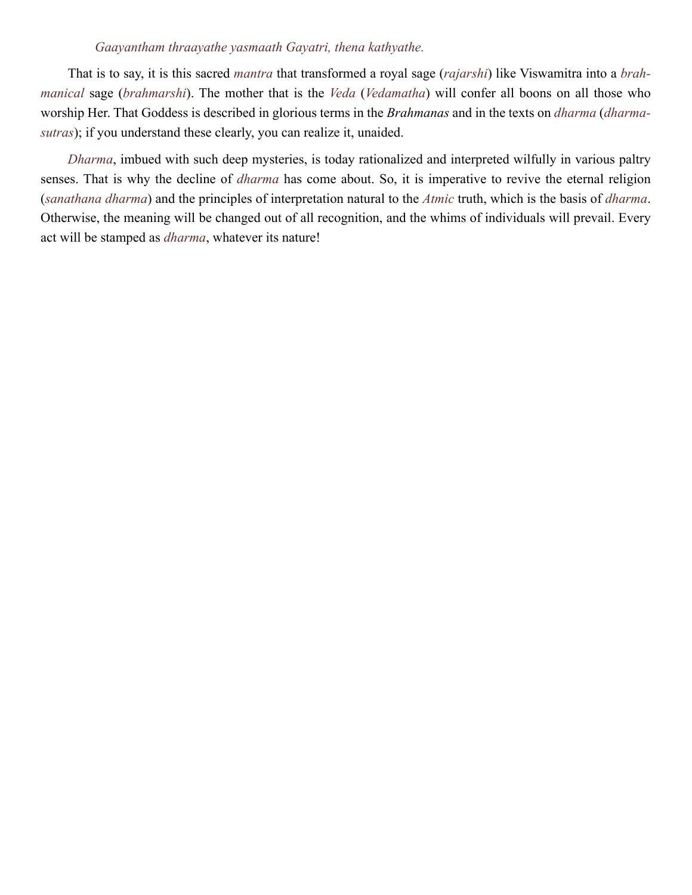*Gaayantham thraayathe yasmaath Gayatri, thena kathyathe.*

That is to say, it is this sacred *mantra* that transformed a royal sage (*rajarshi*) like Viswamitra into a *brahmanical* sage (*brahmarshi*). The mother that is the *Veda* (*Vedamatha*) will confer all boons on all those who worship Her. That Goddess is described in glorious terms in the *Brahmanas* and in the texts on *dharma* (*dharma-sutras*); if you understand these clearly, you can realize it, unaided.

*Dharma*, imbued with such deep mysteries, is today rationalized and interpreted wilfully in various paltry senses. That is why the decline of *dharma* has come about. So, it is imperative to revive the eternal religion (*sanathana dharma*) and the principles of interpretation natural to the *Atmic* truth, which is the basis of *dharma*. Otherwise, the meaning will be changed out of all recognition, and the whims of individuals will prevail. Every act will be stamped as *dharma*, whatever its nature!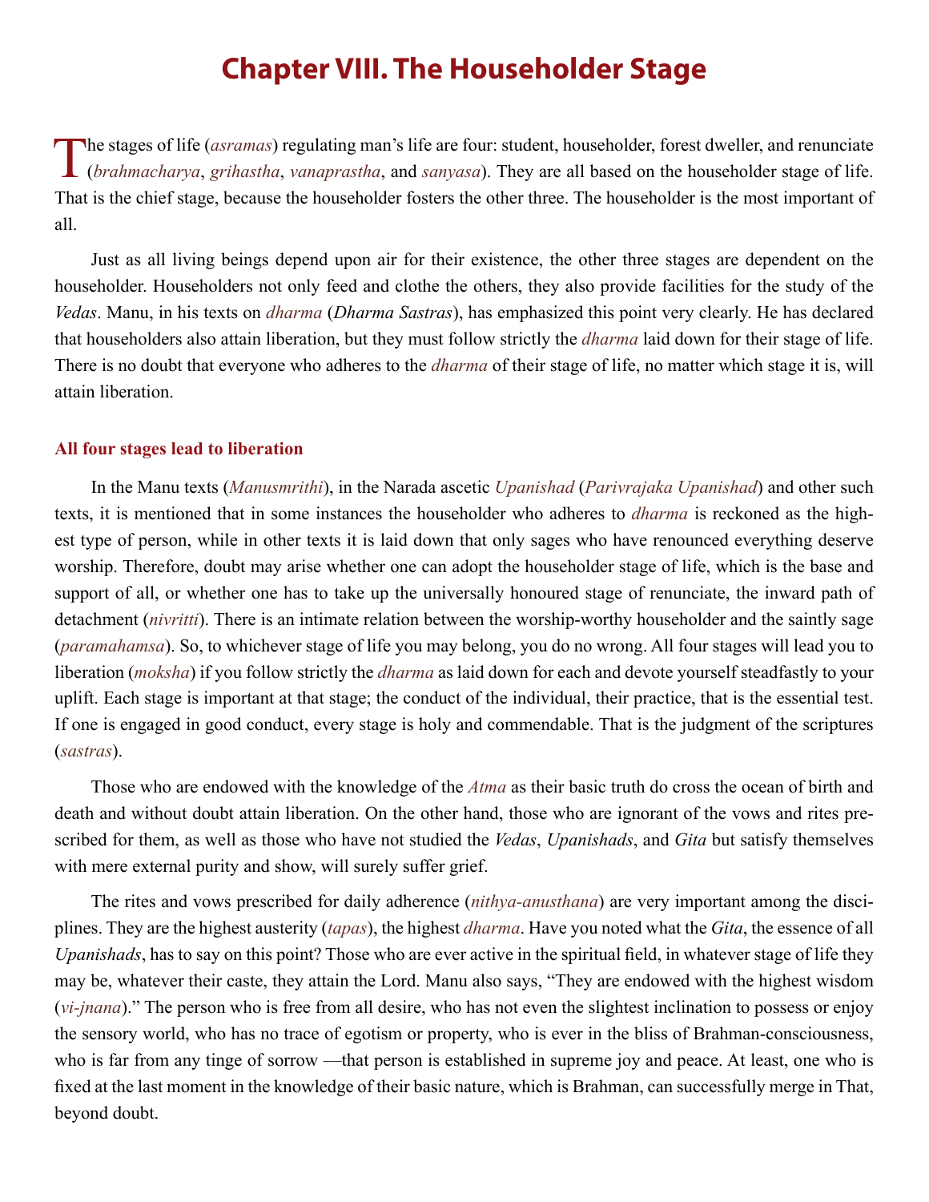# Chapter VIII. The Householder Stage

The stages of life (*asramas*) regulating man's life are four: student, householder, forest dweller, and renunciate (*brahmacharya*, *grihastha*, *vanaprastha*, and *sanyasa*). They are all based on the householder stage of life. That is the chief stage, because the householder fosters the other three. The householder is the most important of all.

Just as all living beings depend upon air for their existence, the other three stages are dependent on the householder. Householders not only feed and clothe the others, they also provide facilities for the study of the *Vedas*. Manu, in his texts on *dharma* (*Dharma Sastras*), has emphasized this point very clearly. He has declared that householders also attain liberation, but they must follow strictly the *dharma* laid down for their stage of life. There is no doubt that everyone who adheres to the *dharma* of their stage of life, no matter which stage it is, will attain liberation.

### All four stages lead to liberation

In the Manu texts (*Manusmrithi*), in the Narada ascetic *Upanishad* (*Parivrajaka Upanishad*) and other such texts, it is mentioned that in some instances the householder who adheres to *dharma* is reckoned as the highest type of person, while in other texts it is laid down that only sages who have renounced everything deserve worship. Therefore, doubt may arise whether one can adopt the householder stage of life, which is the base and support of all, or whether one has to take up the universally honoured stage of renunciate, the inward path of detachment (*nivritti*). There is an intimate relation between the worship-worthy householder and the saintly sage (*paramahamsa*). So, to whichever stage of life you may belong, you do no wrong. All four stages will lead you to liberation (*moksha*) if you follow strictly the *dharma* as laid down for each and devote yourself steadfastly to your uplift. Each stage is important at that stage; the conduct of the individual, their practice, that is the essential test. If one is engaged in good conduct, every stage is holy and commendable. That is the judgment of the scriptures (*sastras*).

Those who are endowed with the knowledge of the *Atma* as their basic truth do cross the ocean of birth and death and without doubt attain liberation. On the other hand, those who are ignorant of the vows and rites prescribed for them, as well as those who have not studied the *Vedas*, *Upanishads*, and *Gita* but satisfy themselves with mere external purity and show, will surely suffer grief.

The rites and vows prescribed for daily adherence (*nithya-anusthana*) are very important among the disciplines. They are the highest austerity (*tapas*), the highest *dharma*. Have you noted what the *Gita*, the essence of all *Upanishads*, has to say on this point? Those who are ever active in the spiritual field, in whatever stage of life they may be, whatever their caste, they attain the Lord. Manu also says, "They are endowed with the highest wisdom (*vi-jnana*)." The person who is free from all desire, who has not even the slightest inclination to possess or enjoy the sensory world, who has no trace of egotism or property, who is ever in the bliss of Brahman-consciousness, who is far from any tinge of sorrow —that person is established in supreme joy and peace. At least, one who is fixed at the last moment in the knowledge of their basic nature, which is Brahman, can successfully merge in That, beyond doubt.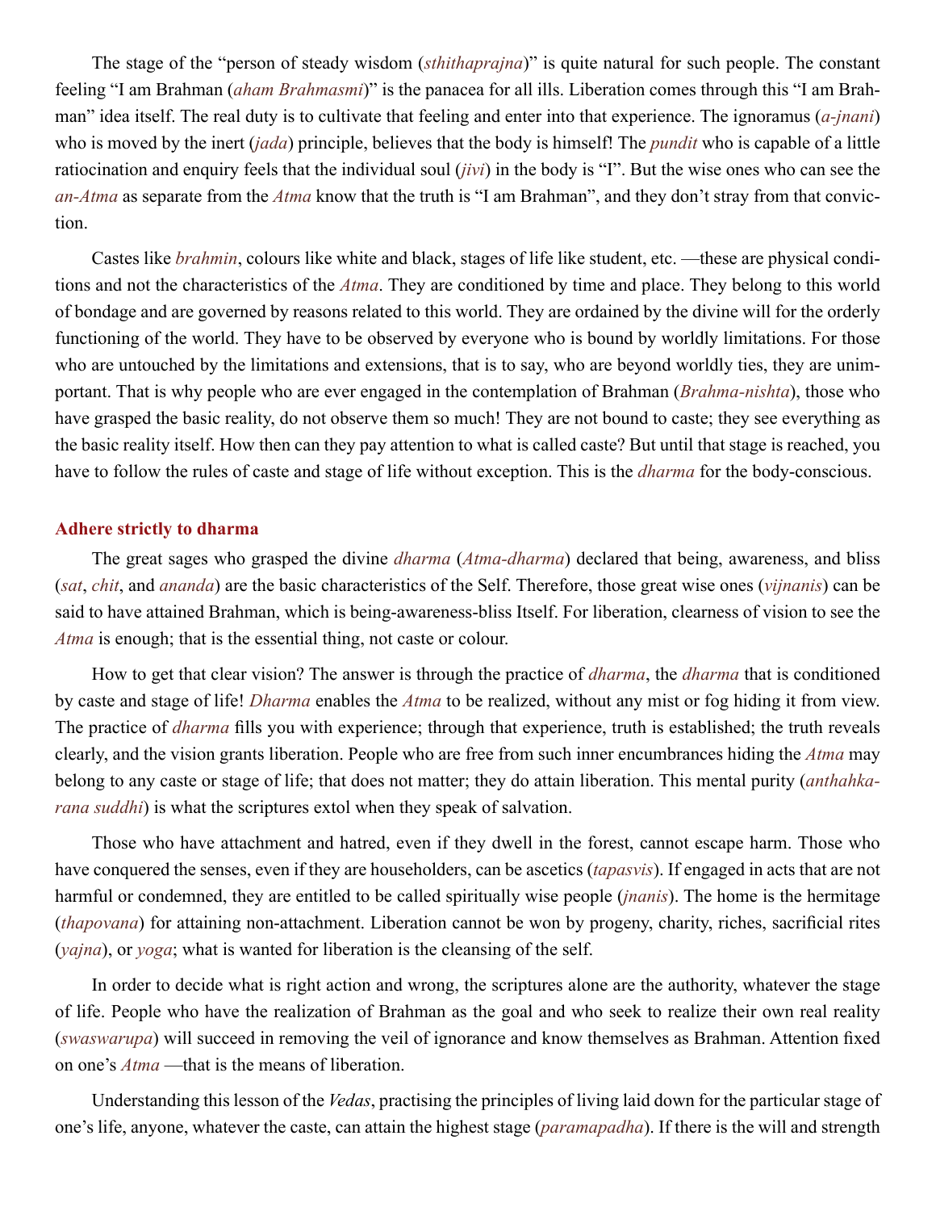The stage of the "person of steady wisdom (*sthithaprajna*)" is quite natural for such people. The constant feeling "I am Brahman (*aham Brahmasmi*)" is the panacea for all ills. Liberation comes through this "I am Brahman" idea itself. The real duty is to cultivate that feeling and enter into that experience. The ignoramus (*a-jnani*) who is moved by the inert (*jada*) principle, believes that the body is himself! The *pundit* who is capable of a little ratiocination and enquiry feels that the individual soul (*jivi*) in the body is "I". But the wise ones who can see the *an-Atma* as separate from the *Atma* know that the truth is "I am Brahman", and they don't stray from that conviction.

Castes like *brahmin*, colours like white and black, stages of life like student, etc. —these are physical conditions and not the characteristics of the *Atma*. They are conditioned by time and place. They belong to this world of bondage and are governed by reasons related to this world. They are ordained by the divine will for the orderly functioning of the world. They have to be observed by everyone who is bound by worldly limitations. For those who are untouched by the limitations and extensions, that is to say, who are beyond worldly ties, they are unimportant. That is why people who are ever engaged in the contemplation of Brahman (*Brahma-nishta*), those who have grasped the basic reality, do not observe them so much! They are not bound to caste; they see everything as the basic reality itself. How then can they pay attention to what is called caste? But until that stage is reached, you have to follow the rules of caste and stage of life without exception. This is the *dharma* for the body-conscious.

## Adhere strictly to dharma

The great sages who grasped the divine *dharma* (*Atma-dharma*) declared that being, awareness, and bliss (*sat*, *chit*, and *ananda*) are the basic characteristics of the Self. Therefore, those great wise ones (*vijnanis*) can be said to have attained Brahman, which is being-awareness-bliss Itself. For liberation, clearness of vision to see the *Atma* is enough; that is the essential thing, not caste or colour.

How to get that clear vision? The answer is through the practice of *dharma*, the *dharma* that is conditioned by caste and stage of life! *Dharma* enables the *Atma* to be realized, without any mist or fog hiding it from view. The practice of *dharma* fills you with experience; through that experience, truth is established; the truth reveals clearly, and the vision grants liberation. People who are free from such inner encumbrances hiding the *Atma* may belong to any caste or stage of life; that does not matter; they do attain liberation. This mental purity (*anthahkarana suddhi*) is what the scriptures extol when they speak of salvation.

Those who have attachment and hatred, even if they dwell in the forest, cannot escape harm. Those who have conquered the senses, even if they are householders, can be ascetics (*tapasvis*). If engaged in acts that are not harmful or condemned, they are entitled to be called spiritually wise people (*jnanis*). The home is the hermitage (*thapovana*) for attaining non-attachment. Liberation cannot be won by progeny, charity, riches, sacrificial rites (*yajna*), or *yoga*; what is wanted for liberation is the cleansing of the self.

In order to decide what is right action and wrong, the scriptures alone are the authority, whatever the stage of life. People who have the realization of Brahman as the goal and who seek to realize their own real reality (*swaswarupa*) will succeed in removing the veil of ignorance and know themselves as Brahman. Attention fixed on one's *Atma* —that is the means of liberation.

Understanding this lesson of the *Vedas*, practising the principles of living laid down for the particular stage of one's life, anyone, whatever the caste, can attain the highest stage (*paramapadha*). If there is the will and strength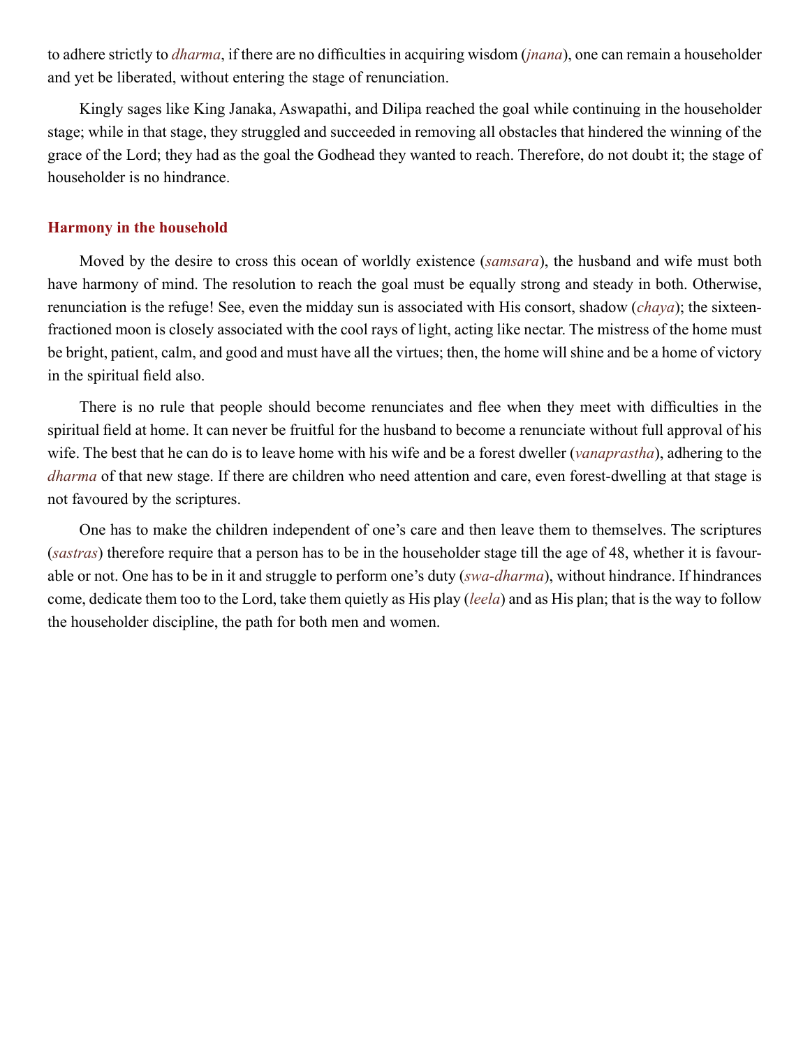to adhere strictly to *dharma*, if there are no difficulties in acquiring wisdom (*jnana*), one can remain a householder and yet be liberated, without entering the stage of renunciation.

Kingly sages like King Janaka, Aswapathi, and Dilipa reached the goal while continuing in the householder stage; while in that stage, they struggled and succeeded in removing all obstacles that hindered the winning of the grace of the Lord; they had as the goal the Godhead they wanted to reach. Therefore, do not doubt it; the stage of householder is no hindrance.

### Harmony in the household

Moved by the desire to cross this ocean of worldly existence (*samsara*), the husband and wife must both have harmony of mind. The resolution to reach the goal must be equally strong and steady in both. Otherwise, renunciation is the refuge! See, even the midday sun is associated with His consort, shadow (*chaya*); the sixteen-fractioned moon is closely associated with the cool rays of light, acting like nectar. The mistress of the home must be bright, patient, calm, and good and must have all the virtues; then, the home will shine and be a home of victory in the spiritual field also.

There is no rule that people should become renunciates and flee when they meet with difficulties in the spiritual field at home. It can never be fruitful for the husband to become a renunciate without full approval of his wife. The best that he can do is to leave home with his wife and be a forest dweller (*vanaprastha*), adhering to the *dharma* of that new stage. If there are children who need attention and care, even forest-dwelling at that stage is not favoured by the scriptures.

One has to make the children independent of one's care and then leave them to themselves. The scriptures (*sastras*) therefore require that a person has to be in the householder stage till the age of 48, whether it is favourable or not. One has to be in it and struggle to perform one's duty (*swa-dharma*), without hindrance. If hindrances come, dedicate them too to the Lord, take them quietly as His play (*leela*) and as His plan; that is the way to follow the householder discipline, the path for both men and women.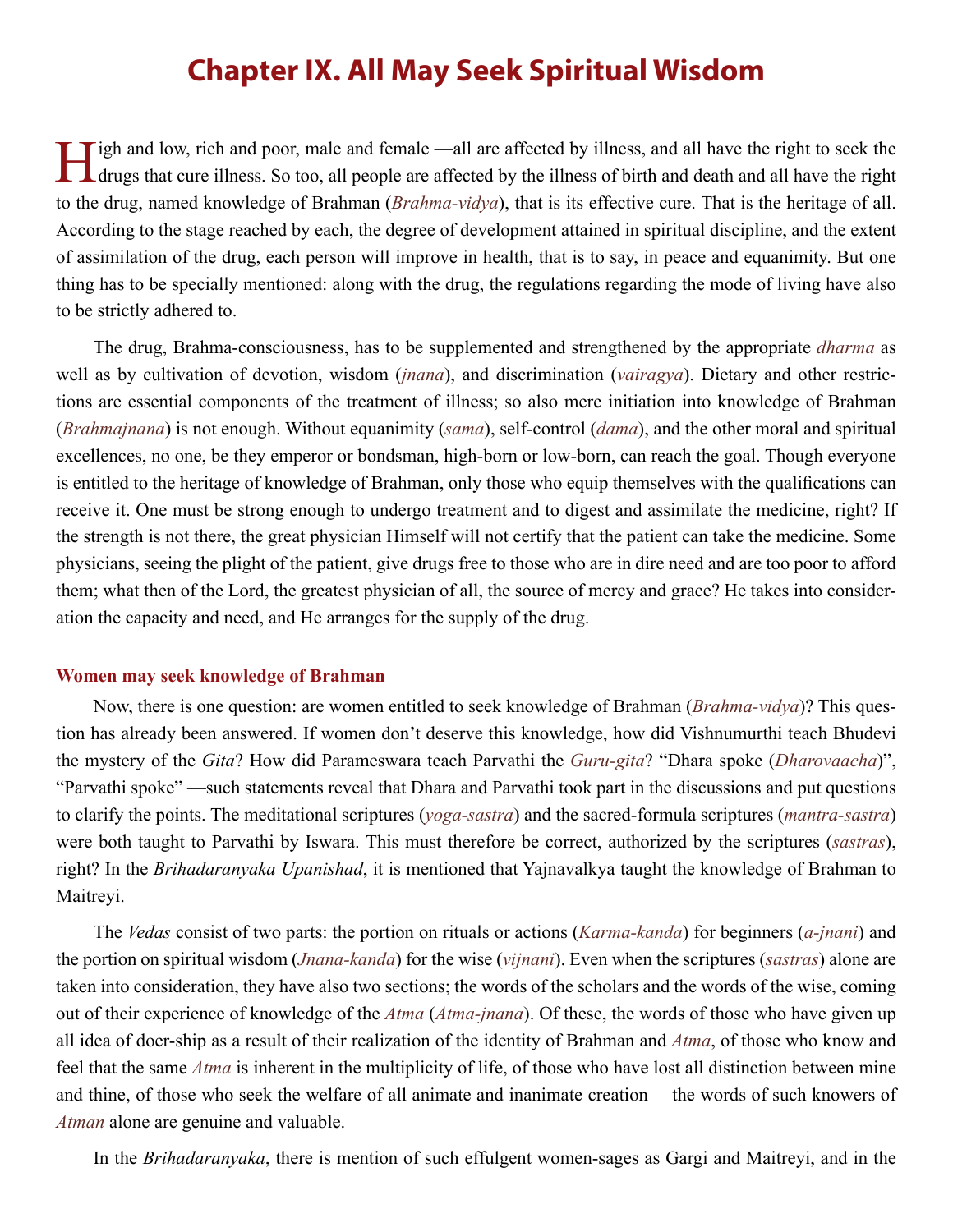# Chapter IX. All May Seek Spiritual Wisdom

High and low, rich and poor, male and female —all are affected by illness, and all have the right to seek the drugs that cure illness. So too, all people are affected by the illness of birth and death and all have the right to the drug, named knowledge of Brahman (*Brahma-vidya*), that is its effective cure. That is the heritage of all. According to the stage reached by each, the degree of development attained in spiritual discipline, and the extent of assimilation of the drug, each person will improve in health, that is to say, in peace and equanimity. But one thing has to be specially mentioned: along with the drug, the regulations regarding the mode of living have also to be strictly adhered to.

The drug, Brahma-consciousness, has to be supplemented and strengthened by the appropriate *dharma* as well as by cultivation of devotion, wisdom (*jnana*), and discrimination (*vairagya*). Dietary and other restrictions are essential components of the treatment of illness; so also mere initiation into knowledge of Brahman (*Brahmajnana*) is not enough. Without equanimity (*sama*), self-control (*dama*), and the other moral and spiritual excellences, no one, be they emperor or bondsman, high-born or low-born, can reach the goal. Though everyone is entitled to the heritage of knowledge of Brahman, only those who equip themselves with the qualifications can receive it. One must be strong enough to undergo treatment and to digest and assimilate the medicine, right? If the strength is not there, the great physician Himself will not certify that the patient can take the medicine. Some physicians, seeing the plight of the patient, give drugs free to those who are in dire need and are too poor to afford them; what then of the Lord, the greatest physician of all, the source of mercy and grace? He takes into consideration the capacity and need, and He arranges for the supply of the drug.

### Women may seek knowledge of Brahman

Now, there is one question: are women entitled to seek knowledge of Brahman (*Brahma-vidya*)? This question has already been answered. If women don't deserve this knowledge, how did Vishnumurthi teach Bhudevi the mystery of the *Gita*? How did Parameswara teach Parvathi the *Guru-gita*? "Dhara spoke (*Dharovaacha*)", "Parvathi spoke" —such statements reveal that Dhara and Parvathi took part in the discussions and put questions to clarify the points. The meditational scriptures (*yoga-sastra*) and the sacred-formula scriptures (*mantra-sastra*) were both taught to Parvathi by Iswara. This must therefore be correct, authorized by the scriptures (*sastras*), right? In the *Brihadaranyaka Upanishad*, it is mentioned that Yajnavalkya taught the knowledge of Brahman to Maitreyi.

The *Vedas* consist of two parts: the portion on rituals or actions (*Karma-kanda*) for beginners (*a-jnani*) and the portion on spiritual wisdom (*Jnana-kanda*) for the wise (*vijnani*). Even when the scriptures (*sastras*) alone are taken into consideration, they have also two sections; the words of the scholars and the words of the wise, coming out of their experience of knowledge of the *Atma* (*Atma-jnana*). Of these, the words of those who have given up all idea of doer-ship as a result of their realization of the identity of Brahman and *Atma*, of those who know and feel that the same *Atma* is inherent in the multiplicity of life, of those who have lost all distinction between mine and thine, of those who seek the welfare of all animate and inanimate creation —the words of such knowers of *Atman* alone are genuine and valuable.

In the *Brihadaranyaka*, there is mention of such effulgent women-sages as Gargi and Maitreyi, and in the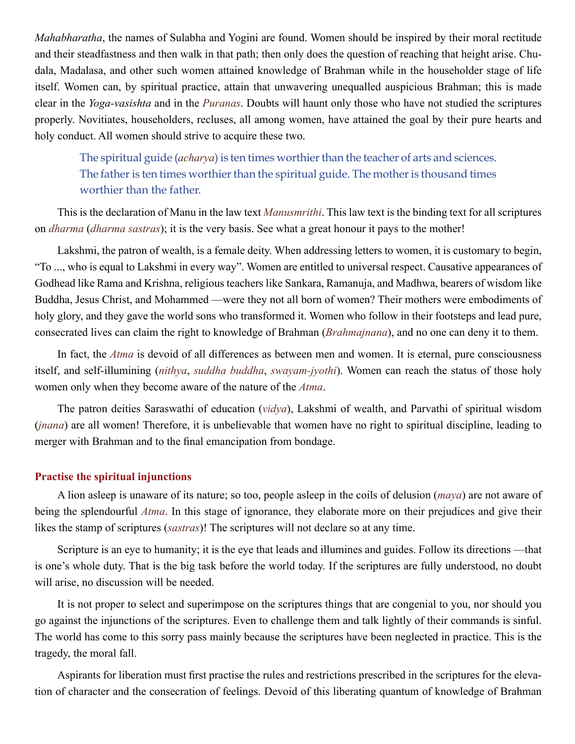*Mahabharatha*, the names of Sulabha and Yogini are found. Women should be inspired by their moral rectitude and their steadfastness and then walk in that path; then only does the question of reaching that height arise. Chudala, Madalasa, and other such women attained knowledge of Brahman while in the householder stage of life itself. Women can, by spiritual practice, attain that unwavering unequalled auspicious Brahman; this is made clear in the *Yoga-vasishta* and in the *Puranas*. Doubts will haunt only those who have not studied the scriptures properly. Novitiates, householders, recluses, all among women, have attained the goal by their pure hearts and holy conduct. All women should strive to acquire these two.

> The spiritual guide (*acharya*) is ten times worthier than the teacher of arts and sciences. The father is ten times worthier than the spiritual guide. The mother is thousand times worthier than the father.

This is the declaration of Manu in the law text *Manusmrithi*. This law text is the binding text for all scriptures on *dharma* (*dharma sastras*); it is the very basis. See what a great honour it pays to the mother!

Lakshmi, the patron of wealth, is a female deity. When addressing letters to women, it is customary to begin, "To ..., who is equal to Lakshmi in every way". Women are entitled to universal respect. Causative appearances of Godhead like Rama and Krishna, religious teachers like Sankara, Ramanuja, and Madhwa, bearers of wisdom like Buddha, Jesus Christ, and Mohammed —were they not all born of women? Their mothers were embodiments of holy glory, and they gave the world sons who transformed it. Women who follow in their footsteps and lead pure, consecrated lives can claim the right to knowledge of Brahman (*Brahmajnana*), and no one can deny it to them.

In fact, the *Atma* is devoid of all differences as between men and women. It is eternal, pure consciousness itself, and self-illumining (*nithya*, *suddha buddha*, *swayam-jyothi*). Women can reach the status of those holy women only when they become aware of the nature of the *Atma*.

The patron deities Saraswathi of education (*vidya*), Lakshmi of wealth, and Parvathi of spiritual wisdom (*jnana*) are all women! Therefore, it is unbelievable that women have no right to spiritual discipline, leading to merger with Brahman and to the final emancipation from bondage.

### Practise the spiritual injunctions

A lion asleep is unaware of its nature; so too, people asleep in the coils of delusion (*maya*) are not aware of being the splendourful *Atma*. In this stage of ignorance, they elaborate more on their prejudices and give their likes the stamp of scriptures (*sastras*)! The scriptures will not declare so at any time.

Scripture is an eye to humanity; it is the eye that leads and illumines and guides. Follow its directions —that is one's whole duty. That is the big task before the world today. If the scriptures are fully understood, no doubt will arise, no discussion will be needed.

It is not proper to select and superimpose on the scriptures things that are congenial to you, nor should you go against the injunctions of the scriptures. Even to challenge them and talk lightly of their commands is sinful. The world has come to this sorry pass mainly because the scriptures have been neglected in practice. This is the tragedy, the moral fall.

Aspirants for liberation must first practise the rules and restrictions prescribed in the scriptures for the elevation of character and the consecration of feelings. Devoid of this liberating quantum of knowledge of Brahman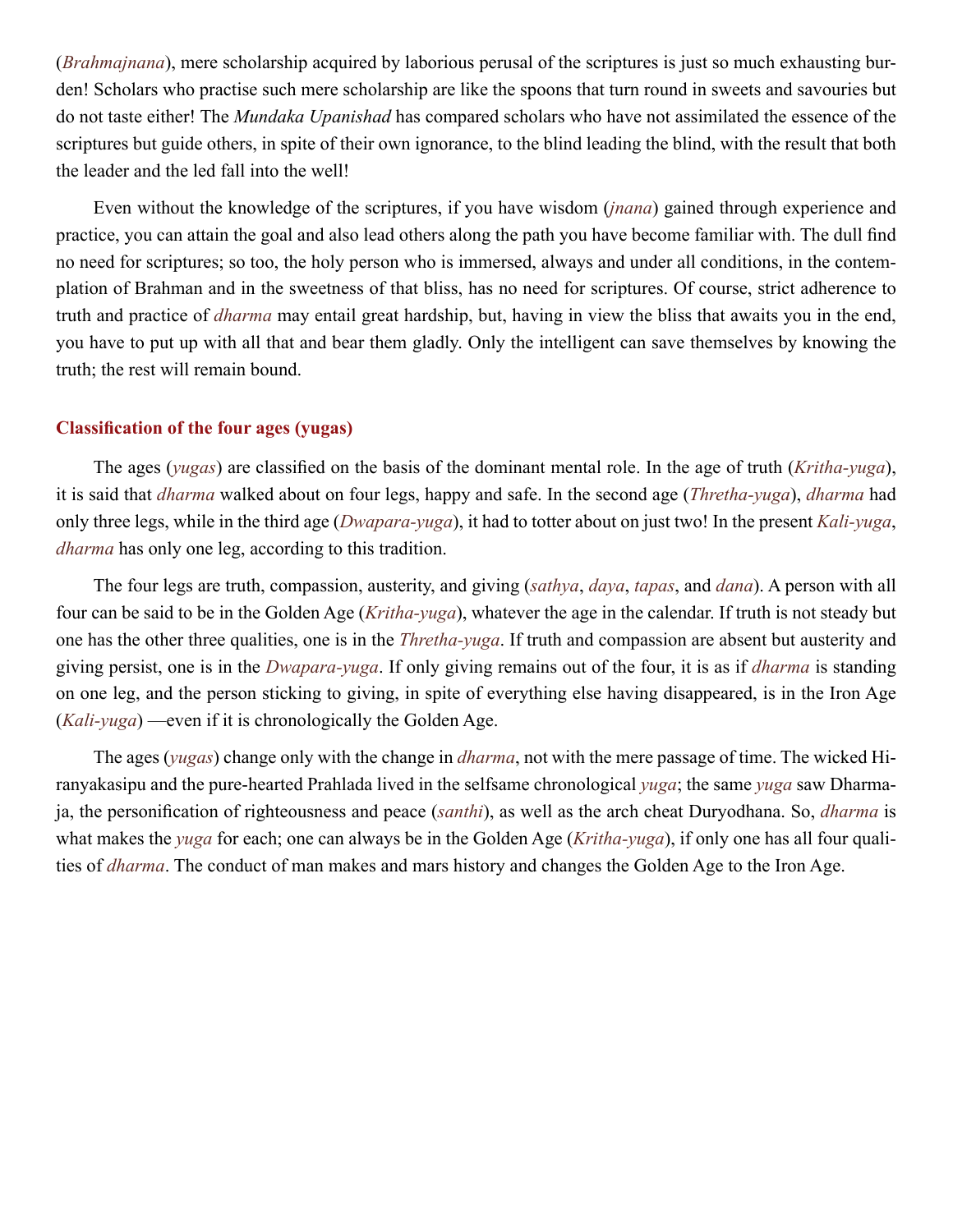(*Brahmajnana*), mere scholarship acquired by laborious perusal of the scriptures is just so much exhausting burden! Scholars who practise such mere scholarship are like the spoons that turn round in sweets and savouries but do not taste either! The *Mundaka Upanishad* has compared scholars who have not assimilated the essence of the scriptures but guide others, in spite of their own ignorance, to the blind leading the blind, with the result that both the leader and the led fall into the well!

Even without the knowledge of the scriptures, if you have wisdom (*jnana*) gained through experience and practice, you can attain the goal and also lead others along the path you have become familiar with. The dull find no need for scriptures; so too, the holy person who is immersed, always and under all conditions, in the contemplation of Brahman and in the sweetness of that bliss, has no need for scriptures. Of course, strict adherence to truth and practice of *dharma* may entail great hardship, but, having in view the bliss that awaits you in the end, you have to put up with all that and bear them gladly. Only the intelligent can save themselves by knowing the truth; the rest will remain bound.

### Classification of the four ages (yugas)

The ages (*yugas*) are classified on the basis of the dominant mental role. In the age of truth (*Kritha-yuga*), it is said that *dharma* walked about on four legs, happy and safe. In the second age (*Thretha-yuga*), *dharma* had only three legs, while in the third age (*Dwapara-yuga*), it had to totter about on just two! In the present *Kali-yuga*, *dharma* has only one leg, according to this tradition.

The four legs are truth, compassion, austerity, and giving (*sathya*, *daya*, *tapas*, and *dana*). A person with all four can be said to be in the Golden Age (*Kritha-yuga*), whatever the age in the calendar. If truth is not steady but one has the other three qualities, one is in the *Thretha-yuga*. If truth and compassion are absent but austerity and giving persist, one is in the *Dwapara-yuga*. If only giving remains out of the four, it is as if *dharma* is standing on one leg, and the person sticking to giving, in spite of everything else having disappeared, is in the Iron Age (*Kali-yuga*) —even if it is chronologically the Golden Age.

The ages (*yugas*) change only with the change in *dharma*, not with the mere passage of time. The wicked Hiranyakasipu and the pure-hearted Prahlada lived in the selfsame chronological *yuga*; the same *yuga* saw Dharmaja, the personification of righteousness and peace (*santhi*), as well as the arch cheat Duryodhana. So, *dharma* is what makes the *yuga* for each; one can always be in the Golden Age (*Kritha-yuga*), if only one has all four qualities of *dharma*. The conduct of man makes and mars history and changes the Golden Age to the Iron Age.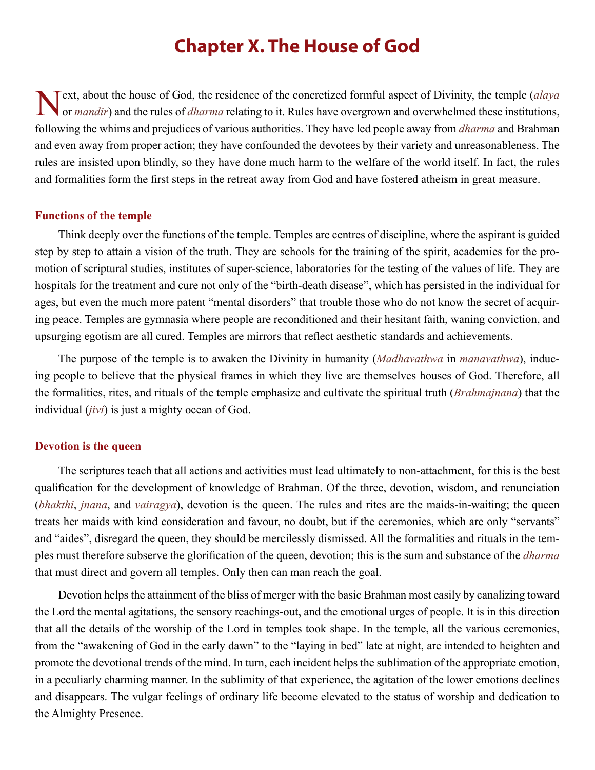# Chapter X. The House of God

Next, about the house of God, the residence of the concretized formful aspect of Divinity, the temple (*alaya* or *mandir*) and the rules of *dharma* relating to it. Rules have overgrown and overwhelmed these institutions, following the whims and prejudices of various authorities. They have led people away from *dharma* and Brahman and even away from proper action; they have confounded the devotees by their variety and unreasonableness. The rules are insisted upon blindly, so they have done much harm to the welfare of the world itself. In fact, the rules and formalities form the first steps in the retreat away from God and have fostered atheism in great measure.

### Functions of the temple

Think deeply over the functions of the temple. Temples are centres of discipline, where the aspirant is guided step by step to attain a vision of the truth. They are schools for the training of the spirit, academies for the promotion of scriptural studies, institutes of super-science, laboratories for the testing of the values of life. They are hospitals for the treatment and cure not only of the "birth-death disease", which has persisted in the individual for ages, but even the much more patent "mental disorders" that trouble those who do not know the secret of acquiring peace. Temples are gymnasia where people are reconditioned and their hesitant faith, waning conviction, and upsurging egotism are all cured. Temples are mirrors that reflect aesthetic standards and achievements.

The purpose of the temple is to awaken the Divinity in humanity (*Madhavathwa* in *manavathwa*), inducing people to believe that the physical frames in which they live are themselves houses of God. Therefore, all the formalities, rites, and rituals of the temple emphasize and cultivate the spiritual truth (*Brahmajnana*) that the individual (*jivi*) is just a mighty ocean of God.

### Devotion is the queen

The scriptures teach that all actions and activities must lead ultimately to non-attachment, for this is the best qualification for the development of knowledge of Brahman. Of the three, devotion, wisdom, and renunciation (*bhakthi*, *jnana*, and *vairagya*), devotion is the queen. The rules and rites are the maids-in-waiting; the queen treats her maids with kind consideration and favour, no doubt, but if the ceremonies, which are only "servants" and "aides", disregard the queen, they should be mercilessly dismissed. All the formalities and rituals in the temples must therefore subserve the glorification of the queen, devotion; this is the sum and substance of the *dharma* that must direct and govern all temples. Only then can man reach the goal.

Devotion helps the attainment of the bliss of merger with the basic Brahman most easily by canalizing toward the Lord the mental agitations, the sensory reachings-out, and the emotional urges of people. It is in this direction that all the details of the worship of the Lord in temples took shape. In the temple, all the various ceremonies, from the "awakening of God in the early dawn" to the "laying in bed" late at night, are intended to heighten and promote the devotional trends of the mind. In turn, each incident helps the sublimation of the appropriate emotion, in a peculiarly charming manner. In the sublimity of that experience, the agitation of the lower emotions declines and disappears. The vulgar feelings of ordinary life become elevated to the status of worship and dedication to the Almighty Presence.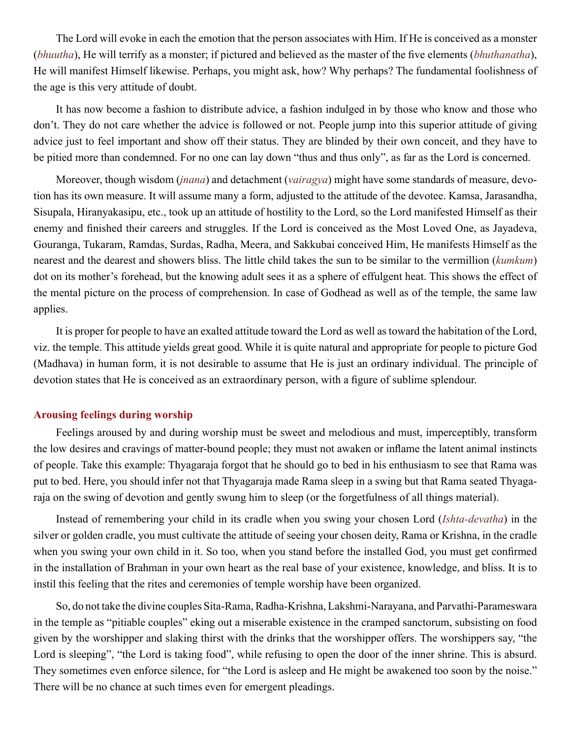The Lord will evoke in each the emotion that the person associates with Him. If He is conceived as a monster (*bhuutha*), He will terrify as a monster; if pictured and believed as the master of the five elements (*bhuthanatha*), He will manifest Himself likewise. Perhaps, you might ask, how? Why perhaps? The fundamental foolishness of the age is this very attitude of doubt.

It has now become a fashion to distribute advice, a fashion indulged in by those who know and those who don't. They do not care whether the advice is followed or not. People jump into this superior attitude of giving advice just to feel important and show off their status. They are blinded by their own conceit, and they have to be pitied more than condemned. For no one can lay down "thus and thus only", as far as the Lord is concerned.

Moreover, though wisdom (*jnana*) and detachment (*vairagya*) might have some standards of measure, devotion has its own measure. It will assume many a form, adjusted to the attitude of the devotee. Kamsa, Jarasandha, Sisupala, Hiranyakasipu, etc., took up an attitude of hostility to the Lord, so the Lord manifested Himself as their enemy and finished their careers and struggles. If the Lord is conceived as the Most Loved One, as Jayadeva, Gouranga, Tukaram, Ramdas, Surdas, Radha, Meera, and Sakkubai conceived Him, He manifests Himself as the nearest and the dearest and showers bliss. The little child takes the sun to be similar to the vermillion (*kumkum*) dot on its mother's forehead, but the knowing adult sees it as a sphere of effulgent heat. This shows the effect of the mental picture on the process of comprehension. In case of Godhead as well as of the temple, the same law applies.

It is proper for people to have an exalted attitude toward the Lord as well as toward the habitation of the Lord, viz. the temple. This attitude yields great good. While it is quite natural and appropriate for people to picture God (Madhava) in human form, it is not desirable to assume that He is just an ordinary individual. The principle of devotion states that He is conceived as an extraordinary person, with a figure of sublime splendour.

## Arousing feelings during worship

Feelings aroused by and during worship must be sweet and melodious and must, imperceptibly, transform the low desires and cravings of matter-bound people; they must not awaken or inflame the latent animal instincts of people. Take this example: Thyagaraja forgot that he should go to bed in his enthusiasm to see that Rama was put to bed. Here, you should infer not that Thyagaraja made Rama sleep in a swing but that Rama seated Thyagaraja on the swing of devotion and gently swung him to sleep (or the forgetfulness of all things material).

Instead of remembering your child in its cradle when you swing your chosen Lord (*Ishta-devatha*) in the silver or golden cradle, you must cultivate the attitude of seeing your chosen deity, Rama or Krishna, in the cradle when you swing your own child in it. So too, when you stand before the installed God, you must get confirmed in the installation of Brahman in your own heart as the real base of your existence, knowledge, and bliss. It is to instil this feeling that the rites and ceremonies of temple worship have been organized.

So, do not take the divine couples Sita-Rama, Radha-Krishna, Lakshmi-Narayana, and Parvathi-Parameswara in the temple as "pitiable couples" eking out a miserable existence in the cramped sanctorum, subsisting on food given by the worshipper and slaking thirst with the drinks that the worshipper offers. The worshippers say, "the Lord is sleeping", "the Lord is taking food", while refusing to open the door of the inner shrine. This is absurd. They sometimes even enforce silence, for "the Lord is asleep and He might be awakened too soon by the noise." There will be no chance at such times even for emergent pleadings.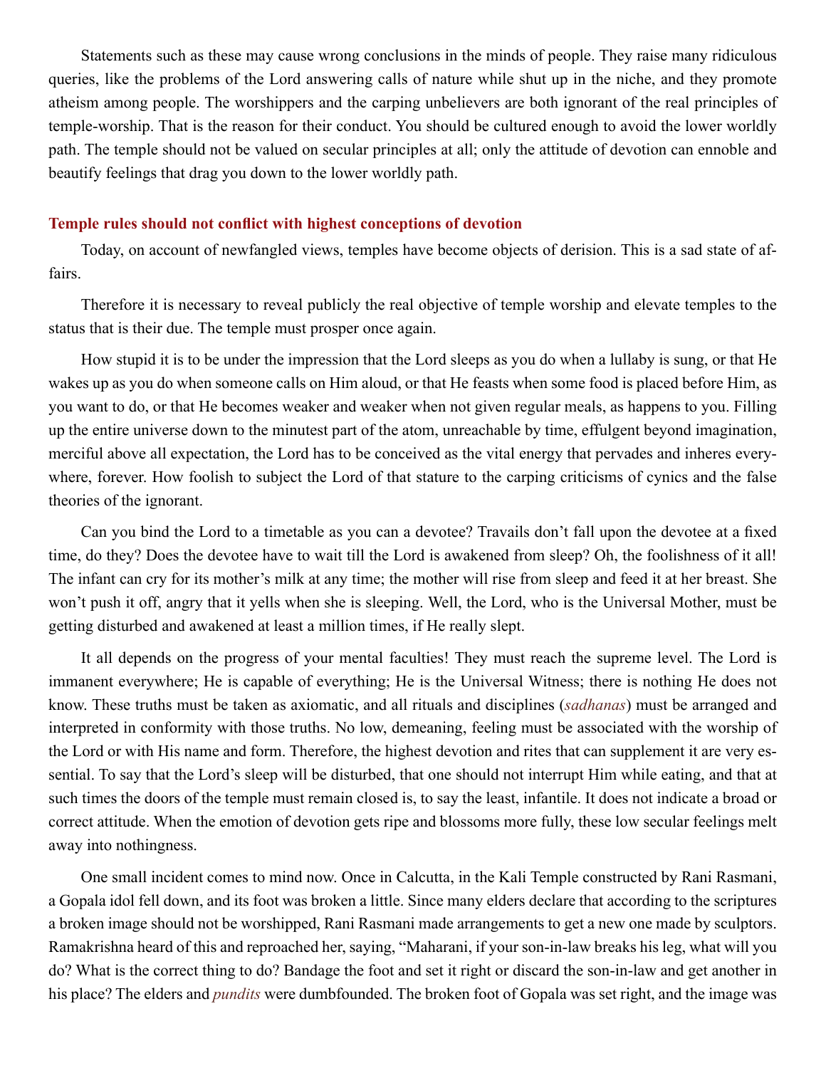Statements such as these may cause wrong conclusions in the minds of people. They raise many ridiculous queries, like the problems of the Lord answering calls of nature while shut up in the niche, and they promote atheism among people. The worshippers and the carping unbelievers are both ignorant of the real principles of temple-worship. That is the reason for their conduct. You should be cultured enough to avoid the lower worldly path. The temple should not be valued on secular principles at all; only the attitude of devotion can ennoble and beautify feelings that drag you down to the lower worldly path.

### Temple rules should not conflict with highest conceptions of devotion

Today, on account of newfangled views, temples have become objects of derision. This is a sad state of affairs.

Therefore it is necessary to reveal publicly the real objective of temple worship and elevate temples to the status that is their due. The temple must prosper once again.

How stupid it is to be under the impression that the Lord sleeps as you do when a lullaby is sung, or that He wakes up as you do when someone calls on Him aloud, or that He feasts when some food is placed before Him, as you want to do, or that He becomes weaker and weaker when not given regular meals, as happens to you. Filling up the entire universe down to the minutest part of the atom, unreachable by time, effulgent beyond imagination, merciful above all expectation, the Lord has to be conceived as the vital energy that pervades and inheres everywhere, forever. How foolish to subject the Lord of that stature to the carping criticisms of cynics and the false theories of the ignorant.

Can you bind the Lord to a timetable as you can a devotee? Travails don't fall upon the devotee at a fixed time, do they? Does the devotee have to wait till the Lord is awakened from sleep? Oh, the foolishness of it all! The infant can cry for its mother's milk at any time; the mother will rise from sleep and feed it at her breast. She won't push it off, angry that it yells when she is sleeping. Well, the Lord, who is the Universal Mother, must be getting disturbed and awakened at least a million times, if He really slept.

It all depends on the progress of your mental faculties! They must reach the supreme level. The Lord is immanent everywhere; He is capable of everything; He is the Universal Witness; there is nothing He does not know. These truths must be taken as axiomatic, and all rituals and disciplines (*sadhanas*) must be arranged and interpreted in conformity with those truths. No low, demeaning, feeling must be associated with the worship of the Lord or with His name and form. Therefore, the highest devotion and rites that can supplement it are very essential. To say that the Lord's sleep will be disturbed, that one should not interrupt Him while eating, and that at such times the doors of the temple must remain closed is, to say the least, infantile. It does not indicate a broad or correct attitude. When the emotion of devotion gets ripe and blossoms more fully, these low secular feelings melt away into nothingness.

One small incident comes to mind now. Once in Calcutta, in the Kali Temple constructed by Rani Rasmani, a Gopala idol fell down, and its foot was broken a little. Since many elders declare that according to the scriptures a broken image should not be worshipped, Rani Rasmani made arrangements to get a new one made by sculptors. Ramakrishna heard of this and reproached her, saying, "Maharani, if your son-in-law breaks his leg, what will you do? What is the correct thing to do? Bandage the foot and set it right or discard the son-in-law and get another in his place? The elders and *pundits* were dumbfounded. The broken foot of Gopala was set right, and the image was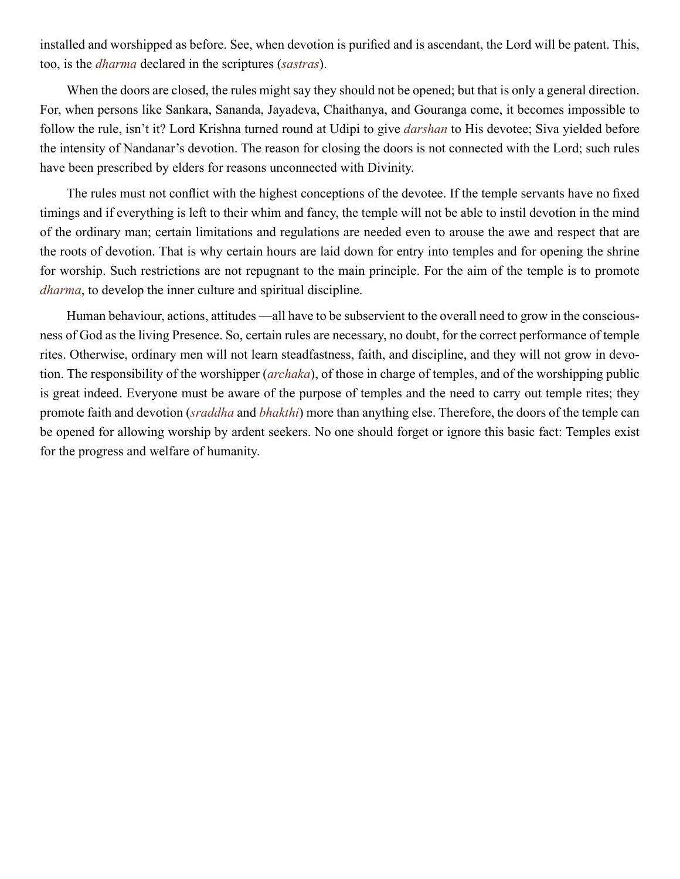installed and worshipped as before. See, when devotion is purified and is ascendant, the Lord will be patent. This, too, is the *dharma* declared in the scriptures (*sastras*).

When the doors are closed, the rules might say they should not be opened; but that is only a general direction. For, when persons like Sankara, Sananda, Jayadeva, Chaithanya, and Gouranga come, it becomes impossible to follow the rule, isn't it? Lord Krishna turned round at Udipi to give *darshan* to His devotee; Siva yielded before the intensity of Nandanar's devotion. The reason for closing the doors is not connected with the Lord; such rules have been prescribed by elders for reasons unconnected with Divinity.

The rules must not conflict with the highest conceptions of the devotee. If the temple servants have no fixed timings and if everything is left to their whim and fancy, the temple will not be able to instil devotion in the mind of the ordinary man; certain limitations and regulations are needed even to arouse the awe and respect that are the roots of devotion. That is why certain hours are laid down for entry into temples and for opening the shrine for worship. Such restrictions are not repugnant to the main principle. For the aim of the temple is to promote *dharma*, to develop the inner culture and spiritual discipline.

Human behaviour, actions, attitudes —all have to be subservient to the overall need to grow in the consciousness of God as the living Presence. So, certain rules are necessary, no doubt, for the correct performance of temple rites. Otherwise, ordinary men will not learn steadfastness, faith, and discipline, and they will not grow in devotion. The responsibility of the worshipper (*archaka*), of those in charge of temples, and of the worshipping public is great indeed. Everyone must be aware of the purpose of temples and the need to carry out temple rites; they promote faith and devotion (*sraddha* and *bhakthi*) more than anything else. Therefore, the doors of the temple can be opened for allowing worship by ardent seekers. No one should forget or ignore this basic fact: Temples exist for the progress and welfare of humanity.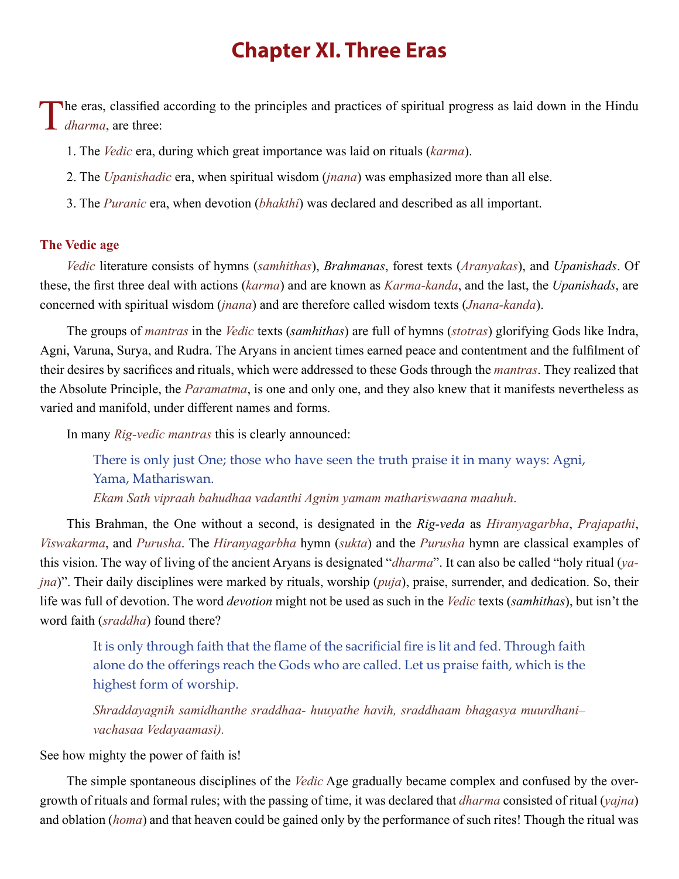# Chapter XI. Three Eras

The eras, classified according to the principles and practices of spiritual progress as laid down in the Hindu *dharma*, are three:

1. The *Vedic* era, during which great importance was laid on rituals (*karma*).
2. The *Upanishadic* era, when spiritual wisdom (*jnana*) was emphasized more than all else.
3. The *Puranic* era, when devotion (*bhakthi*) was declared and described as all important.

## The Vedic age

*Vedic* literature consists of hymns (*samhithas*), *Brahmanas*, forest texts (*Aranyakas*), and *Upanishads*. Of these, the first three deal with actions (*karma*) and are known as *Karma-kanda*, and the last, the *Upanishads*, are concerned with spiritual wisdom (*jnana*) and are therefore called wisdom texts (*Jnana-kanda*).

The groups of *mantras* in the *Vedic* texts (*samhithas*) are full of hymns (*stotras*) glorifying Gods like Indra, Agni, Varuna, Surya, and Rudra. The Aryans in ancient times earned peace and contentment and the fulfilment of their desires by sacrifices and rituals, which were addressed to these Gods through the *mantras*. They realized that the Absolute Principle, the *Paramatma*, is one and only one, and they also knew that it manifests nevertheless as varied and manifold, under different names and forms.

In many *Rig-vedic mantras* this is clearly announced:

> There is only just One; those who have seen the truth praise it in many ways: Agni, Yama, Mathariswan.
> *Ekam Sath vipraah bahudhaa vadanthi Agnim yamam mathariswaana maahuh*.

This Brahman, the One without a second, is designated in the *Rig-veda* as *Hiranyagarbha*, *Prajapathi*, *Viswakarma*, and *Purusha*. The *Hiranyagarbha* hymn (*sukta*) and the *Purusha* hymn are classical examples of this vision. The way of living of the ancient Aryans is designated "*dharma*". It can also be called "holy ritual (*yajna*)". Their daily disciplines were marked by rituals, worship (*puja*), praise, surrender, and dedication. So, their life was full of devotion. The word *devotion* might not be used as such in the *Vedic* texts (*samhithas*), but isn't the word faith (*sraddha*) found there?

> It is only through faith that the flame of the sacrificial fire is lit and fed. Through faith alone do the offerings reach the Gods who are called. Let us praise faith, which is the highest form of worship.
>
> *Shraddayagnih samidhanthe sraddhaa- huuyathe havih, sraddhaam bhagasya muurdhani– vachasaa Vedayaamasi).*

See how mighty the power of faith is!

The simple spontaneous disciplines of the *Vedic* Age gradually became complex and confused by the overgrowth of rituals and formal rules; with the passing of time, it was declared that *dharma* consisted of ritual (*yajna*) and oblation (*homa*) and that heaven could be gained only by the performance of such rites! Though the ritual was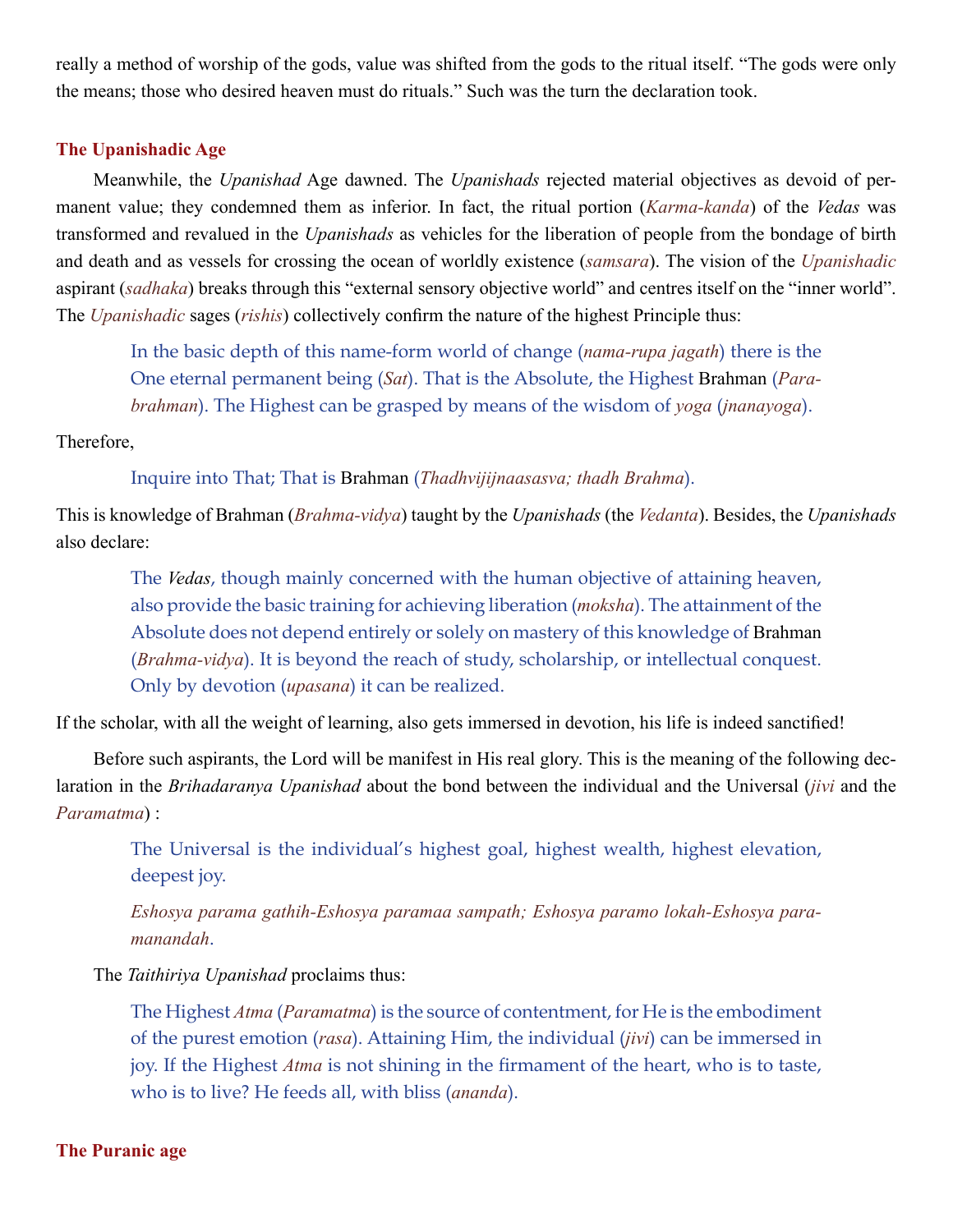really a method of worship of the gods, value was shifted from the gods to the ritual itself. "The gods were only the means; those who desired heaven must do rituals." Such was the turn the declaration took.

## The Upanishadic Age

Meanwhile, the *Upanishad* Age dawned. The *Upanishads* rejected material objectives as devoid of permanent value; they condemned them as inferior. In fact, the ritual portion (*Karma-kanda*) of the *Vedas* was transformed and revalued in the *Upanishads* as vehicles for the liberation of people from the bondage of birth and death and as vessels for crossing the ocean of worldly existence (*samsara*). The vision of the *Upanishadic* aspirant (*sadhaka*) breaks through this "external sensory objective world" and centres itself on the "inner world". The *Upanishadic* sages (*rishis*) collectively confirm the nature of the highest Principle thus:

> In the basic depth of this name-form world of change (*nama-rupa jagath*) there is the One eternal permanent being (*Sat*). That is the Absolute, the Highest Brahman (*Parabrahman*). The Highest can be grasped by means of the wisdom of *yoga* (*jnanayoga*).

Therefore,

> Inquire into That; That is Brahman (*Thadhvijijnaasasva; thadh Brahma*).

This is knowledge of Brahman (*Brahma-vidya*) taught by the *Upanishads* (the *Vedanta*). Besides, the *Upanishads* also declare:

> The *Vedas*, though mainly concerned with the human objective of attaining heaven, also provide the basic training for achieving liberation (*moksha*). The attainment of the Absolute does not depend entirely or solely on mastery of this knowledge of Brahman (*Brahma-vidya*). It is beyond the reach of study, scholarship, or intellectual conquest. Only by devotion (*upasana*) it can be realized.

If the scholar, with all the weight of learning, also gets immersed in devotion, his life is indeed sanctified!

Before such aspirants, the Lord will be manifest in His real glory. This is the meaning of the following declaration in the *Brihadaranya Upanishad* about the bond between the individual and the Universal (*jivi* and the *Paramatma*) :

> The Universal is the individual's highest goal, highest wealth, highest elevation, deepest joy.
>
> *Eshosya parama gathih-Eshosya paramaa sampath; Eshosya paramo lokah-Eshosya paramanandah.*

The *Taithiriya Upanishad* proclaims thus:

> The Highest *Atma* (*Paramatma*) is the source of contentment, for He is the embodiment of the purest emotion (*rasa*). Attaining Him, the individual (*jivi*) can be immersed in joy. If the Highest *Atma* is not shining in the firmament of the heart, who is to taste, who is to live? He feeds all, with bliss (*ananda*).

## The Puranic age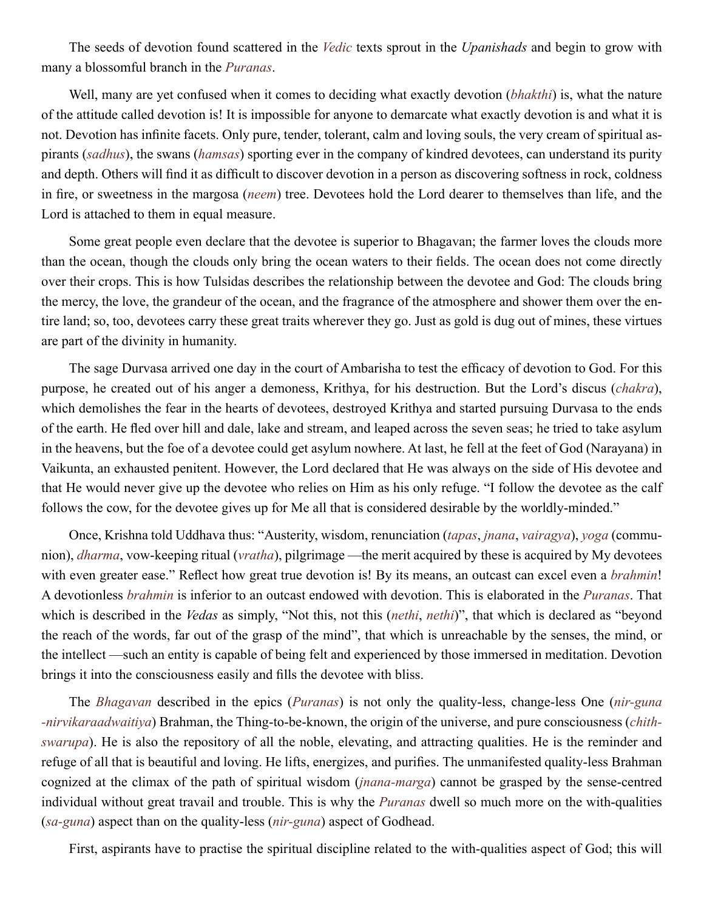The seeds of devotion found scattered in the *Vedic* texts sprout in the *Upanishads* and begin to grow with many a blossomful branch in the *Puranas*.

Well, many are yet confused when it comes to deciding what exactly devotion (*bhakthi*) is, what the nature of the attitude called devotion is! It is impossible for anyone to demarcate what exactly devotion is and what it is not. Devotion has infinite facets. Only pure, tender, tolerant, calm and loving souls, the very cream of spiritual aspirants (*sadhus*), the swans (*hamsas*) sporting ever in the company of kindred devotees, can understand its purity and depth. Others will find it as difficult to discover devotion in a person as discovering softness in rock, coldness in fire, or sweetness in the margosa (*neem*) tree. Devotees hold the Lord dearer to themselves than life, and the Lord is attached to them in equal measure.

Some great people even declare that the devotee is superior to Bhagavan; the farmer loves the clouds more than the ocean, though the clouds only bring the ocean waters to their fields. The ocean does not come directly over their crops. This is how Tulsidas describes the relationship between the devotee and God: The clouds bring the mercy, the love, the grandeur of the ocean, and the fragrance of the atmosphere and shower them over the entire land; so, too, devotees carry these great traits wherever they go. Just as gold is dug out of mines, these virtues are part of the divinity in humanity.

The sage Durvasa arrived one day in the court of Ambarisha to test the efficacy of devotion to God. For this purpose, he created out of his anger a demoness, Krithya, for his destruction. But the Lord's discus (*chakra*), which demolishes the fear in the hearts of devotees, destroyed Krithya and started pursuing Durvasa to the ends of the earth. He fled over hill and dale, lake and stream, and leaped across the seven seas; he tried to take asylum in the heavens, but the foe of a devotee could get asylum nowhere. At last, he fell at the feet of God (Narayana) in Vaikunta, an exhausted penitent. However, the Lord declared that He was always on the side of His devotee and that He would never give up the devotee who relies on Him as his only refuge. "I follow the devotee as the calf follows the cow, for the devotee gives up for Me all that is considered desirable by the worldly-minded."

Once, Krishna told Uddhava thus: "Austerity, wisdom, renunciation (*tapas*, *jnana*, *vairagya*), *yoga* (communion), *dharma*, vow-keeping ritual (*vratha*), pilgrimage —the merit acquired by these is acquired by My devotees with even greater ease." Reflect how great true devotion is! By its means, an outcast can excel even a *brahmin*! A devotionless *brahmin* is inferior to an outcast endowed with devotion. This is elaborated in the *Puranas*. That which is described in the *Vedas* as simply, "Not this, not this (*nethi*, *nethi*)", that which is declared as "beyond the reach of the words, far out of the grasp of the mind", that which is unreachable by the senses, the mind, or the intellect —such an entity is capable of being felt and experienced by those immersed in meditation. Devotion brings it into the consciousness easily and fills the devotee with bliss.

The *Bhagavan* described in the epics (*Puranas*) is not only the quality-less, change-less One (*nir-guna -nirvikaraadwaitiya*) Brahman, the Thing-to-be-known, the origin of the universe, and pure consciousness (*chith-swarupa*). He is also the repository of all the noble, elevating, and attracting qualities. He is the reminder and refuge of all that is beautiful and loving. He lifts, energizes, and purifies. The unmanifested quality-less Brahman cognized at the climax of the path of spiritual wisdom (*jnana-marga*) cannot be grasped by the sense-centred individual without great travail and trouble. This is why the *Puranas* dwell so much more on the with-qualities (*sa-guna*) aspect than on the quality-less (*nir-guna*) aspect of Godhead.

First, aspirants have to practise the spiritual discipline related to the with-qualities aspect of God; this will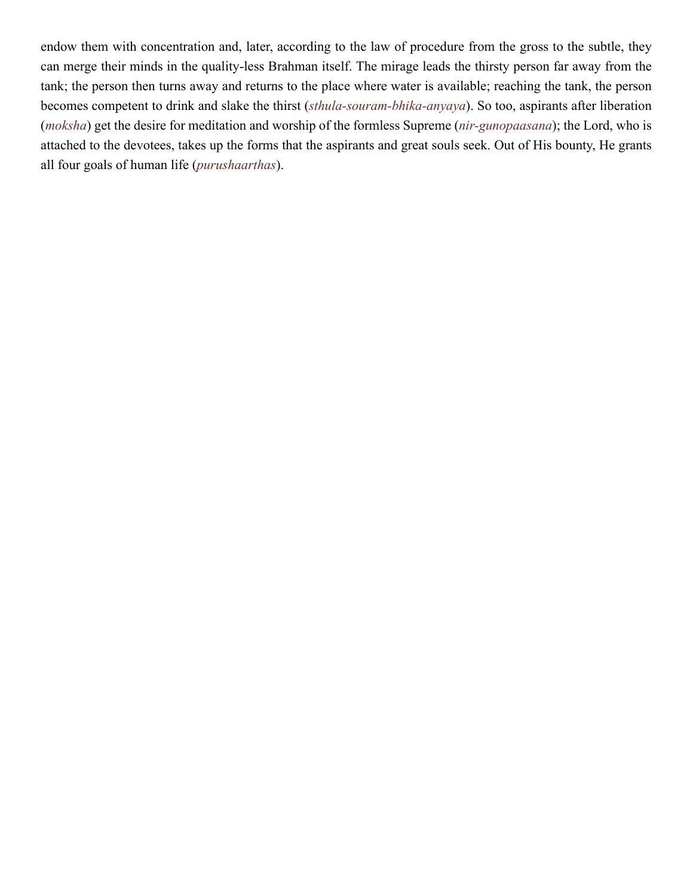endow them with concentration and, later, according to the law of procedure from the gross to the subtle, they can merge their minds in the quality-less Brahman itself. The mirage leads the thirsty person far away from the tank; the person then turns away and returns to the place where water is available; reaching the tank, the person becomes competent to drink and slake the thirst (*sthula-souram-bhika-anyaya*). So too, aspirants after liberation (*moksha*) get the desire for meditation and worship of the formless Supreme (*nir-gunopaasana*); the Lord, who is attached to the devotees, takes up the forms that the aspirants and great souls seek. Out of His bounty, He grants all four goals of human life (*purushaarthas*).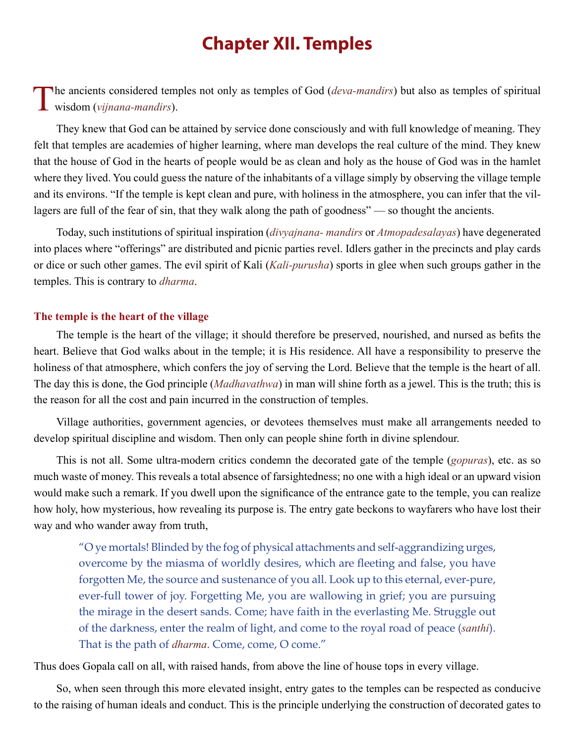# Chapter XII. Temples

The ancients considered temples not only as temples of God (*deva-mandirs*) but also as temples of spiritual wisdom (*vijnana-mandirs*).

They knew that God can be attained by service done consciously and with full knowledge of meaning. They felt that temples are academies of higher learning, where man develops the real culture of the mind. They knew that the house of God in the hearts of people would be as clean and holy as the house of God was in the hamlet where they lived. You could guess the nature of the inhabitants of a village simply by observing the village temple and its environs. "If the temple is kept clean and pure, with holiness in the atmosphere, you can infer that the villagers are full of the fear of sin, that they walk along the path of goodness" — so thought the ancients.

Today, such institutions of spiritual inspiration (*divyajnana- mandirs* or *Atmopadesalayas*) have degenerated into places where "offerings" are distributed and picnic parties revel. Idlers gather in the precincts and play cards or dice or such other games. The evil spirit of Kali (*Kali-purusha*) sports in glee when such groups gather in the temples. This is contrary to *dharma*.

### The temple is the heart of the village

The temple is the heart of the village; it should therefore be preserved, nourished, and nursed as befits the heart. Believe that God walks about in the temple; it is His residence. All have a responsibility to preserve the holiness of that atmosphere, which confers the joy of serving the Lord. Believe that the temple is the heart of all. The day this is done, the God principle (*Madhavathwa*) in man will shine forth as a jewel. This is the truth; this is the reason for all the cost and pain incurred in the construction of temples.

Village authorities, government agencies, or devotees themselves must make all arrangements needed to develop spiritual discipline and wisdom. Then only can people shine forth in divine splendour.

This is not all. Some ultra-modern critics condemn the decorated gate of the temple (*gopuras*), etc. as so much waste of money. This reveals a total absence of farsightedness; no one with a high ideal or an upward vision would make such a remark. If you dwell upon the significance of the entrance gate to the temple, you can realize how holy, how mysterious, how revealing its purpose is. The entry gate beckons to wayfarers who have lost their way and who wander away from truth,

> "O ye mortals! Blinded by the fog of physical attachments and self-aggrandizing urges, overcome by the miasma of worldly desires, which are fleeting and false, you have forgotten Me, the source and sustenance of you all. Look up to this eternal, ever-pure, ever-full tower of joy. Forgetting Me, you are wallowing in grief; you are pursuing the mirage in the desert sands. Come; have faith in the everlasting Me. Struggle out of the darkness, enter the realm of light, and come to the royal road of peace (*santhi*). That is the path of *dharma*. Come, come, O come."

Thus does Gopala call on all, with raised hands, from above the line of house tops in every village.

So, when seen through this more elevated insight, entry gates to the temples can be respected as conducive to the raising of human ideals and conduct. This is the principle underlying the construction of decorated gates to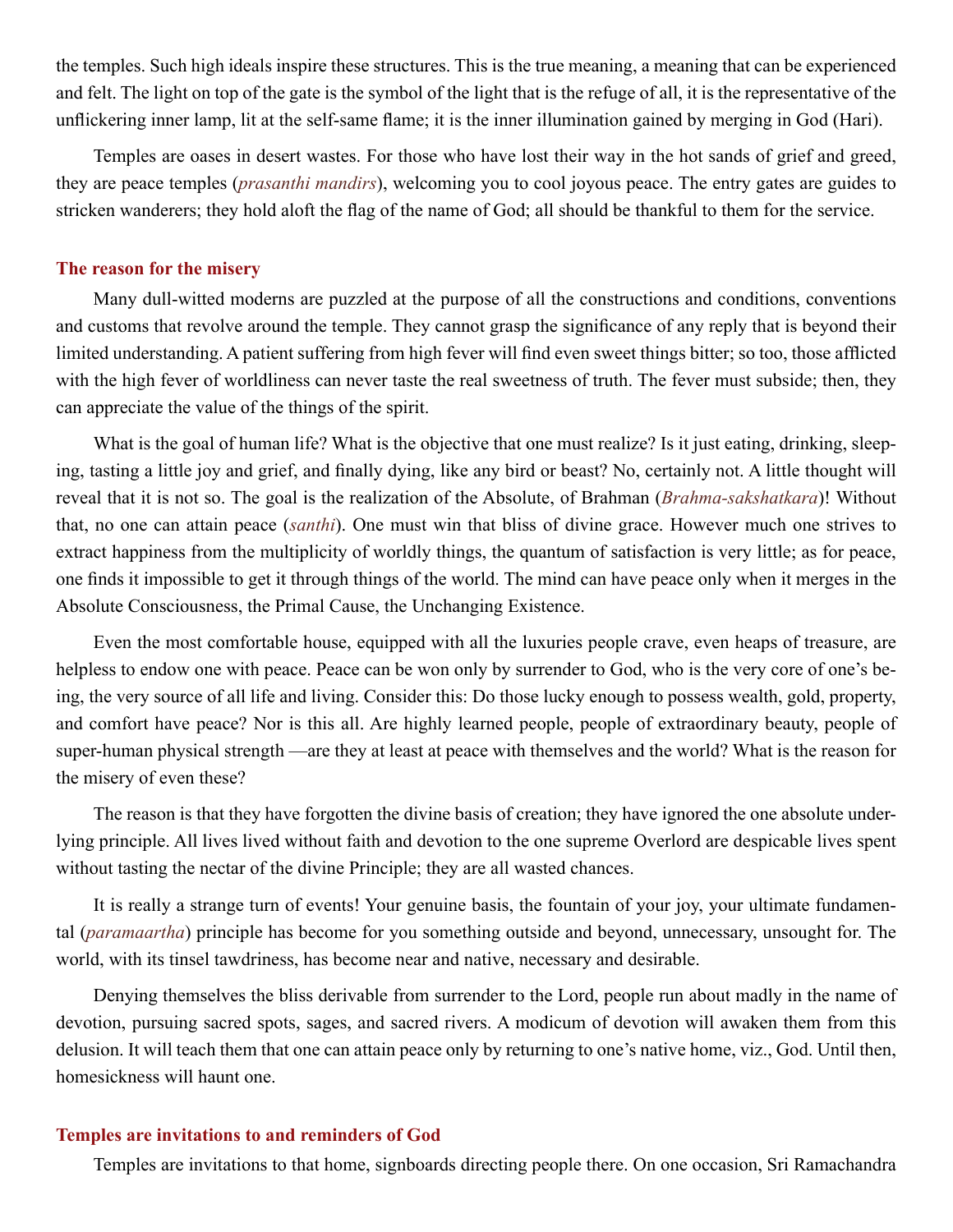the temples. Such high ideals inspire these structures. This is the true meaning, a meaning that can be experienced and felt. The light on top of the gate is the symbol of the light that is the refuge of all, it is the representative of the unflickering inner lamp, lit at the self-same flame; it is the inner illumination gained by merging in God (Hari).

Temples are oases in desert wastes. For those who have lost their way in the hot sands of grief and greed, they are peace temples (*prasanthi mandirs*), welcoming you to cool joyous peace. The entry gates are guides to stricken wanderers; they hold aloft the flag of the name of God; all should be thankful to them for the service.

### The reason for the misery

Many dull-witted moderns are puzzled at the purpose of all the constructions and conditions, conventions and customs that revolve around the temple. They cannot grasp the significance of any reply that is beyond their limited understanding. A patient suffering from high fever will find even sweet things bitter; so too, those afflicted with the high fever of worldliness can never taste the real sweetness of truth. The fever must subside; then, they can appreciate the value of the things of the spirit.

What is the goal of human life? What is the objective that one must realize? Is it just eating, drinking, sleeping, tasting a little joy and grief, and finally dying, like any bird or beast? No, certainly not. A little thought will reveal that it is not so. The goal is the realization of the Absolute, of Brahman (*Brahma-sakshatkara*)! Without that, no one can attain peace (*santhi*). One must win that bliss of divine grace. However much one strives to extract happiness from the multiplicity of worldly things, the quantum of satisfaction is very little; as for peace, one finds it impossible to get it through things of the world. The mind can have peace only when it merges in the Absolute Consciousness, the Primal Cause, the Unchanging Existence.

Even the most comfortable house, equipped with all the luxuries people crave, even heaps of treasure, are helpless to endow one with peace. Peace can be won only by surrender to God, who is the very core of one's being, the very source of all life and living. Consider this: Do those lucky enough to possess wealth, gold, property, and comfort have peace? Nor is this all. Are highly learned people, people of extraordinary beauty, people of super-human physical strength —are they at least at peace with themselves and the world? What is the reason for the misery of even these?

The reason is that they have forgotten the divine basis of creation; they have ignored the one absolute underlying principle. All lives lived without faith and devotion to the one supreme Overlord are despicable lives spent without tasting the nectar of the divine Principle; they are all wasted chances.

It is really a strange turn of events! Your genuine basis, the fountain of your joy, your ultimate fundamental (*paramaartha*) principle has become for you something outside and beyond, unnecessary, unsought for. The world, with its tinsel tawdriness, has become near and native, necessary and desirable.

Denying themselves the bliss derivable from surrender to the Lord, people run about madly in the name of devotion, pursuing sacred spots, sages, and sacred rivers. A modicum of devotion will awaken them from this delusion. It will teach them that one can attain peace only by returning to one's native home, viz., God. Until then, homesickness will haunt one.

### Temples are invitations to and reminders of God

Temples are invitations to that home, signboards directing people there. On one occasion, Sri Ramachandra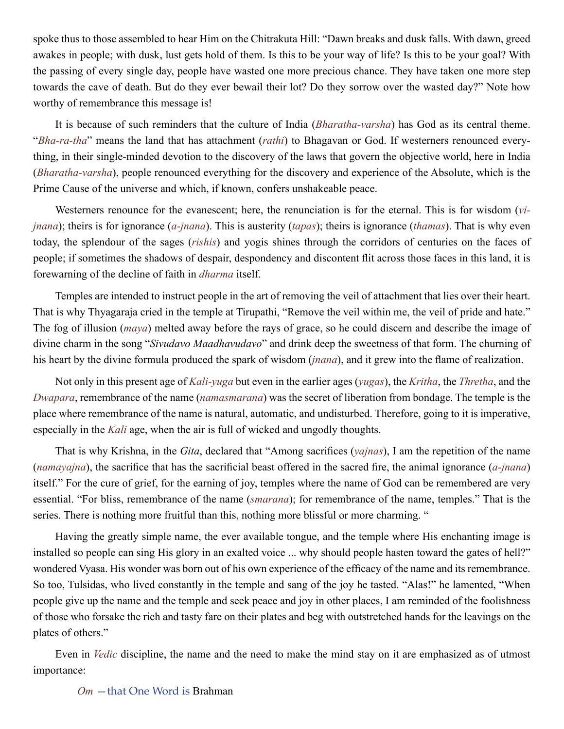spoke thus to those assembled to hear Him on the Chitrakuta Hill: "Dawn breaks and dusk falls. With dawn, greed awakes in people; with dusk, lust gets hold of them. Is this to be your way of life? Is this to be your goal? With the passing of every single day, people have wasted one more precious chance. They have taken one more step towards the cave of death. But do they ever bewail their lot? Do they sorrow over the wasted day?" Note how worthy of remembrance this message is!

It is because of such reminders that the culture of India (*Bharatha-varsha*) has God as its central theme. "*Bha-ra-tha*" means the land that has attachment (*rathi*) to Bhagavan or God. If westerners renounced everything, in their single-minded devotion to the discovery of the laws that govern the objective world, here in India (*Bharatha-varsha*), people renounced everything for the discovery and experience of the Absolute, which is the Prime Cause of the universe and which, if known, confers unshakeable peace.

Westerners renounce for the evanescent; here, the renunciation is for the eternal. This is for wisdom (*vi-jnana*); theirs is for ignorance (*a-jnana*). This is austerity (*tapas*); theirs is ignorance (*thamas*). That is why even today, the splendour of the sages (*rishis*) and yogis shines through the corridors of centuries on the faces of people; if sometimes the shadows of despair, despondency and discontent flit across those faces in this land, it is forewarning of the decline of faith in *dharma* itself.

Temples are intended to instruct people in the art of removing the veil of attachment that lies over their heart. That is why Thyagaraja cried in the temple at Tirupathi, "Remove the veil within me, the veil of pride and hate." The fog of illusion (*maya*) melted away before the rays of grace, so he could discern and describe the image of divine charm in the song "*Sivudavo Maadhavudavo*" and drink deep the sweetness of that form. The churning of his heart by the divine formula produced the spark of wisdom (*jnana*), and it grew into the flame of realization.

Not only in this present age of *Kali-yuga* but even in the earlier ages (*yugas*), the *Kritha*, the *Thretha*, and the *Dwapara*, remembrance of the name (*namasmarana*) was the secret of liberation from bondage. The temple is the place where remembrance of the name is natural, automatic, and undisturbed. Therefore, going to it is imperative, especially in the *Kali* age, when the air is full of wicked and ungodly thoughts.

That is why Krishna, in the *Gita*, declared that "Among sacrifices (*yajnas*), I am the repetition of the name (*namayajna*), the sacrifice that has the sacrificial beast offered in the sacred fire, the animal ignorance (*a-jnana*) itself." For the cure of grief, for the earning of joy, temples where the name of God can be remembered are very essential. "For bliss, remembrance of the name (*smarana*); for remembrance of the name, temples." That is the series. There is nothing more fruitful than this, nothing more blissful or more charming. "

Having the greatly simple name, the ever available tongue, and the temple where His enchanting image is installed so people can sing His glory in an exalted voice ... why should people hasten toward the gates of hell?" wondered Vyasa. His wonder was born out of his own experience of the efficacy of the name and its remembrance. So too, Tulsidas, who lived constantly in the temple and sang of the joy he tasted. "Alas!" he lamented, "When people give up the name and the temple and seek peace and joy in other places, I am reminded of the foolishness of those who forsake the rich and tasty fare on their plates and beg with outstretched hands for the leavings on the plates of others."

Even in *Vedic* discipline, the name and the need to make the mind stay on it are emphasized as of utmost importance:

> *Om* —that One Word is Brahman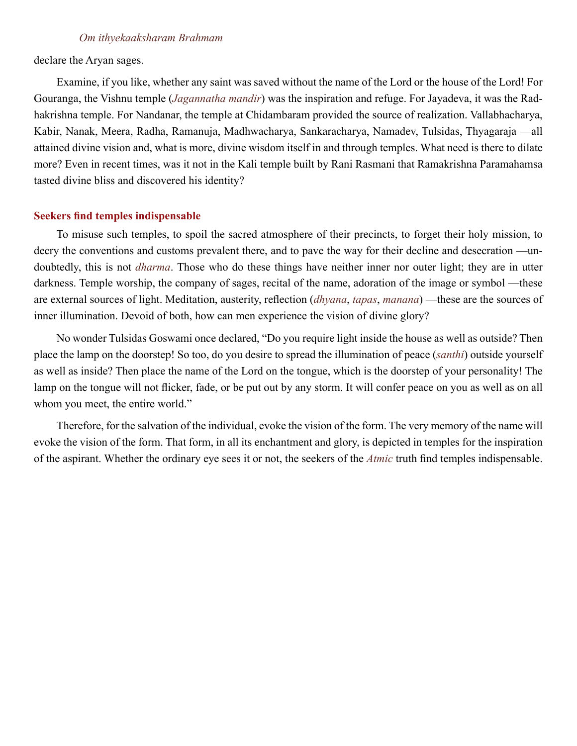*Om ithyekaaksharam Brahmam*

declare the Aryan sages.

Examine, if you like, whether any saint was saved without the name of the Lord or the house of the Lord! For Gouranga, the Vishnu temple (*Jagannatha mandir*) was the inspiration and refuge. For Jayadeva, it was the Radhakrishna temple. For Nandanar, the temple at Chidambaram provided the source of realization. Vallabhacharya, Kabir, Nanak, Meera, Radha, Ramanuja, Madhwacharya, Sankaracharya, Namadev, Tulsidas, Thyagaraja —all attained divine vision and, what is more, divine wisdom itself in and through temples. What need is there to dilate more? Even in recent times, was it not in the Kali temple built by Rani Rasmani that Ramakrishna Paramahamsa tasted divine bliss and discovered his identity?

### Seekers find temples indispensable

To misuse such temples, to spoil the sacred atmosphere of their precincts, to forget their holy mission, to decry the conventions and customs prevalent there, and to pave the way for their decline and desecration —undoubtedly, this is not *dharma*. Those who do these things have neither inner nor outer light; they are in utter darkness. Temple worship, the company of sages, recital of the name, adoration of the image or symbol —these are external sources of light. Meditation, austerity, reflection (*dhyana*, *tapas*, *manana*) —these are the sources of inner illumination. Devoid of both, how can men experience the vision of divine glory?

No wonder Tulsidas Goswami once declared, "Do you require light inside the house as well as outside? Then place the lamp on the doorstep! So too, do you desire to spread the illumination of peace (*santhi*) outside yourself as well as inside? Then place the name of the Lord on the tongue, which is the doorstep of your personality! The lamp on the tongue will not flicker, fade, or be put out by any storm. It will confer peace on you as well as on all whom you meet, the entire world."

Therefore, for the salvation of the individual, evoke the vision of the form. The very memory of the name will evoke the vision of the form. That form, in all its enchantment and glory, is depicted in temples for the inspiration of the aspirant. Whether the ordinary eye sees it or not, the seekers of the *Atmic* truth find temples indispensable.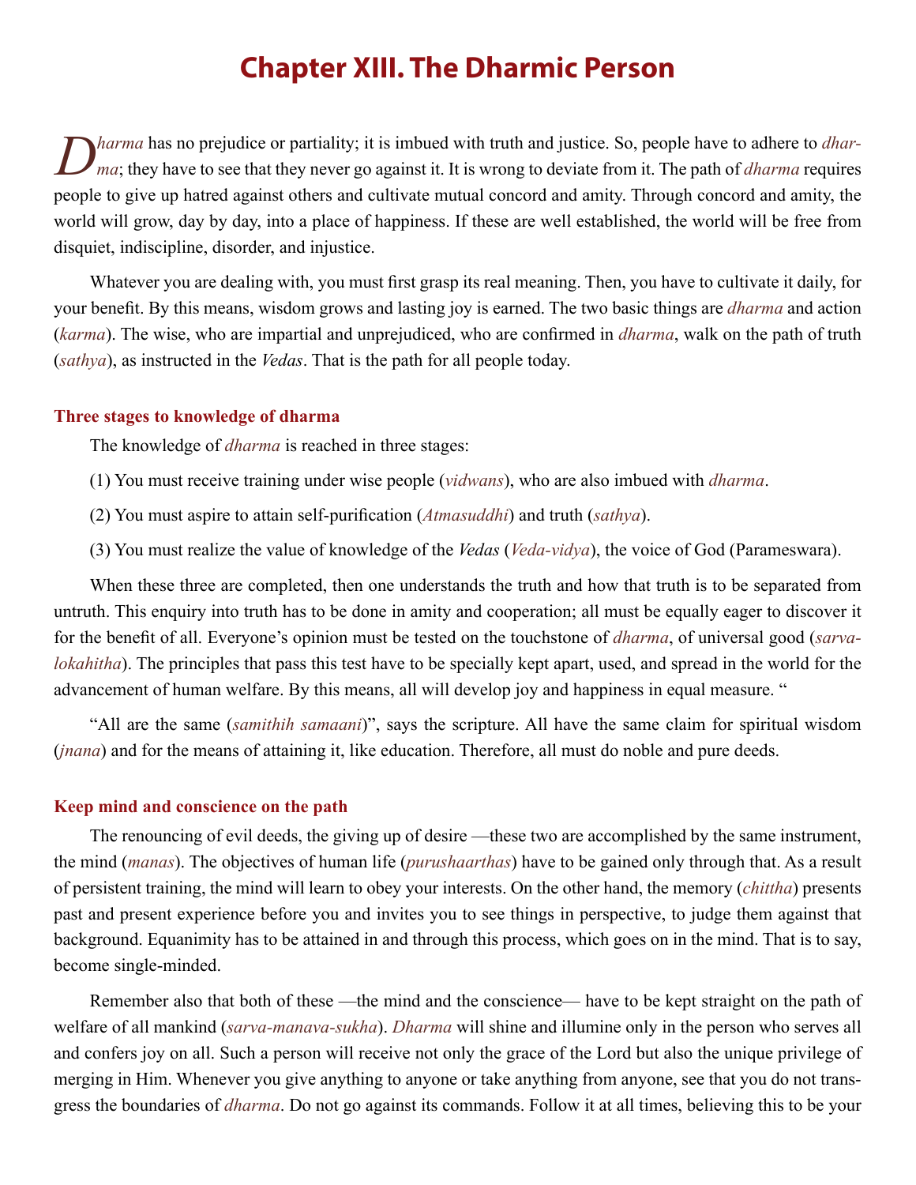# Chapter XIII. The Dharmic Person

*Dharma* has no prejudice or partiality; it is imbued with truth and justice. So, people have to adhere to *dharma*; they have to see that they never go against it. It is wrong to deviate from it. The path of *dharma* requires people to give up hatred against others and cultivate mutual concord and amity. Through concord and amity, the world will grow, day by day, into a place of happiness. If these are well established, the world will be free from disquiet, indiscipline, disorder, and injustice.

Whatever you are dealing with, you must first grasp its real meaning. Then, you have to cultivate it daily, for your benefit. By this means, wisdom grows and lasting joy is earned. The two basic things are *dharma* and action (*karma*). The wise, who are impartial and unprejudiced, who are confirmed in *dharma*, walk on the path of truth (*sathya*), as instructed in the *Vedas*. That is the path for all people today.

### Three stages to knowledge of dharma

The knowledge of *dharma* is reached in three stages:

(1) You must receive training under wise people (*vidwans*), who are also imbued with *dharma*.

(2) You must aspire to attain self-purification (*Atmasuddhi*) and truth (*sathya*).

(3) You must realize the value of knowledge of the *Vedas* (*Veda-vidya*), the voice of God (Parameswara).

When these three are completed, then one understands the truth and how that truth is to be separated from untruth. This enquiry into truth has to be done in amity and cooperation; all must be equally eager to discover it for the benefit of all. Everyone's opinion must be tested on the touchstone of *dharma*, of universal good (*sarva-lokahitha*). The principles that pass this test have to be specially kept apart, used, and spread in the world for the advancement of human welfare. By this means, all will develop joy and happiness in equal measure. "

"All are the same (*samithih samaani*)", says the scripture. All have the same claim for spiritual wisdom (*jnana*) and for the means of attaining it, like education. Therefore, all must do noble and pure deeds.

### Keep mind and conscience on the path

The renouncing of evil deeds, the giving up of desire —these two are accomplished by the same instrument, the mind (*manas*). The objectives of human life (*purushaarthas*) have to be gained only through that. As a result of persistent training, the mind will learn to obey your interests. On the other hand, the memory (*chittha*) presents past and present experience before you and invites you to see things in perspective, to judge them against that background. Equanimity has to be attained in and through this process, which goes on in the mind. That is to say, become single-minded.

Remember also that both of these —the mind and the conscience— have to be kept straight on the path of welfare of all mankind (*sarva-manava-sukha*). *Dharma* will shine and illumine only in the person who serves all and confers joy on all. Such a person will receive not only the grace of the Lord but also the unique privilege of merging in Him. Whenever you give anything to anyone or take anything from anyone, see that you do not transgress the boundaries of *dharma*. Do not go against its commands. Follow it at all times, believing this to be your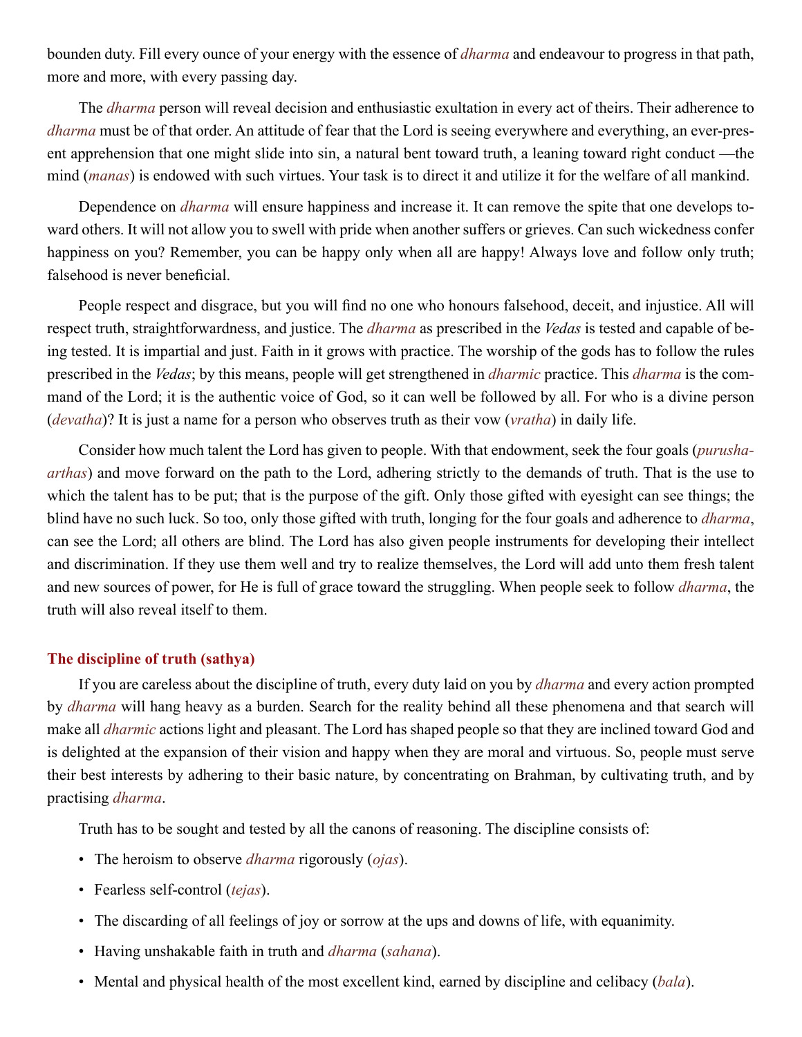bounden duty. Fill every ounce of your energy with the essence of *dharma* and endeavour to progress in that path, more and more, with every passing day.

The *dharma* person will reveal decision and enthusiastic exultation in every act of theirs. Their adherence to *dharma* must be of that order. An attitude of fear that the Lord is seeing everywhere and everything, an ever-present apprehension that one might slide into sin, a natural bent toward truth, a leaning toward right conduct —the mind (*manas*) is endowed with such virtues. Your task is to direct it and utilize it for the welfare of all mankind.

Dependence on *dharma* will ensure happiness and increase it. It can remove the spite that one develops toward others. It will not allow you to swell with pride when another suffers or grieves. Can such wickedness confer happiness on you? Remember, you can be happy only when all are happy! Always love and follow only truth; falsehood is never beneficial.

People respect and disgrace, but you will find no one who honours falsehood, deceit, and injustice. All will respect truth, straightforwardness, and justice. The *dharma* as prescribed in the *Vedas* is tested and capable of being tested. It is impartial and just. Faith in it grows with practice. The worship of the gods has to follow the rules prescribed in the *Vedas*; by this means, people will get strengthened in *dharmic* practice. This *dharma* is the command of the Lord; it is the authentic voice of God, so it can well be followed by all. For who is a divine person (*devatha*)? It is just a name for a person who observes truth as their vow (*vratha*) in daily life.

Consider how much talent the Lord has given to people. With that endowment, seek the four goals (*purushaarthas*) and move forward on the path to the Lord, adhering strictly to the demands of truth. That is the use to which the talent has to be put; that is the purpose of the gift. Only those gifted with eyesight can see things; the blind have no such luck. So too, only those gifted with truth, longing for the four goals and adherence to *dharma*, can see the Lord; all others are blind. The Lord has also given people instruments for developing their intellect and discrimination. If they use them well and try to realize themselves, the Lord will add unto them fresh talent and new sources of power, for He is full of grace toward the struggling. When people seek to follow *dharma*, the truth will also reveal itself to them.

### The discipline of truth (sathya)

If you are careless about the discipline of truth, every duty laid on you by *dharma* and every action prompted by *dharma* will hang heavy as a burden. Search for the reality behind all these phenomena and that search will make all *dharmic* actions light and pleasant. The Lord has shaped people so that they are inclined toward God and is delighted at the expansion of their vision and happy when they are moral and virtuous. So, people must serve their best interests by adhering to their basic nature, by concentrating on Brahman, by cultivating truth, and by practising *dharma*.

Truth has to be sought and tested by all the canons of reasoning. The discipline consists of:

- The heroism to observe *dharma* rigorously (*ojas*).
- Fearless self-control (*tejas*).
- The discarding of all feelings of joy or sorrow at the ups and downs of life, with equanimity.
- Having unshakable faith in truth and *dharma* (*sahana*).
- Mental and physical health of the most excellent kind, earned by discipline and celibacy (*bala*).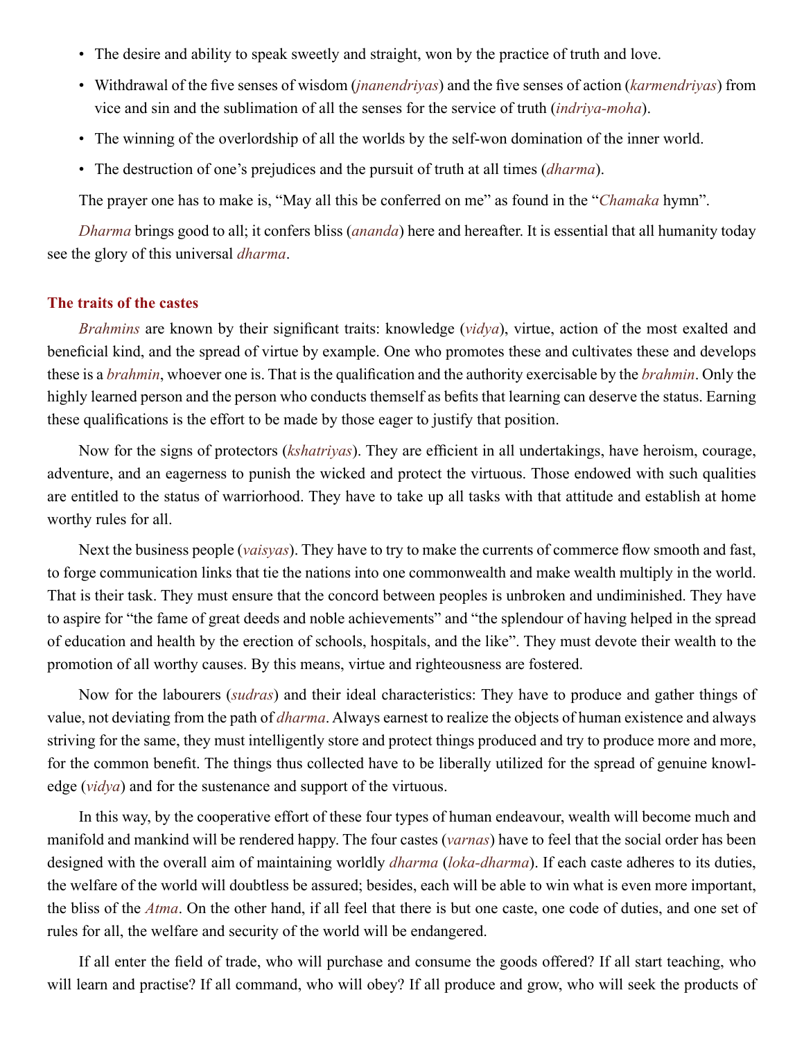- The desire and ability to speak sweetly and straight, won by the practice of truth and love.
- Withdrawal of the five senses of wisdom (*jnanendriyas*) and the five senses of action (*karmendriyas*) from vice and sin and the sublimation of all the senses for the service of truth (*indriya-moha*).
- The winning of the overlordship of all the worlds by the self-won domination of the inner world.
- The destruction of one's prejudices and the pursuit of truth at all times (*dharma*).

The prayer one has to make is, "May all this be conferred on me" as found in the "*Chamaka* hymn".

*Dharma* brings good to all; it confers bliss (*ananda*) here and hereafter. It is essential that all humanity today see the glory of this universal *dharma*.

### The traits of the castes

*Brahmins* are known by their significant traits: knowledge (*vidya*), virtue, action of the most exalted and beneficial kind, and the spread of virtue by example. One who promotes these and cultivates these and develops these is a *brahmin*, whoever one is. That is the qualification and the authority exercisable by the *brahmin*. Only the highly learned person and the person who conducts themself as befits that learning can deserve the status. Earning these qualifications is the effort to be made by those eager to justify that position.

Now for the signs of protectors (*kshatriyas*). They are efficient in all undertakings, have heroism, courage, adventure, and an eagerness to punish the wicked and protect the virtuous. Those endowed with such qualities are entitled to the status of warriorhood. They have to take up all tasks with that attitude and establish at home worthy rules for all.

Next the business people (*vaisyas*). They have to try to make the currents of commerce flow smooth and fast, to forge communication links that tie the nations into one commonwealth and make wealth multiply in the world. That is their task. They must ensure that the concord between peoples is unbroken and undiminished. They have to aspire for "the fame of great deeds and noble achievements" and "the splendour of having helped in the spread of education and health by the erection of schools, hospitals, and the like". They must devote their wealth to the promotion of all worthy causes. By this means, virtue and righteousness are fostered.

Now for the labourers (*sudras*) and their ideal characteristics: They have to produce and gather things of value, not deviating from the path of *dharma*. Always earnest to realize the objects of human existence and always striving for the same, they must intelligently store and protect things produced and try to produce more and more, for the common benefit. The things thus collected have to be liberally utilized for the spread of genuine knowledge (*vidya*) and for the sustenance and support of the virtuous.

In this way, by the cooperative effort of these four types of human endeavour, wealth will become much and manifold and mankind will be rendered happy. The four castes (*varnas*) have to feel that the social order has been designed with the overall aim of maintaining worldly *dharma* (*loka-dharma*). If each caste adheres to its duties, the welfare of the world will doubtless be assured; besides, each will be able to win what is even more important, the bliss of the *Atma*. On the other hand, if all feel that there is but one caste, one code of duties, and one set of rules for all, the welfare and security of the world will be endangered.

If all enter the field of trade, who will purchase and consume the goods offered? If all start teaching, who will learn and practise? If all command, who will obey? If all produce and grow, who will seek the products of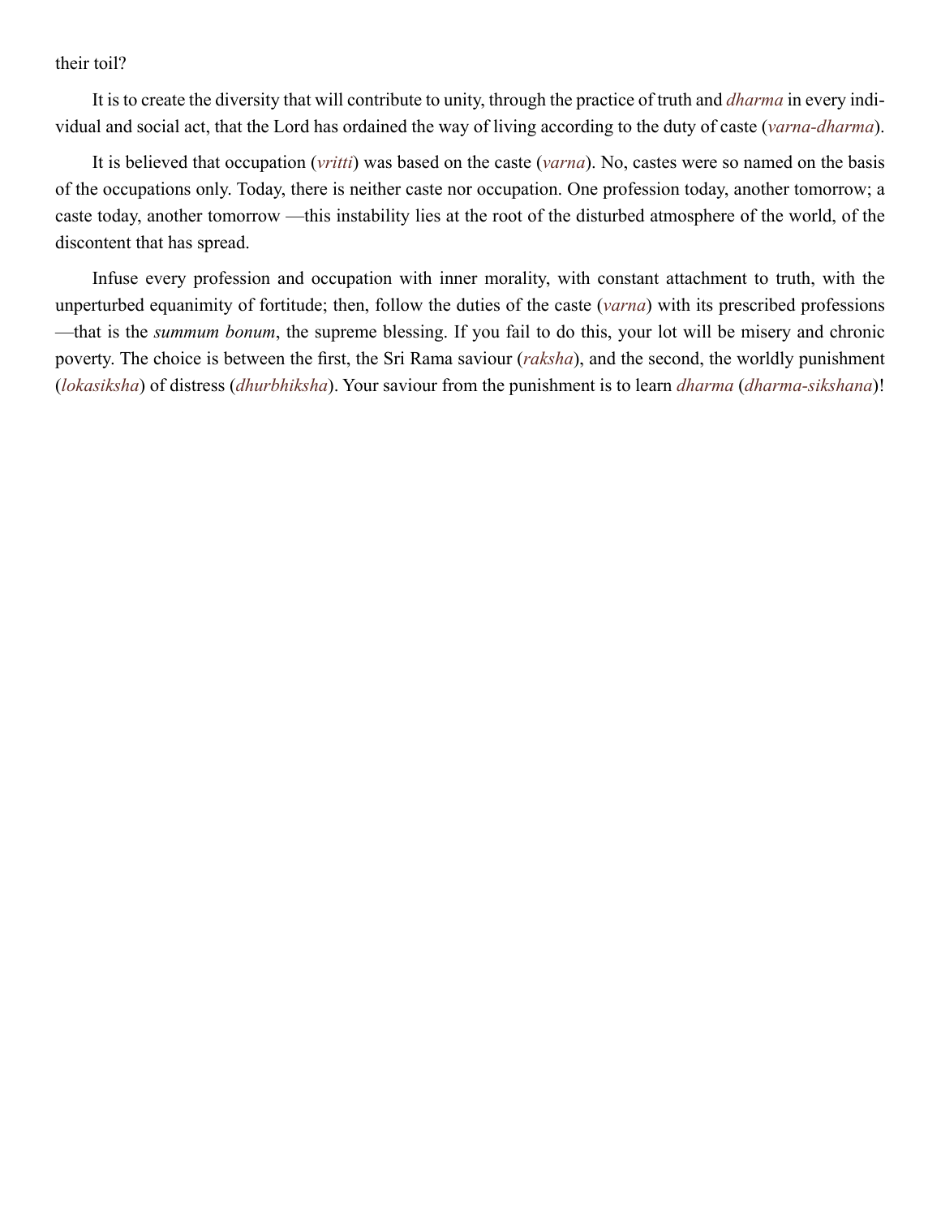their toil?

It is to create the diversity that will contribute to unity, through the practice of truth and *dharma* in every individual and social act, that the Lord has ordained the way of living according to the duty of caste (*varna-dharma*).

It is believed that occupation (*vritti*) was based on the caste (*varna*). No, castes were so named on the basis of the occupations only. Today, there is neither caste nor occupation. One profession today, another tomorrow; a caste today, another tomorrow —this instability lies at the root of the disturbed atmosphere of the world, of the discontent that has spread.

Infuse every profession and occupation with inner morality, with constant attachment to truth, with the unperturbed equanimity of fortitude; then, follow the duties of the caste (*varna*) with its prescribed professions —that is the *summum bonum*, the supreme blessing. If you fail to do this, your lot will be misery and chronic poverty. The choice is between the first, the Sri Rama saviour (*raksha*), and the second, the worldly punishment (*lokasiksha*) of distress (*dhurbhiksha*). Your saviour from the punishment is to learn *dharma* (*dharma-sikshana*)!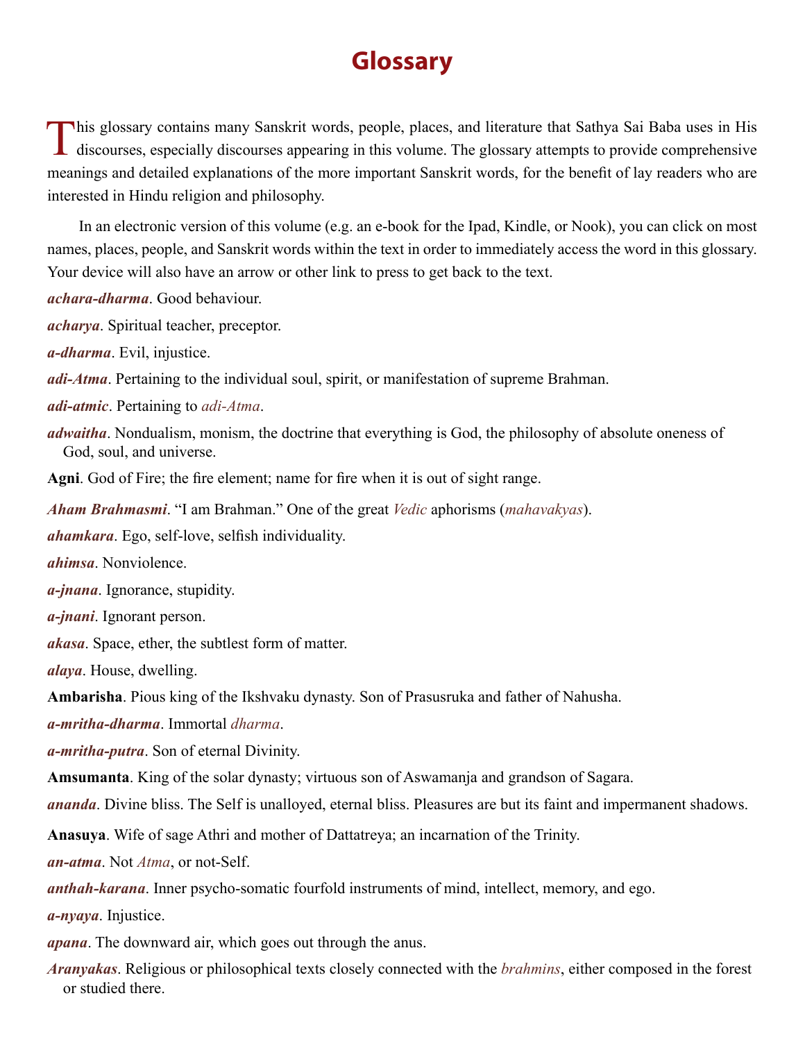# Glossary

This glossary contains many Sanskrit words, people, places, and literature that Sathya Sai Baba uses in His discourses, especially discourses appearing in this volume. The glossary attempts to provide comprehensive meanings and detailed explanations of the more important Sanskrit words, for the benefit of lay readers who are interested in Hindu religion and philosophy.

In an electronic version of this volume (e.g. an e-book for the Ipad, Kindle, or Nook), you can click on most names, places, people, and Sanskrit words within the text in order to immediately access the word in this glossary. Your device will also have an arrow or other link to press to get back to the text.

***achara-dharma***. Good behaviour.

***acharya***. Spiritual teacher, preceptor.

***a-dharma***. Evil, injustice.

***adi-Atma***. Pertaining to the individual soul, spirit, or manifestation of supreme Brahman.

***adi-atmic***. Pertaining to *adi-Atma*.

***adwaitha***. Nondualism, monism, the doctrine that everything is God, the philosophy of absolute oneness of God, soul, and universe.

**Agni**. God of Fire; the fire element; name for fire when it is out of sight range.

***Aham Brahmasmi***. "I am Brahman." One of the great *Vedic* aphorisms (*mahavakyas*).

***ahamkara***. Ego, self-love, selfish individuality.

***ahimsa***. Nonviolence.

***a-jnana***. Ignorance, stupidity.

***a-jnani***. Ignorant person.

***akasa***. Space, ether, the subtlest form of matter.

***alaya***. House, dwelling.

**Ambarisha**. Pious king of the Ikshvaku dynasty. Son of Prasusruka and father of Nahusha.

***a-mritha-dharma***. Immortal *dharma*.

***a-mritha-putra***. Son of eternal Divinity.

**Amsumanta**. King of the solar dynasty; virtuous son of Aswamanja and grandson of Sagara.

***ananda***. Divine bliss. The Self is unalloyed, eternal bliss. Pleasures are but its faint and impermanent shadows.

**Anasuya**. Wife of sage Athri and mother of Dattatreya; an incarnation of the Trinity.

***an-atma***. Not *Atma*, or not-Self.

***anthah-karana***. Inner psycho-somatic fourfold instruments of mind, intellect, memory, and ego.

***a-nyaya***. Injustice.

***apana***. The downward air, which goes out through the anus.

***Aranyakas***. Religious or philosophical texts closely connected with the *brahmins*, either composed in the forest or studied there.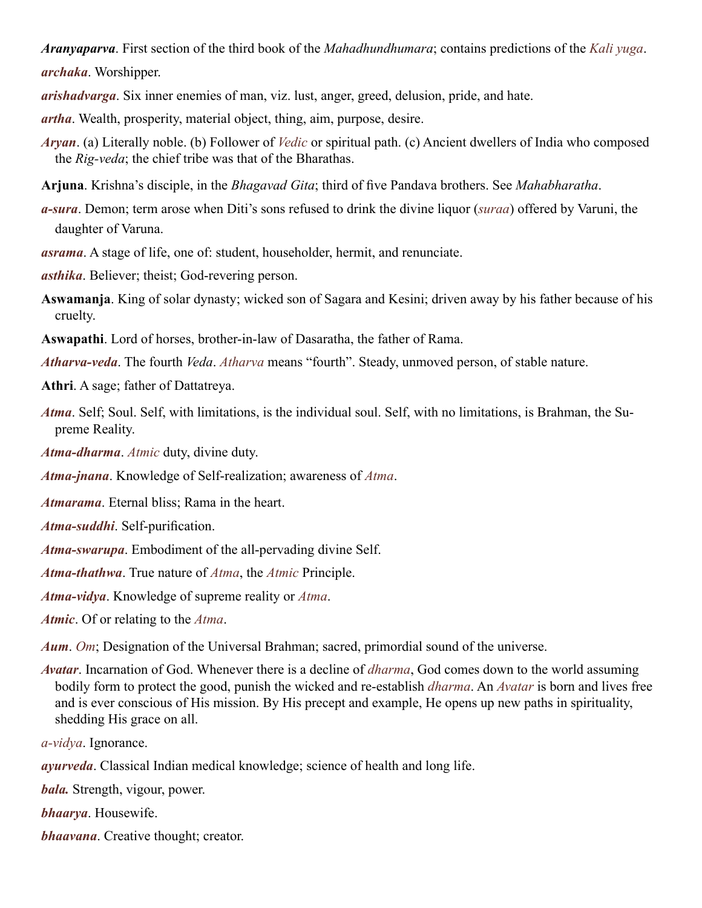***Aranyaparva***. First section of the third book of the *Mahadhundhumara*; contains predictions of the *Kali yuga*.

***archaka***. Worshipper.

***arishadvarga***. Six inner enemies of man, viz. lust, anger, greed, delusion, pride, and hate.

***artha***. Wealth, prosperity, material object, thing, aim, purpose, desire.

***Aryan***. (a) Literally noble. (b) Follower of *Vedic* or spiritual path. (c) Ancient dwellers of India who composed the *Rig-veda*; the chief tribe was that of the Bharathas.

**Arjuna**. Krishna's disciple, in the *Bhagavad Gita*; third of five Pandava brothers. See *Mahabharatha*.

***a-sura***. Demon; term arose when Diti's sons refused to drink the divine liquor (*suraa*) offered by Varuni, the daughter of Varuna.

***asrama***. A stage of life, one of: student, householder, hermit, and renunciate.

***asthika***. Believer; theist; God-revering person.

**Aswamanja**. King of solar dynasty; wicked son of Sagara and Kesini; driven away by his father because of his cruelty.

**Aswapathi**. Lord of horses, brother-in-law of Dasaratha, the father of Rama.

***Atharva-veda***. The fourth *Veda*. *Atharva* means "fourth". Steady, unmoved person, of stable nature.

**Athri**. A sage; father of Dattatreya.

***Atma***. Self; Soul. Self, with limitations, is the individual soul. Self, with no limitations, is Brahman, the Supreme Reality.

***Atma-dharma***. *Atmic* duty, divine duty.

***Atma-jnana***. Knowledge of Self-realization; awareness of *Atma*.

***Atmarama***. Eternal bliss; Rama in the heart.

***Atma-suddhi***. Self-purification.

***Atma-swarupa***. Embodiment of the all-pervading divine Self.

***Atma-thathwa***. True nature of *Atma*, the *Atmic* Principle.

***Atma-vidya***. Knowledge of supreme reality or *Atma*.

***Atmic***. Of or relating to the *Atma*.

***Aum***. *Om*; Designation of the Universal Brahman; sacred, primordial sound of the universe.

***Avatar***. Incarnation of God. Whenever there is a decline of *dharma*, God comes down to the world assuming bodily form to protect the good, punish the wicked and re-establish *dharma*. An *Avatar* is born and lives free and is ever conscious of His mission. By His precept and example, He opens up new paths in spirituality, shedding His grace on all.

*a-vidya*. Ignorance.

***ayurveda***. Classical Indian medical knowledge; science of health and long life.

***bala.*** Strength, vigour, power.

***bhaarya***. Housewife.

***bhaavana***. Creative thought; creator.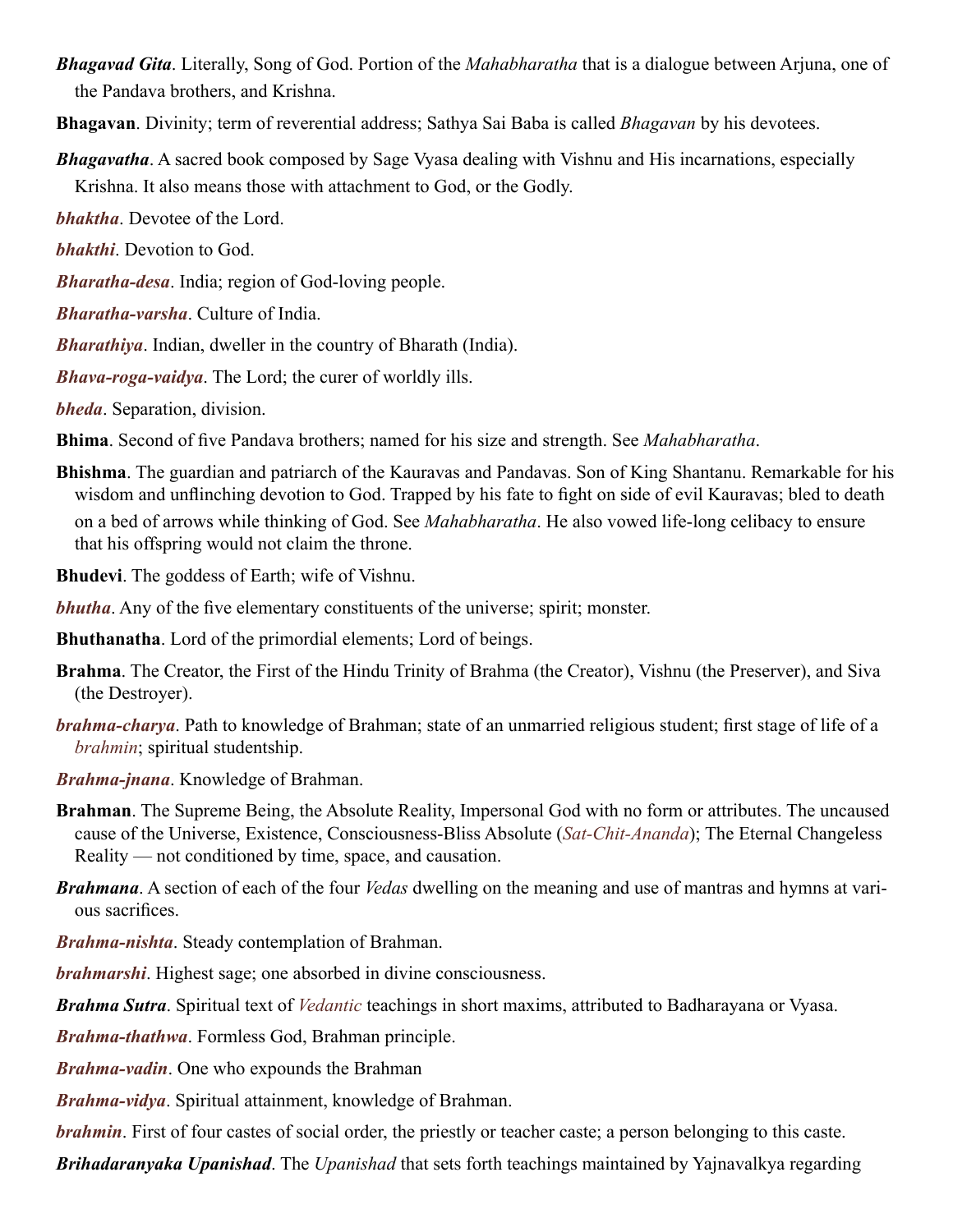***Bhagavad Gita***. Literally, Song of God. Portion of the *Mahabhāratha* that is a dialogue between Arjuna, one of the Pandava brothers, and Krishna.

**Bhagavan**. Divinity; term of reverential address; Sathya Sai Baba is called *Bhagavan* by his devotees.

***Bhagavatha***. A sacred book composed by Sage Vyasa dealing with Vishnu and His incarnations, especially Krishna. It also means those with attachment to God, or the Godly.

***bhaktha***. Devotee of the Lord.

***bhakthi***. Devotion to God.

***Bharatha-desa***. India; region of God-loving people.

***Bharatha-varsha***. Culture of India.

***Bharathiya***. Indian, dweller in the country of Bharath (India).

***Bhava-roga-vaidya***. The Lord; the curer of worldly ills.

***bheda***. Separation, division.

**Bhima**. Second of five Pandava brothers; named for his size and strength. See *Mahabharatha*.

**Bhishma**. The guardian and patriarch of the Kauravas and Pandavas. Son of King Shantanu. Remarkable for his wisdom and unflinching devotion to God. Trapped by his fate to fight on side of evil Kauravas; bled to death on a bed of arrows while thinking of God. See *Mahabharatha*. He also vowed life-long celibacy to ensure that his offspring would not claim the throne.

**Bhudevi**. The goddess of Earth; wife of Vishnu.

***bhutha***. Any of the five elementary constituents of the universe; spirit; monster.

**Bhuthanatha**. Lord of the primordial elements; Lord of beings.

**Brahma**. The Creator, the First of the Hindu Trinity of Brahma (the Creator), Vishnu (the Preserver), and Siva (the Destroyer).

***brahma-charya***. Path to knowledge of Brahman; state of an unmarried religious student; first stage of life of a *brahmin*; spiritual studentship.

***Brahma-jnana***. Knowledge of Brahman.

**Brahman**. The Supreme Being, the Absolute Reality, Impersonal God with no form or attributes. The uncaused cause of the Universe, Existence, Consciousness-Bliss Absolute (*Sat-Chit-Ananda*); The Eternal Changeless Reality — not conditioned by time, space, and causation.

***Brahmana***. A section of each of the four *Vedas* dwelling on the meaning and use of mantras and hymns at various sacrifices.

***Brahma-nishta***. Steady contemplation of Brahman.

***brahmarshi***. Highest sage; one absorbed in divine consciousness.

***Brahma Sutra***. Spiritual text of *Vedantic* teachings in short maxims, attributed to Badharayana or Vyasa.

***Brahma-thathwa***. Formless God, Brahman principle.

***Brahma-vadin***. One who expounds the Brahman

***Brahma-vidya***. Spiritual attainment, knowledge of Brahman.

***brahmin***. First of four castes of social order, the priestly or teacher caste; a person belonging to this caste.

***Brihadaranyaka Upanishad***. The *Upanishad* that sets forth teachings maintained by Yajnavalkya regarding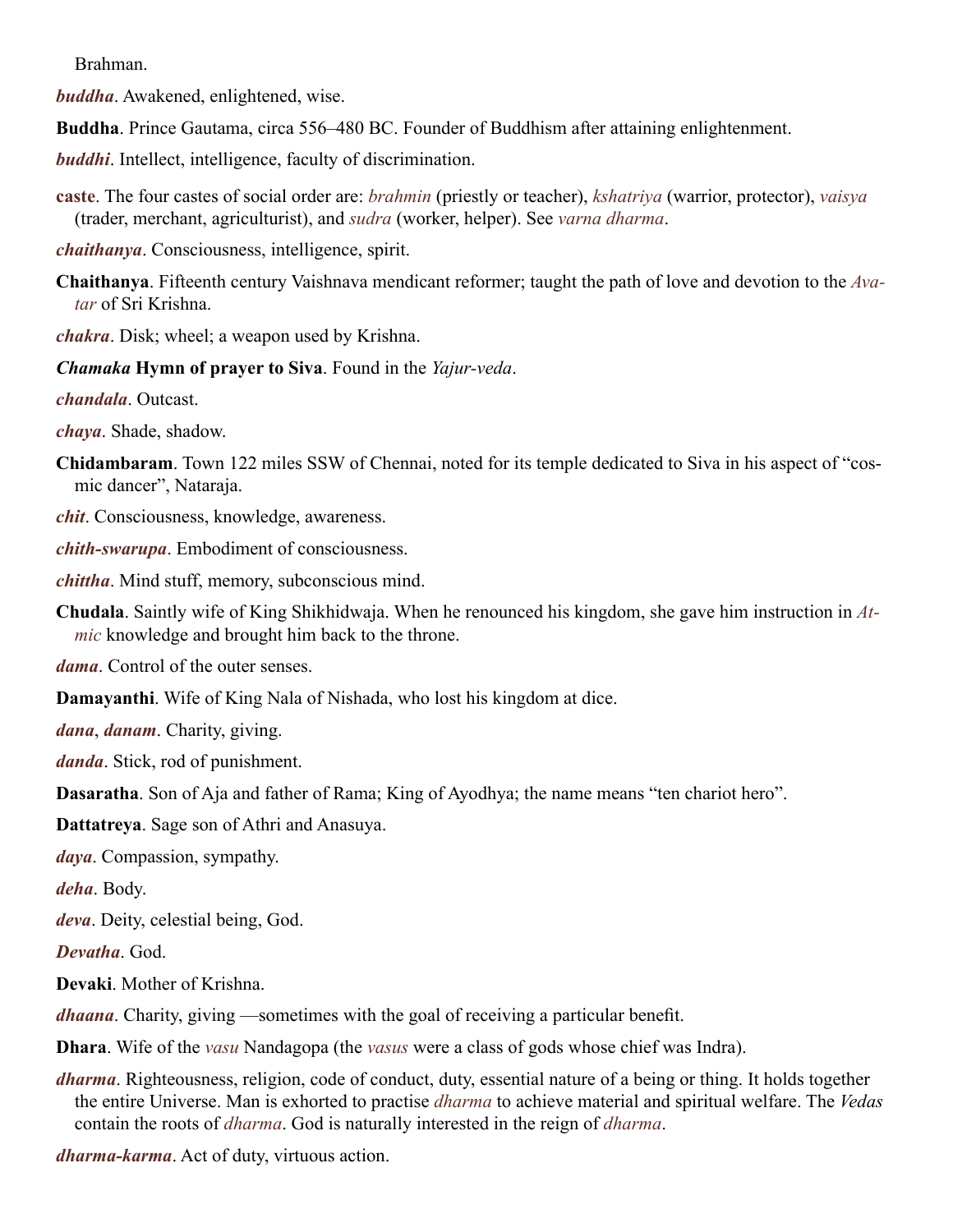Brahman.

***buddha***. Awakened, enlightened, wise.

**Buddha**. Prince Gautama, circa 556–480 BC. Founder of Buddhism after attaining enlightenment.

***buddhi***. Intellect, intelligence, faculty of discrimination.

**caste**. The four castes of social order are: *brahmin* (priestly or teacher), *kshatriya* (warrior, protector), *vaisya* (trader, merchant, agriculturist), and *sudra* (worker, helper). See *varna dharma*.

***chaithanya***. Consciousness, intelligence, spirit.

**Chaithanya**. Fifteenth century Vaishnava mendicant reformer; taught the path of love and devotion to the *Avatar* of Sri Krishna.

***chakra***. Disk; wheel; a weapon used by Krishna.

***Chamaka* Hymn of prayer to Siva**. Found in the *Yajur-veda*.

***chandala***. Outcast.

***chaya***. Shade, shadow.

**Chidambaram**. Town 122 miles SSW of Chennai, noted for its temple dedicated to Siva in his aspect of "cosmic dancer", Nataraja.

***chit***. Consciousness, knowledge, awareness.

***chith-swarupa***. Embodiment of consciousness.

***chittha***. Mind stuff, memory, subconscious mind.

**Chudala**. Saintly wife of King Shikhidwaja. When he renounced his kingdom, she gave him instruction in *Atmic* knowledge and brought him back to the throne.

***dama***. Control of the outer senses.

**Damayanthi**. Wife of King Nala of Nishada, who lost his kingdom at dice.

***dana***, ***danam***. Charity, giving.

***danda***. Stick, rod of punishment.

**Dasaratha**. Son of Aja and father of Rama; King of Ayodhya; the name means "ten chariot hero".

**Dattatreya**. Sage son of Athri and Anasuya.

***daya***. Compassion, sympathy.

***deha***. Body.

***deva***. Deity, celestial being, God.

***Devatha***. God.

**Devaki**. Mother of Krishna.

***dhaana***. Charity, giving —sometimes with the goal of receiving a particular benefit.

**Dhara**. Wife of the *vasu* Nandagopa (the *vasus* were a class of gods whose chief was Indra).

***dharma***. Righteousness, religion, code of conduct, duty, essential nature of a being or thing. It holds together the entire Universe. Man is exhorted to practise *dharma* to achieve material and spiritual welfare. The *Vedas* contain the roots of *dharma*. God is naturally interested in the reign of *dharma*.

***dharma-karma***. Act of duty, virtuous action.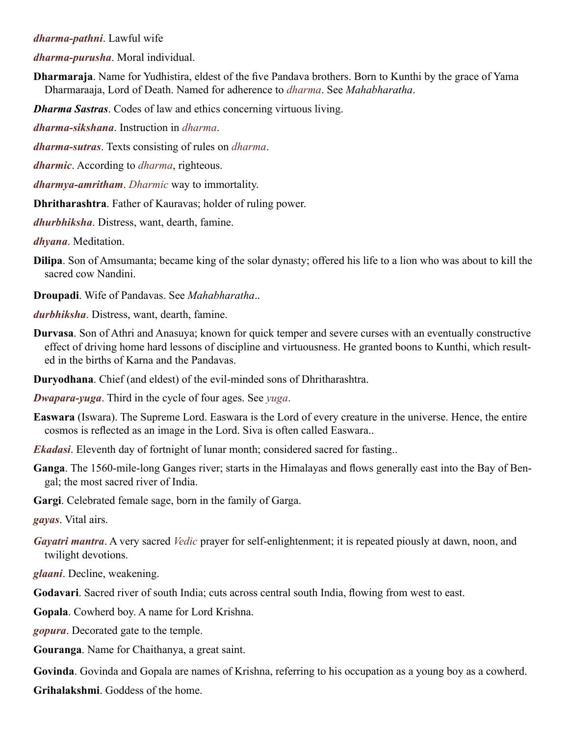***dharma-pathni***. Lawful wife

***dharma-purusha***. Moral individual.

**Dharmaraja**. Name for Yudhistira, eldest of the five Pandava brothers. Born to Kunthi by the grace of Yama Dharmaraaja, Lord of Death. Named for adherence to *dharma*. See *Mahabharatha*.

***Dharma Sastras***. Codes of law and ethics concerning virtuous living.

***dharma-sikshana***. Instruction in *dharma*.

***dharma-sutras***. Texts consisting of rules on *dharma*.

***dharmic***. According to *dharma*, righteous.

***dharmya-amritham***. *Dharmic* way to immortality.

**Dhritharashtra**. Father of Kauravas; holder of ruling power.

***dhurbhiksha***. Distress, want, dearth, famine.

***dhyana***. Meditation.

**Dilipa**. Son of Amsumanta; became king of the solar dynasty; offered his life to a lion who was about to kill the sacred cow Nandini.

**Droupadi**. Wife of Pandavas. See *Mahabharatha*..

***durbhiksha***. Distress, want, dearth, famine.

**Durvasa**. Son of Athri and Anasuya; known for quick temper and severe curses with an eventually constructive effect of driving home hard lessons of discipline and virtuousness. He granted boons to Kunthi, which resulted in the births of Karna and the Pandavas.

**Duryodhana**. Chief (and eldest) of the evil-minded sons of Dhritharashtra.

***Dwapara-yuga***. Third in the cycle of four ages. See *yuga*.

**Easwara** (Iswara). The Supreme Lord. Easwara is the Lord of every creature in the universe. Hence, the entire cosmos is reflected as an image in the Lord. Siva is often called Easwara..

***Ekadasi***. Eleventh day of fortnight of lunar month; considered sacred for fasting..

**Ganga**. The 1560-mile-long Ganges river; starts in the Himalayas and flows generally east into the Bay of Bengal; the most sacred river of India.

**Gargi**. Celebrated female sage, born in the family of Garga.

***gayas***. Vital airs.

***Gayatri mantra***. A very sacred *Vedic* prayer for self-enlightenment; it is repeated piously at dawn, noon, and twilight devotions.

***glaani***. Decline, weakening.

**Godavari**. Sacred river of south India; cuts across central south India, flowing from west to east.

**Gopala**. Cowherd boy. A name for Lord Krishna.

***gopura***. Decorated gate to the temple.

**Gouranga**. Name for Chaithanya, a great saint.

**Govinda**. Govinda and Gopala are names of Krishna, referring to his occupation as a young boy as a cowherd.

**Grihalakshmi**. Goddess of the home.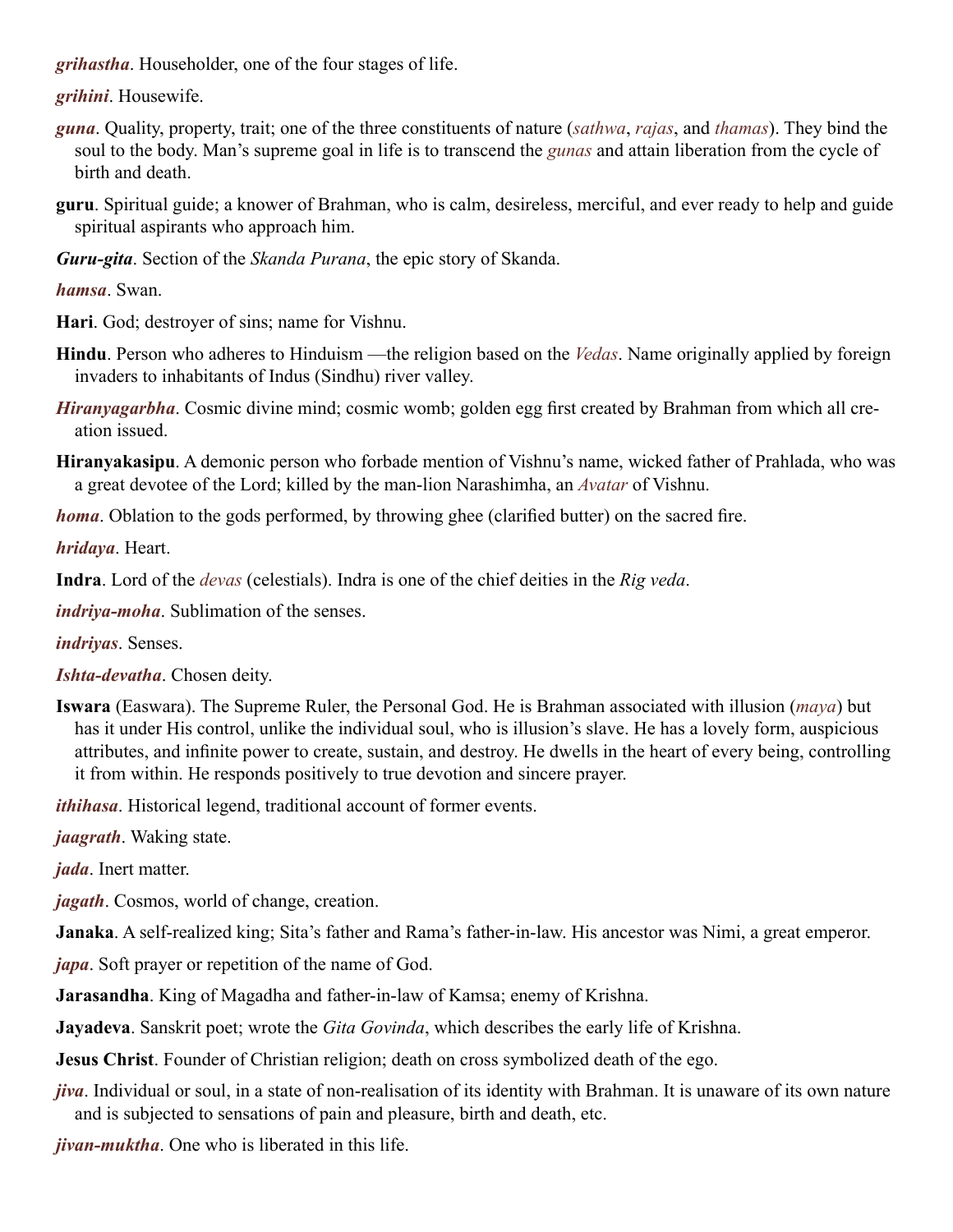***grihastha***. Householder, one of the four stages of life.

***grihini***. Housewife.

***guna***. Quality, property, trait; one of the three constituents of nature (*sathwa*, *rajas*, and *thamas*). They bind the soul to the body. Man's supreme goal in life is to transcend the *gunas* and attain liberation from the cycle of birth and death.

**guru**. Spiritual guide; a knower of Brahman, who is calm, desireless, merciful, and ever ready to help and guide spiritual aspirants who approach him.

***Guru-gita***. Section of the *Skanda Purana*, the epic story of Skanda.

***hamsa***. Swan.

**Hari**. God; destroyer of sins; name for Vishnu.

**Hindu**. Person who adheres to Hinduism —the religion based on the *Vedas*. Name originally applied by foreign invaders to inhabitants of Indus (Sindhu) river valley.

***Hiranyagarbha***. Cosmic divine mind; cosmic womb; golden egg first created by Brahman from which all creation issued.

**Hiranyakasipu**. A demonic person who forbade mention of Vishnu's name, wicked father of Prahlada, who was a great devotee of the Lord; killed by the man-lion Narashimha, an *Avatar* of Vishnu.

***homa***. Oblation to the gods performed, by throwing ghee (clarified butter) on the sacred fire.

***hridaya***. Heart.

**Indra**. Lord of the *devas* (celestials). Indra is one of the chief deities in the *Rig veda*.

***indriya-moha***. Sublimation of the senses.

***indriyas***. Senses.

***Ishta-devatha***. Chosen deity.

**Iswara** (Easwara). The Supreme Ruler, the Personal God. He is Brahman associated with illusion (*maya*) but has it under His control, unlike the individual soul, who is illusion's slave. He has a lovely form, auspicious attributes, and infinite power to create, sustain, and destroy. He dwells in the heart of every being, controlling it from within. He responds positively to true devotion and sincere prayer.

***ithihasa***. Historical legend, traditional account of former events.

***jaagrath***. Waking state.

***jada***. Inert matter.

***jagath***. Cosmos, world of change, creation.

**Janaka**. A self-realized king; Sita's father and Rama's father-in-law. His ancestor was Nimi, a great emperor.

***japa***. Soft prayer or repetition of the name of God.

**Jarasandha**. King of Magadha and father-in-law of Kamsa; enemy of Krishna.

**Jayadeva**. Sanskrit poet; wrote the *Gita Govinda*, which describes the early life of Krishna.

**Jesus Christ**. Founder of Christian religion; death on cross symbolized death of the ego.

***jiva***. Individual or soul, in a state of non-realisation of its identity with Brahman. It is unaware of its own nature and is subjected to sensations of pain and pleasure, birth and death, etc.

***jivan-muktha***. One who is liberated in this life.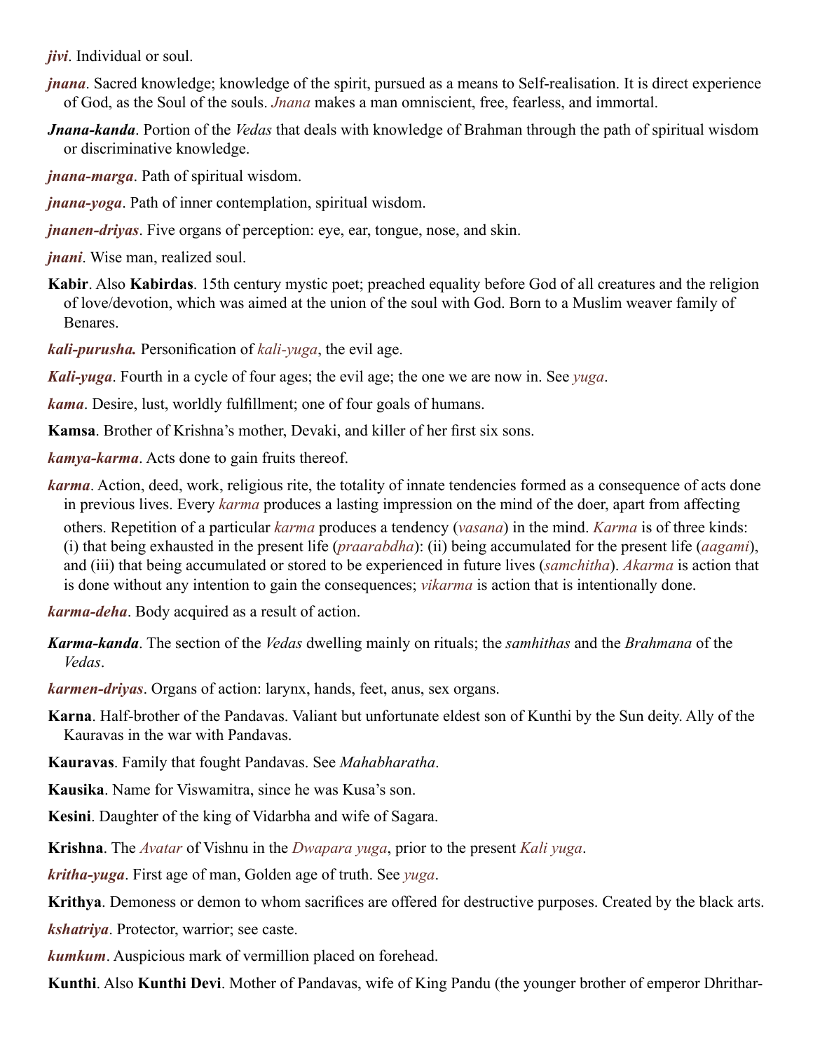***jivi***. Individual or soul.

***jnana***. Sacred knowledge; knowledge of the spirit, pursued as a means to Self-realisation. It is direct experience of God, as the Soul of the souls. *Jnana* makes a man omniscient, free, fearless, and immortal.

***Jnana-kanda***. Portion of the *Vedas* that deals with knowledge of Brahman through the path of spiritual wisdom or discriminative knowledge.

***jnana-marga***. Path of spiritual wisdom.

***jnana-yoga***. Path of inner contemplation, spiritual wisdom.

***jnanen-driyas***. Five organs of perception: eye, ear, tongue, nose, and skin.

***jnani***. Wise man, realized soul.

**Kabir**. Also **Kabirdas**. 15th century mystic poet; preached equality before God of all creatures and the religion of love/devotion, which was aimed at the union of the soul with God. Born to a Muslim weaver family of Benares.

***kali-purusha.*** Personification of *kali-yuga*, the evil age.

***Kali-yuga***. Fourth in a cycle of four ages; the evil age; the one we are now in. See *yuga*.

***kama***. Desire, lust, worldly fulfillment; one of four goals of humans.

**Kamsa**. Brother of Krishna's mother, Devaki, and killer of her first six sons.

***kamya-karma***. Acts done to gain fruits thereof.

***karma***. Action, deed, work, religious rite, the totality of innate tendencies formed as a consequence of acts done in previous lives. Every *karma* produces a lasting impression on the mind of the doer, apart from affecting others. Repetition of a particular *karma* produces a tendency (*vasana*) in the mind. *Karma* is of three kinds: (i) that being exhausted in the present life (*praarabdha*): (ii) being accumulated for the present life (*aagami*), and (iii) that being accumulated or stored to be experienced in future lives (*samchitha*). *Akarma* is action that is done without any intention to gain the consequences; *vikarma* is action that is intentionally done.

***karma-deha***. Body acquired as a result of action.

***Karma-kanda***. The section of the *Vedas* dwelling mainly on rituals; the *samhithas* and the *Brahmana* of the *Vedas*.

***karmen-driyas***. Organs of action: larynx, hands, feet, anus, sex organs.

**Karna**. Half-brother of the Pandavas. Valiant but unfortunate eldest son of Kunthi by the Sun deity. Ally of the Kauravas in the war with Pandavas.

**Kauravas**. Family that fought Pandavas. See *Mahabharatha*.

**Kausika**. Name for Viswamitra, since he was Kusa's son.

**Kesini**. Daughter of the king of Vidarbha and wife of Sagara.

**Krishna**. The *Avatar* of Vishnu in the *Dwapara yuga*, prior to the present *Kali yuga*.

***kritha-yuga***. First age of man, Golden age of truth. See *yuga*.

**Krithya**. Demoness or demon to whom sacrifices are offered for destructive purposes. Created by the black arts.

***kshatriya***. Protector, warrior; see caste.

***kumkum***. Auspicious mark of vermillion placed on forehead.

**Kunthi**. Also **Kunthi Devi**. Mother of Pandavas, wife of King Pandu (the younger brother of emperor Dhrithar-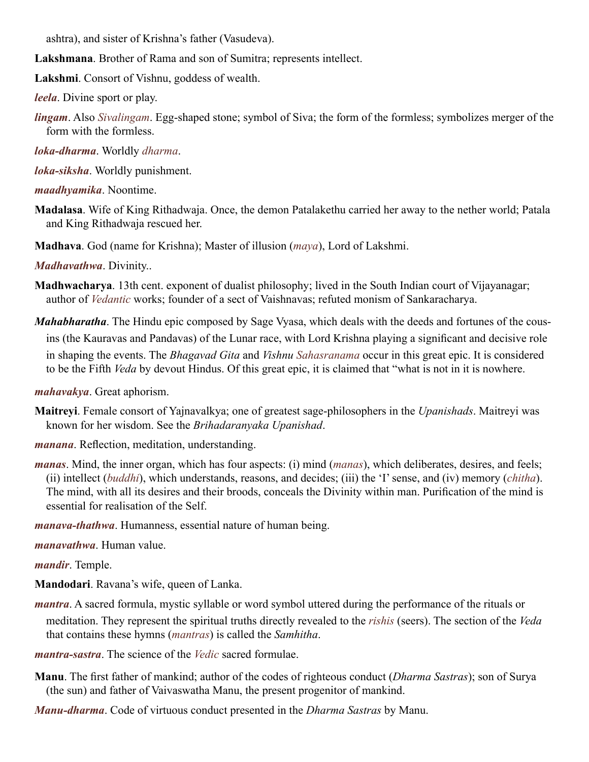ashtra), and sister of Krishna's father (Vasudeva).

**Lakshmana**. Brother of Rama and son of Sumitra; represents intellect.

**Lakshmi**. Consort of Vishnu, goddess of wealth.

***leela***. Divine sport or play.

***lingam***. Also *Sivalingam*. Egg-shaped stone; symbol of Siva; the form of the formless; symbolizes merger of the form with the formless.

***loka-dharma***. Worldly *dharma*.

***loka-siksha***. Worldly punishment.

***maadhyamika***. Noontime.

**Madalasa**. Wife of King Rithadwaja. Once, the demon Patalakethu carried her away to the nether world; Patala and King Rithadwaja rescued her.

**Madhava**. God (name for Krishna); Master of illusion (*maya*), Lord of Lakshmi.

***Madhavathwa***. Divinity..

**Madhwacharya**. 13th cent. exponent of dualist philosophy; lived in the South Indian court of Vijayanagar; author of *Vedantic* works; founder of a sect of Vaishnavas; refuted monism of Sankaracharya.

***Mahabharatha***. The Hindu epic composed by Sage Vyasa, which deals with the deeds and fortunes of the cousins (the Kauravas and Pandavas) of the Lunar race, with Lord Krishna playing a significant and decisive role in shaping the events. The *Bhagavad Gita* and *Vishnu Sahasranama* occur in this great epic. It is considered to be the Fifth *Veda* by devout Hindus. Of this great epic, it is claimed that "what is not in it is nowhere.

***mahavakya***. Great aphorism.

**Maitreyi**. Female consort of Yajnavalkya; one of greatest sage-philosophers in the *Upanishads*. Maitreyi was known for her wisdom. See the *Brihadaranyaka Upanishad*.

***manana***. Reflection, meditation, understanding.

***manas***. Mind, the inner organ, which has four aspects: (i) mind (*manas*), which deliberates, desires, and feels; (ii) intellect (*buddhi*), which understands, reasons, and decides; (iii) the 'I' sense, and (iv) memory (*chitha*). The mind, with all its desires and their broods, conceals the Divinity within man. Purification of the mind is essential for realisation of the Self.

***manava-thathwa***. Humanness, essential nature of human being.

***manavathwa***. Human value.

***mandir***. Temple.

**Mandodari**. Ravana's wife, queen of Lanka.

***mantra***. A sacred formula, mystic syllable or word symbol uttered during the performance of the rituals or meditation. They represent the spiritual truths directly revealed to the *rishis* (seers). The section of the *Veda* that contains these hymns (*mantras*) is called the *Samhitha*.

***mantra-sastra***. The science of the *Vedic* sacred formulae.

**Manu**. The first father of mankind; author of the codes of righteous conduct (*Dharma Sastras*); son of Surya (the sun) and father of Vaivaswatha Manu, the present progenitor of mankind.

***Manu-dharma***. Code of virtuous conduct presented in the *Dharma Sastras* by Manu.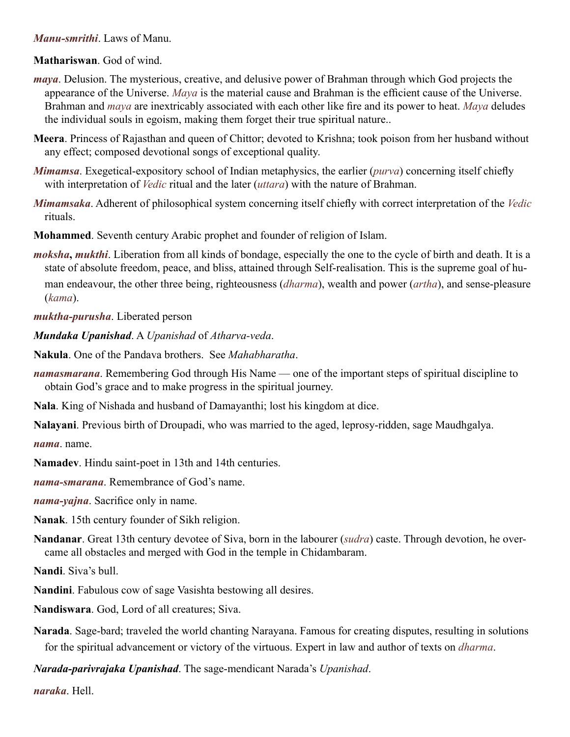***Manu-smrithi***. Laws of Manu.

**Mathariswan**. God of wind.

***maya***. Delusion. The mysterious, creative, and delusive power of Brahman through which God projects the appearance of the Universe. *Maya* is the material cause and Brahman is the efficient cause of the Universe. Brahman and *maya* are inextricably associated with each other like fire and its power to heat. *Maya* deludes the individual souls in egoism, making them forget their true spiritual nature..

**Meera**. Princess of Rajasthan and queen of Chittor; devoted to Krishna; took poison from her husband without any effect; composed devotional songs of exceptional quality.

***Mimamsa***. Exegetical-expository school of Indian metaphysics, the earlier (*purva*) concerning itself chiefly with interpretation of *Vedic* ritual and the later (*uttara*) with the nature of Brahman.

***Mimamsaka***. Adherent of philosophical system concerning itself chiefly with correct interpretation of the *Vedic* rituals.

**Mohammed**. Seventh century Arabic prophet and founder of religion of Islam.

***moksha*, *mukthi***. Liberation from all kinds of bondage, especially the one to the cycle of birth and death. It is a state of absolute freedom, peace, and bliss, attained through Self-realisation. This is the supreme goal of human endeavour, the other three being, righteousness (*dharma*), wealth and power (*artha*), and sense-pleasure (*kama*).

***muktha-purusha***. Liberated person

***Mundaka Upanishad***. A *Upanishad* of *Atharva-veda*.

**Nakula**. One of the Pandava brothers. See *Mahabharatha*.

***namasmarana***. Remembering God through His Name — one of the important steps of spiritual discipline to obtain God's grace and to make progress in the spiritual journey.

**Nala**. King of Nishada and husband of Damayanthi; lost his kingdom at dice.

**Nalayani**. Previous birth of Droupadi, who was married to the aged, leprosy-ridden, sage Maudhgalya.

***nama***. name.

**Namadev**. Hindu saint-poet in 13th and 14th centuries.

***nama-smarana***. Remembrance of God's name.

***nama-yajna***. Sacrifice only in name.

**Nanak**. 15th century founder of Sikh religion.

**Nandanar**. Great 13th century devotee of Siva, born in the labourer (*sudra*) caste. Through devotion, he overcame all obstacles and merged with God in the temple in Chidambaram.

**Nandi**. Siva's bull.

**Nandini**. Fabulous cow of sage Vasishta bestowing all desires.

**Nandiswara**. God, Lord of all creatures; Siva.

**Narada**. Sage-bard; traveled the world chanting Narayana. Famous for creating disputes, resulting in solutions for the spiritual advancement or victory of the virtuous. Expert in law and author of texts on *dharma*.

***Narada-parivrajaka Upanishad***. The sage-mendicant Narada's *Upanishad*.

***naraka***. Hell.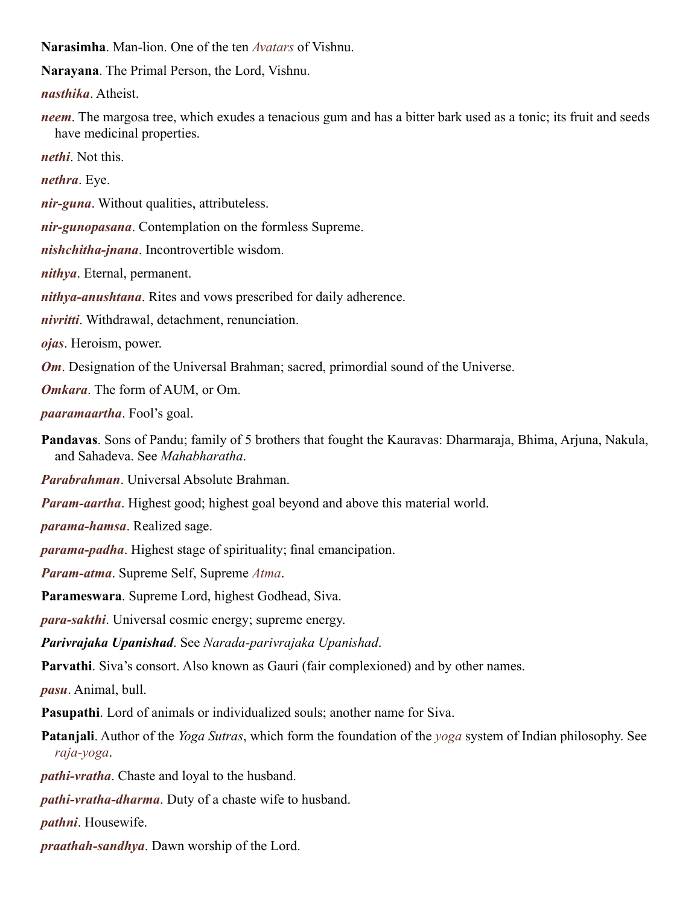**Narasimha**. Man-lion. One of the ten *Avatars* of Vishnu.

**Narayana**. The Primal Person, the Lord, Vishnu.

***nasthika***. Atheist.

***neem***. The margosa tree, which exudes a tenacious gum and has a bitter bark used as a tonic; its fruit and seeds have medicinal properties.

***nethi***. Not this.

***nethra***. Eye.

***nir-guna***. Without qualities, attributeless.

***nir-gunopasana***. Contemplation on the formless Supreme.

***nishchitha-jnana***. Incontrovertible wisdom.

***nithya***. Eternal, permanent.

***nithya-anushtana***. Rites and vows prescribed for daily adherence.

***nivritti***. Withdrawal, detachment, renunciation.

***ojas***. Heroism, power.

***Om***. Designation of the Universal Brahman; sacred, primordial sound of the Universe.

***Omkara***. The form of AUM, or Om.

***paaramaartha***. Fool's goal.

**Pandavas**. Sons of Pandu; family of 5 brothers that fought the Kauravas: Dharmaraja, Bhima, Arjuna, Nakula, and Sahadeva. See *Mahabharatha*.

***Parabrahman***. Universal Absolute Brahman.

***Param-aartha***. Highest good; highest goal beyond and above this material world.

***parama-hamsa***. Realized sage.

***parama-padha***. Highest stage of spirituality; final emancipation.

***Param-atma***. Supreme Self, Supreme *Atma*.

**Parameswara**. Supreme Lord, highest Godhead, Siva.

***para-sakthi***. Universal cosmic energy; supreme energy.

***Parivrajaka Upanishad***. See *Narada-parivrajaka Upanishad*.

**Parvathi**. Siva's consort. Also known as Gauri (fair complexioned) and by other names.

***pasu***. Animal, bull.

**Pasupathi**. Lord of animals or individualized souls; another name for Siva.

**Patanjali**. Author of the *Yoga Sutras*, which form the foundation of the *yoga* system of Indian philosophy. See *raja-yoga*.

***pathi-vratha***. Chaste and loyal to the husband.

***pathi-vratha-dharma***. Duty of a chaste wife to husband.

***pathni***. Housewife.

***praathah-sandhya***. Dawn worship of the Lord.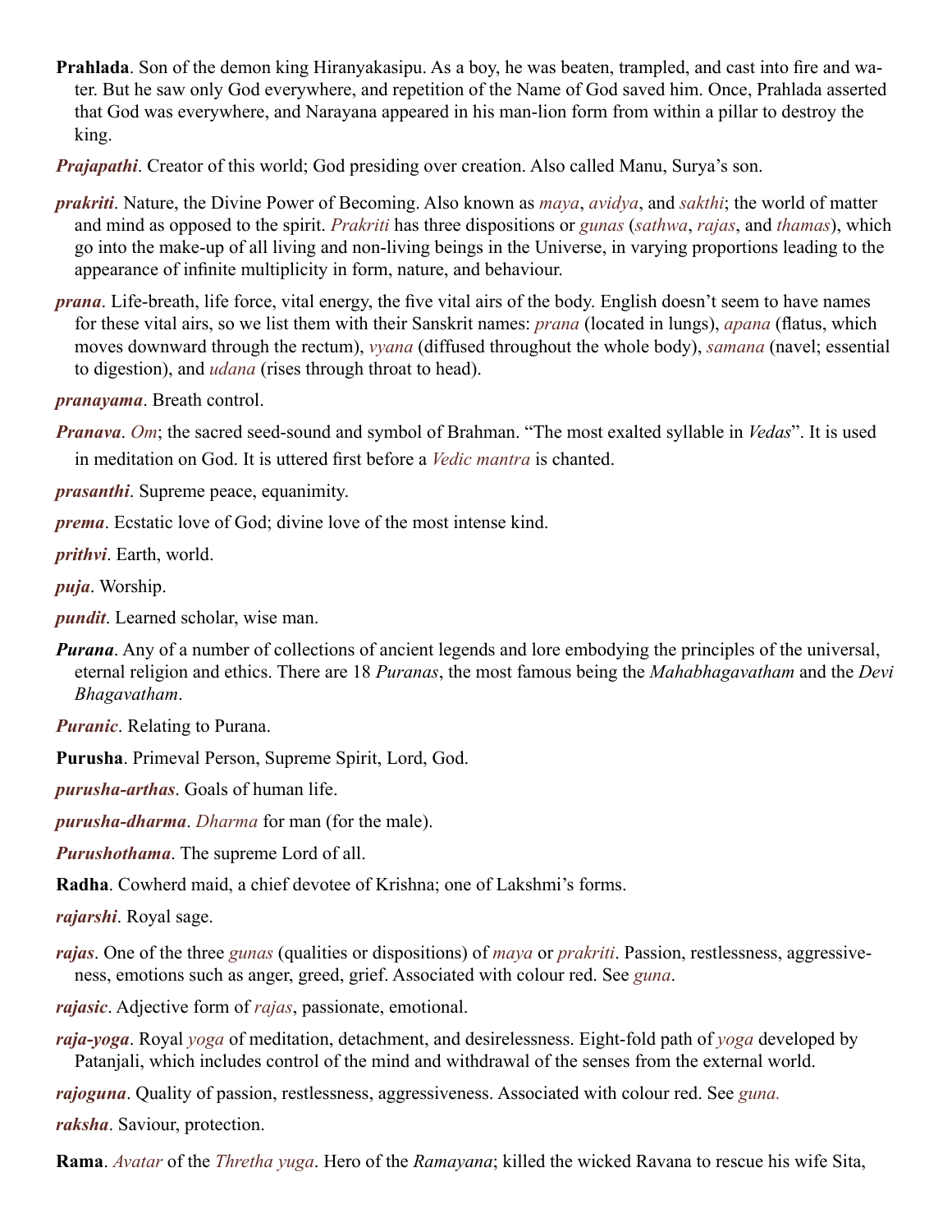**Prahlada**. Son of the demon king Hiranyakasipu. As a boy, he was beaten, trampled, and cast into fire and water. But he saw only God everywhere, and repetition of the Name of God saved him. Once, Prahlada asserted that God was everywhere, and Narayana appeared in his man-lion form from within a pillar to destroy the king.

***Prajapathi***. Creator of this world; God presiding over creation. Also called Manu, Surya's son.

***prakriti***. Nature, the Divine Power of Becoming. Also known as *maya*, *avidya*, and *sakthi*; the world of matter and mind as opposed to the spirit. *Prakriti* has three dispositions or *gunas* (*sathwa*, *rajas*, and *thamas*), which go into the make-up of all living and non-living beings in the Universe, in varying proportions leading to the appearance of infinite multiplicity in form, nature, and behaviour.

***prana***. Life-breath, life force, vital energy, the five vital airs of the body. English doesn't seem to have names for these vital airs, so we list them with their Sanskrit names: *prana* (located in lungs), *apana* (flatus, which moves downward through the rectum), *vyana* (diffused throughout the whole body), *samana* (navel; essential to digestion), and *udana* (rises through throat to head).

***pranayama***. Breath control.

***Pranava***. *Om*; the sacred seed-sound and symbol of Brahman. "The most exalted syllable in *Vedas*". It is used in meditation on God. It is uttered first before a *Vedic mantra* is chanted.

***prasanthi***. Supreme peace, equanimity.

***prema***. Ecstatic love of God; divine love of the most intense kind.

***prithvi***. Earth, world.

***puja***. Worship.

***pundit***. Learned scholar, wise man.

***Purana***. Any of a number of collections of ancient legends and lore embodying the principles of the universal, eternal religion and ethics. There are 18 *Puranas*, the most famous being the *Mahabhagavatham* and the *Devi Bhagavatham*.

***Puranic***. Relating to Purana.

**Purusha**. Primeval Person, Supreme Spirit, Lord, God.

***purusha-arthas***. Goals of human life.

***purusha-dharma***. *Dharma* for man (for the male).

***Purushothama***. The supreme Lord of all.

**Radha**. Cowherd maid, a chief devotee of Krishna; one of Lakshmi's forms.

***rajarshi***. Royal sage.

***rajas***. One of the three *gunas* (qualities or dispositions) of *maya* or *prakriti*. Passion, restlessness, aggressiveness, emotions such as anger, greed, grief. Associated with colour red. See *guna*.

***rajasic***. Adjective form of *rajas*, passionate, emotional.

***raja-yoga***. Royal *yoga* of meditation, detachment, and desirelessness. Eight-fold path of *yoga* developed by Patanjali, which includes control of the mind and withdrawal of the senses from the external world.

***rajoguna***. Quality of passion, restlessness, aggressiveness. Associated with colour red. See *guna.*

***raksha***. Saviour, protection.

**Rama**. *Avatar* of the *Thretha yuga*. Hero of the *Ramayana*; killed the wicked Ravana to rescue his wife Sita,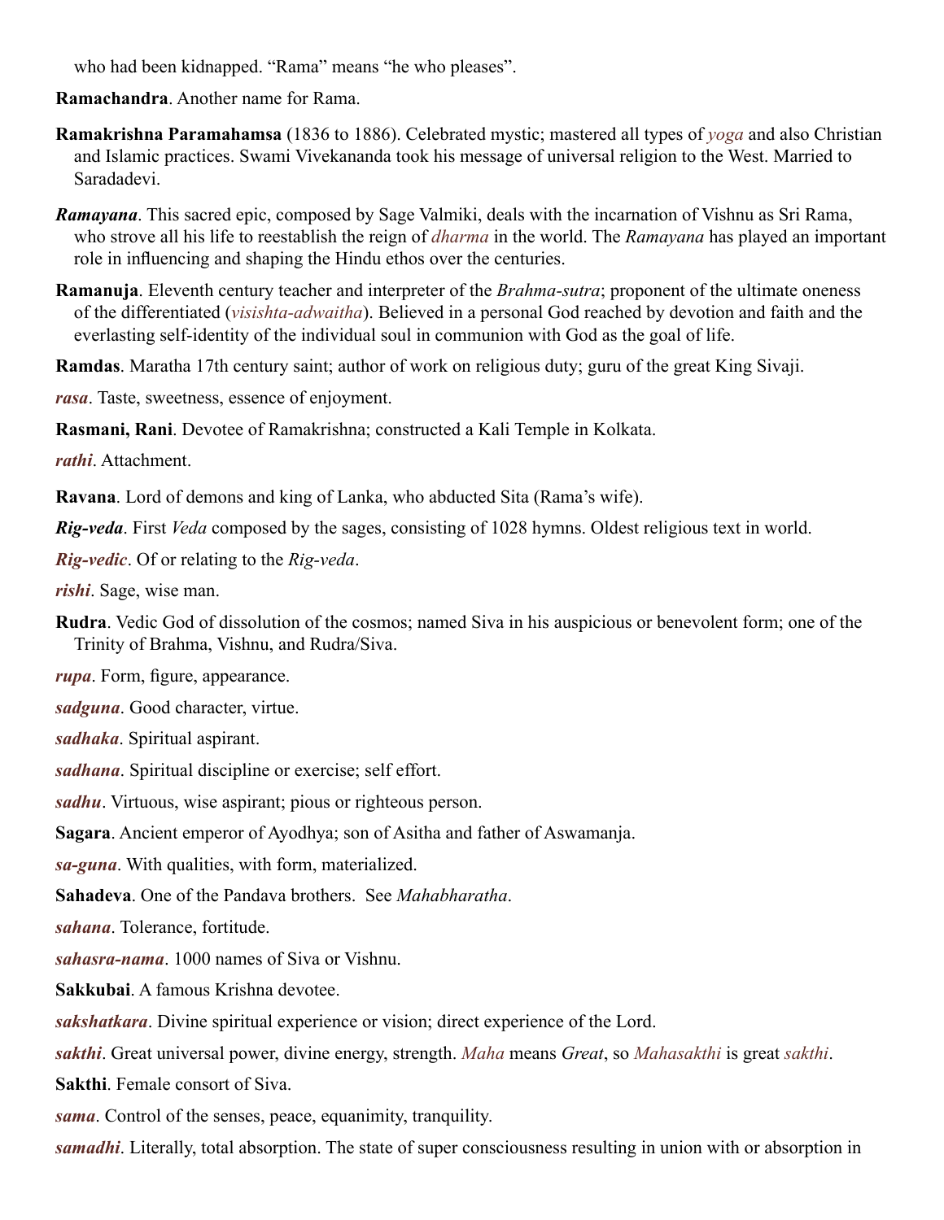who had been kidnapped. “Rama” means “he who pleases”.

**Ramachandra**. Another name for Rama.

**Ramakrishna Paramahamsa** (1836 to 1886). Celebrated mystic; mastered all types of *yoga* and also Christian and Islamic practices. Swami Vivekananda took his message of universal religion to the West. Married to Saradadevi.

***Ramayana***. This sacred epic, composed by Sage Valmiki, deals with the incarnation of Vishnu as Sri Rama, who strove all his life to reestablish the reign of *dharma* in the world. The *Ramayana* has played an important role in influencing and shaping the Hindu ethos over the centuries.

**Ramanuja**. Eleventh century teacher and interpreter of the *Brahma-sutra*; proponent of the ultimate oneness of the differentiated (*visishta-adwaitha*). Believed in a personal God reached by devotion and faith and the everlasting self-identity of the individual soul in communion with God as the goal of life.

**Ramdas**. Maratha 17th century saint; author of work on religious duty; guru of the great King Sivaji.

***rasa***. Taste, sweetness, essence of enjoyment.

**Rasmani, Rani**. Devotee of Ramakrishna; constructed a Kali Temple in Kolkata.

***rathi***. Attachment.

**Ravana**. Lord of demons and king of Lanka, who abducted Sita (Rama’s wife).

***Rig-veda***. First *Veda* composed by the sages, consisting of 1028 hymns. Oldest religious text in world.

***Rig-vedic***. Of or relating to the *Rig-veda*.

***rishi***. Sage, wise man.

**Rudra**. Vedic God of dissolution of the cosmos; named Siva in his auspicious or benevolent form; one of the Trinity of Brahma, Vishnu, and Rudra/Siva.

***rupa***. Form, figure, appearance.

***sadguna***. Good character, virtue.

***sadhaka***. Spiritual aspirant.

***sadhana***. Spiritual discipline or exercise; self effort.

***sadhu***. Virtuous, wise aspirant; pious or righteous person.

**Sagara**. Ancient emperor of Ayodhya; son of Asitha and father of Aswamanja.

***sa-guna***. With qualities, with form, materialized.

**Sahadeva**. One of the Pandava brothers. See *Mahabharatha*.

***sahana***. Tolerance, fortitude.

***sahasra-nama***. 1000 names of Siva or Vishnu.

**Sakkubai**. A famous Krishna devotee.

***sakshatkara***. Divine spiritual experience or vision; direct experience of the Lord.

***sakthi***. Great universal power, divine energy, strength. *Maha* means *Great*, so *Mahasakthi* is great *sakthi*.

**Sakthi**. Female consort of Siva.

***sama***. Control of the senses, peace, equanimity, tranquility.

***samadhi***. Literally, total absorption. The state of super consciousness resulting in union with or absorption in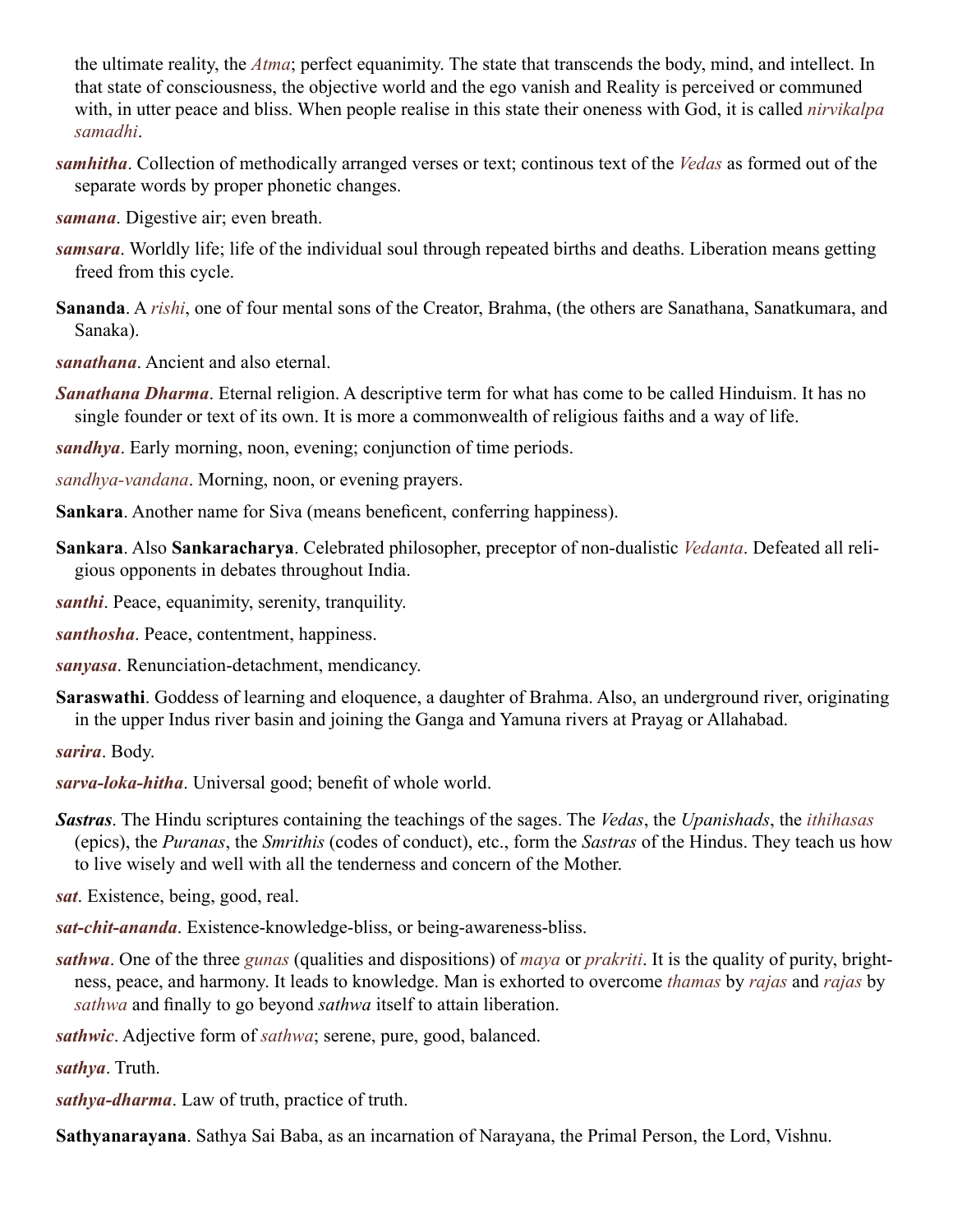the ultimate reality, the *Atma*; perfect equanimity. The state that transcends the body, mind, and intellect. In that state of consciousness, the objective world and the ego vanish and Reality is perceived or communed with, in utter peace and bliss. When people realise in this state their oneness with God, it is called *nirvikalpa samadhi*.

***samhitha***. Collection of methodically arranged verses or text; continous text of the *Vedas* as formed out of the separate words by proper phonetic changes.

***samana***. Digestive air; even breath.

***samsara***. Worldly life; life of the individual soul through repeated births and deaths. Liberation means getting freed from this cycle.

**Sananda**. A *rishi*, one of four mental sons of the Creator, Brahma, (the others are Sanathana, Sanatkumara, and Sanaka).

***sanathana***. Ancient and also eternal.

***Sanathana Dharma***. Eternal religion. A descriptive term for what has come to be called Hinduism. It has no single founder or text of its own. It is more a commonwealth of religious faiths and a way of life.

***sandhya***. Early morning, noon, evening; conjunction of time periods.

*sandhya-vandana*. Morning, noon, or evening prayers.

**Sankara**. Another name for Siva (means beneficent, conferring happiness).

**Sankara**. Also **Sankaracharya**. Celebrated philosopher, preceptor of non-dualistic *Vedanta*. Defeated all religious opponents in debates throughout India.

***santhi***. Peace, equanimity, serenity, tranquility.

***santhosha***. Peace, contentment, happiness.

***sanyasa***. Renunciation-detachment, mendicancy.

**Saraswathi**. Goddess of learning and eloquence, a daughter of Brahma. Also, an underground river, originating in the upper Indus river basin and joining the Ganga and Yamuna rivers at Prayag or Allahabad.

***sarira***. Body.

***sarva-loka-hitha***. Universal good; benefit of whole world.

***Sastras***. The Hindu scriptures containing the teachings of the sages. The *Vedas*, the *Upanishads*, the *ithihasas* (epics), the *Puranas*, the *Smrithis* (codes of conduct), etc., form the *Sastras* of the Hindus. They teach us how to live wisely and well with all the tenderness and concern of the Mother.

***sat***. Existence, being, good, real.

***sat-chit-ananda***. Existence-knowledge-bliss, or being-awareness-bliss.

***sathwa***. One of the three *gunas* (qualities and dispositions) of *maya* or *prakriti*. It is the quality of purity, brightness, peace, and harmony. It leads to knowledge. Man is exhorted to overcome *thamas* by *rajas* and *rajas* by *sathwa* and finally to go beyond *sathwa* itself to attain liberation.

***sathwic***. Adjective form of *sathwa*; serene, pure, good, balanced.

***sathya***. Truth.

***sathya-dharma***. Law of truth, practice of truth.

**Sathyanarayana**. Sathya Sai Baba, as an incarnation of Narayana, the Primal Person, the Lord, Vishnu.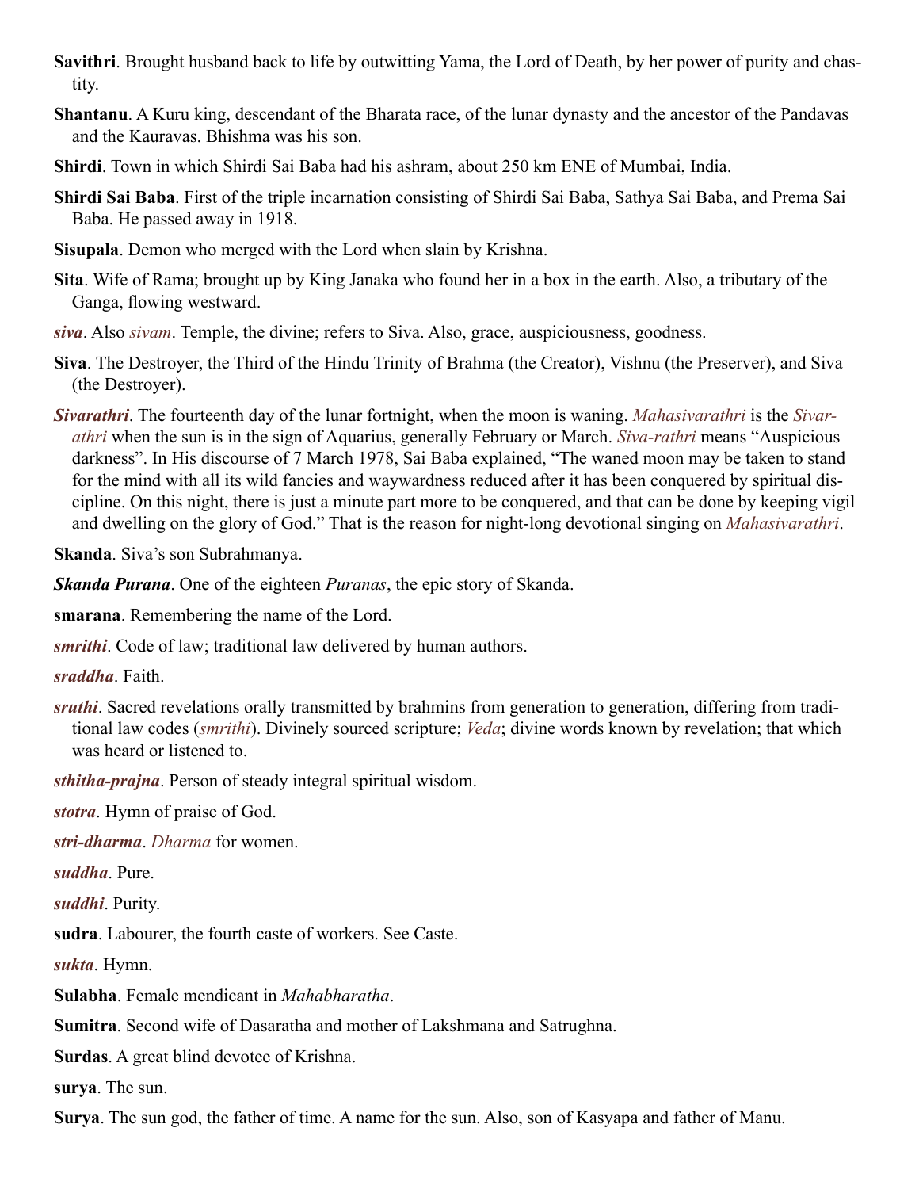**Savithri**. Brought husband back to life by outwitting Yama, the Lord of Death, by her power of purity and chastity.

**Shantanu**. A Kuru king, descendant of the Bharata race, of the lunar dynasty and the ancestor of the Pandavas and the Kauravas. Bhishma was his son.

**Shirdi**. Town in which Shirdi Sai Baba had his ashram, about 250 km ENE of Mumbai, India.

**Shirdi Sai Baba**. First of the triple incarnation consisting of Shirdi Sai Baba, Sathya Sai Baba, and Prema Sai Baba. He passed away in 1918.

**Sisupala**. Demon who merged with the Lord when slain by Krishna.

**Sita**. Wife of Rama; brought up by King Janaka who found her in a box in the earth. Also, a tributary of the Ganga, flowing westward.

***siva***. Also *sivam*. Temple, the divine; refers to Siva. Also, grace, auspiciousness, goodness.

**Siva**. The Destroyer, the Third of the Hindu Trinity of Brahma (the Creator), Vishnu (the Preserver), and Siva (the Destroyer).

***Sivarathri***. The fourteenth day of the lunar fortnight, when the moon is waning. *Mahasivarathri* is the *Sivarathri* when the sun is in the sign of Aquarius, generally February or March. *Siva-rathri* means “Auspicious darkness”. In His discourse of 7 March 1978, Sai Baba explained, “The waned moon may be taken to stand for the mind with all its wild fancies and waywardness reduced after it has been conquered by spiritual discipline. On this night, there is just a minute part more to be conquered, and that can be done by keeping vigil and dwelling on the glory of God.” That is the reason for night-long devotional singing on *Mahasivarathri*.

**Skanda**. Siva’s son Subrahmanya.

***Skanda Purana***. One of the eighteen *Puranas*, the epic story of Skanda.

**smarana**. Remembering the name of the Lord.

***smrithi***. Code of law; traditional law delivered by human authors.

***sraddha***. Faith.

***sruthi***. Sacred revelations orally transmitted by brahmins from generation to generation, differing from traditional law codes (*smrithi*). Divinely sourced scripture; *Veda*; divine words known by revelation; that which was heard or listened to.

***sthitha-prajna***. Person of steady integral spiritual wisdom.

***stotra***. Hymn of praise of God.

***stri-dharma***. *Dharma* for women.

***suddha***. Pure.

***suddhi***. Purity.

**sudra**. Labourer, the fourth caste of workers. See Caste.

***sukta***. Hymn.

**Sulabha**. Female mendicant in *Mahabharatha*.

**Sumitra**. Second wife of Dasaratha and mother of Lakshmana and Satrughna.

**Surdas**. A great blind devotee of Krishna.

**surya**. The sun.

**Surya**. The sun god, the father of time. A name for the sun. Also, son of Kasyapa and father of Manu.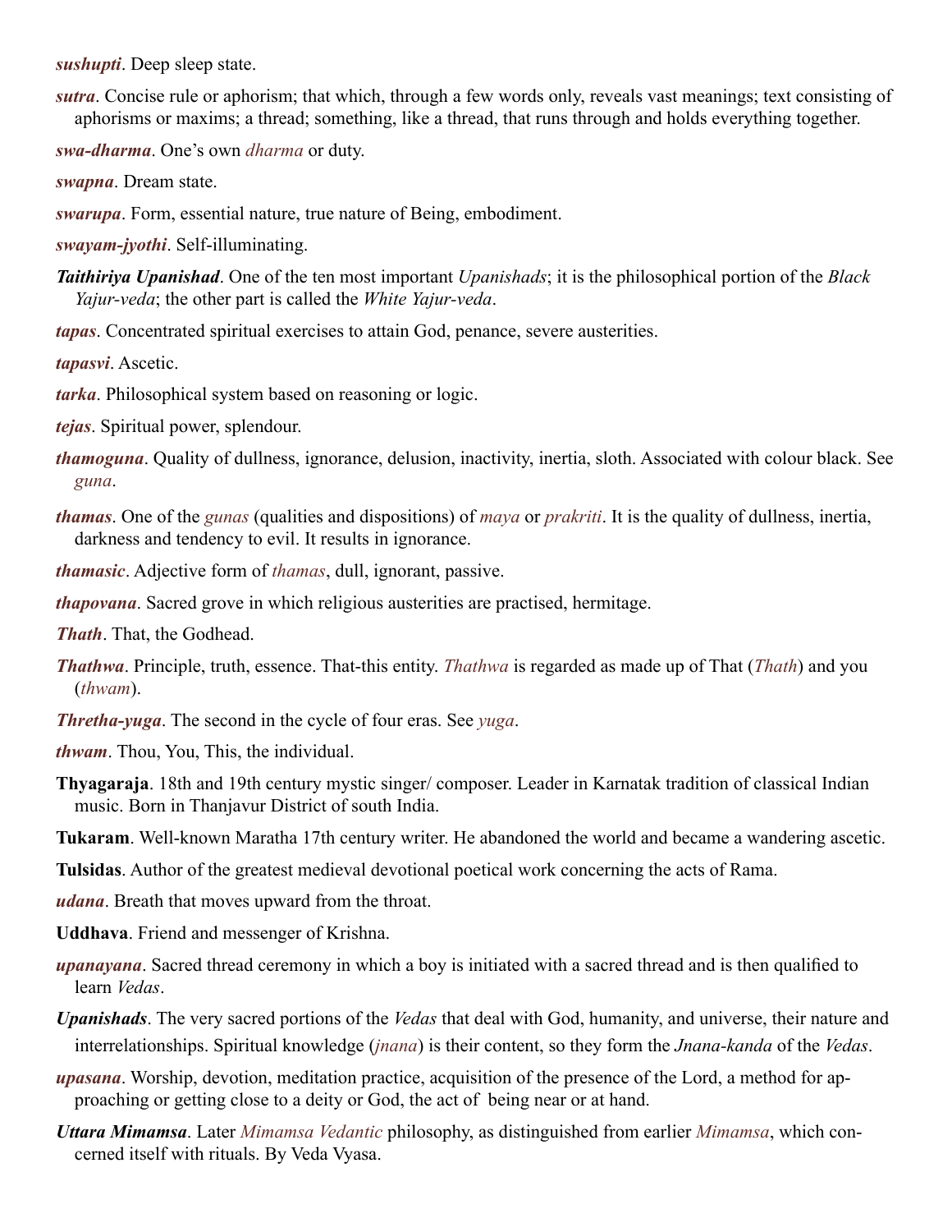***sushupti***. Deep sleep state.

***sutra***. Concise rule or aphorism; that which, through a few words only, reveals vast meanings; text consisting of aphorisms or maxims; a thread; something, like a thread, that runs through and holds everything together.

***swa-dharma***. One's own *dharma* or duty.

***swapna***. Dream state.

***swarupa***. Form, essential nature, true nature of Being, embodiment.

***swayam-jyothi***. Self-illuminating.

***Taithiriya Upanishad***. One of the ten most important *Upanishads*; it is the philosophical portion of the *Black Yajur-veda*; the other part is called the *White Yajur-veda*.

***tapas***. Concentrated spiritual exercises to attain God, penance, severe austerities.

***tapasvi***. Ascetic.

***tarka***. Philosophical system based on reasoning or logic.

***tejas***. Spiritual power, splendour.

***thamoguna***. Quality of dullness, ignorance, delusion, inactivity, inertia, sloth. Associated with colour black. See *guna*.

***thamas***. One of the *gunas* (qualities and dispositions) of *maya* or *prakriti*. It is the quality of dullness, inertia, darkness and tendency to evil. It results in ignorance.

***thamasic***. Adjective form of *thamas*, dull, ignorant, passive.

***thapovana***. Sacred grove in which religious austerities are practised, hermitage.

***Thath***. That, the Godhead.

***Thathwa***. Principle, truth, essence. That-this entity. *Thathwa* is regarded as made up of That (*Thath*) and you (*thwam*).

***Thretha-yuga***. The second in the cycle of four eras. See *yuga*.

***thwam***. Thou, You, This, the individual.

**Thyagaraja**. 18th and 19th century mystic singer/ composer. Leader in Karnatak tradition of classical Indian music. Born in Thanjavur District of south India.

**Tukaram**. Well-known Maratha 17th century writer. He abandoned the world and became a wandering ascetic.

**Tulsidas**. Author of the greatest medieval devotional poetical work concerning the acts of Rama.

***udana***. Breath that moves upward from the throat.

**Uddhava**. Friend and messenger of Krishna.

***upanayana***. Sacred thread ceremony in which a boy is initiated with a sacred thread and is then qualified to learn *Vedas*.

***Upanishads***. The very sacred portions of the *Vedas* that deal with God, humanity, and universe, their nature and interrelationships. Spiritual knowledge (*jnana*) is their content, so they form the *Jnana-kanda* of the *Vedas*.

***upasana***. Worship, devotion, meditation practice, acquisition of the presence of the Lord, a method for approaching or getting close to a deity or God, the act of being near or at hand.

***Uttara Mimamsa***. Later *Mimamsa Vedantic* philosophy, as distinguished from earlier *Mimamsa*, which concerned itself with rituals. By Veda Vyasa.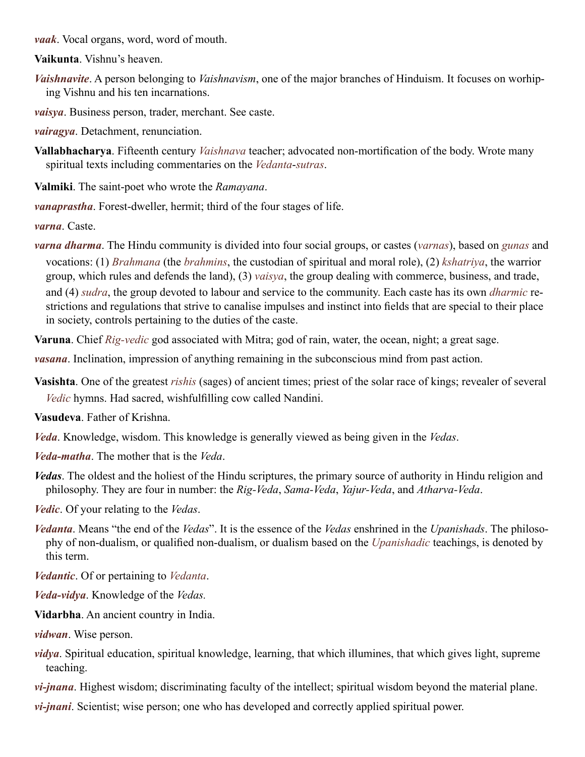***vaak***. Vocal organs, word, word of mouth.

**Vaikunta**. Vishnu's heaven.

***Vaishnavite***. A person belonging to *Vaishnavism*, one of the major branches of Hinduism. It focuses on worhiping Vishnu and his ten incarnations.

***vaisya***. Business person, trader, merchant. See caste.

***vairagya***. Detachment, renunciation.

**Vallabhacharya**. Fifteenth century *Vaishnava* teacher; advocated non-mortification of the body. Wrote many spiritual texts including commentaries on the *Vedanta*-*sutras*.

**Valmiki**. The saint-poet who wrote the *Ramayana*.

***vanaprastha***. Forest-dweller, hermit; third of the four stages of life.

***varna***. Caste.

***varna dharma***. The Hindu community is divided into four social groups, or castes (*varnas*), based on *gunas* and vocations: (1) *Brahmana* (the *brahmins*, the custodian of spiritual and moral role), (2) *kshatriya*, the warrior group, which rules and defends the land), (3) *vaisya*, the group dealing with commerce, business, and trade, and (4) *sudra*, the group devoted to labour and service to the community. Each caste has its own *dharmic* restrictions and regulations that strive to canalise impulses and instinct into fields that are special to their place in society, controls pertaining to the duties of the caste.

**Varuna**. Chief *Rig-vedic* god associated with Mitra; god of rain, water, the ocean, night; a great sage.

***vasana***. Inclination, impression of anything remaining in the subconscious mind from past action.

**Vasishta**. One of the greatest *rishis* (sages) of ancient times; priest of the solar race of kings; revealer of several *Vedic* hymns. Had sacred, wishfulfilling cow called Nandini.

**Vasudeva**. Father of Krishna.

***Veda***. Knowledge, wisdom. This knowledge is generally viewed as being given in the *Vedas*.

***Veda-matha***. The mother that is the *Veda*.

***Vedas***. The oldest and the holiest of the Hindu scriptures, the primary source of authority in Hindu religion and philosophy. They are four in number: the *Rig-Veda*, *Sama-Veda*, *Yajur-Veda*, and *Atharva-Veda*.

***Vedic***. Of your relating to the *Vedas*.

***Vedanta***. Means "the end of the *Vedas*". It is the essence of the *Vedas* enshrined in the *Upanishads*. The philosophy of non-dualism, or qualified non-dualism, or dualism based on the *Upanishadic* teachings, is denoted by this term.

***Vedantic***. Of or pertaining to *Vedanta*.

***Veda-vidya***. Knowledge of the *Vedas.*

**Vidarbha**. An ancient country in India.

***vidwan***. Wise person.

***vidya***. Spiritual education, spiritual knowledge, learning, that which illumines, that which gives light, supreme teaching.

***vi-jnana***. Highest wisdom; discriminating faculty of the intellect; spiritual wisdom beyond the material plane.

***vi-jnani***. Scientist; wise person; one who has developed and correctly applied spiritual power.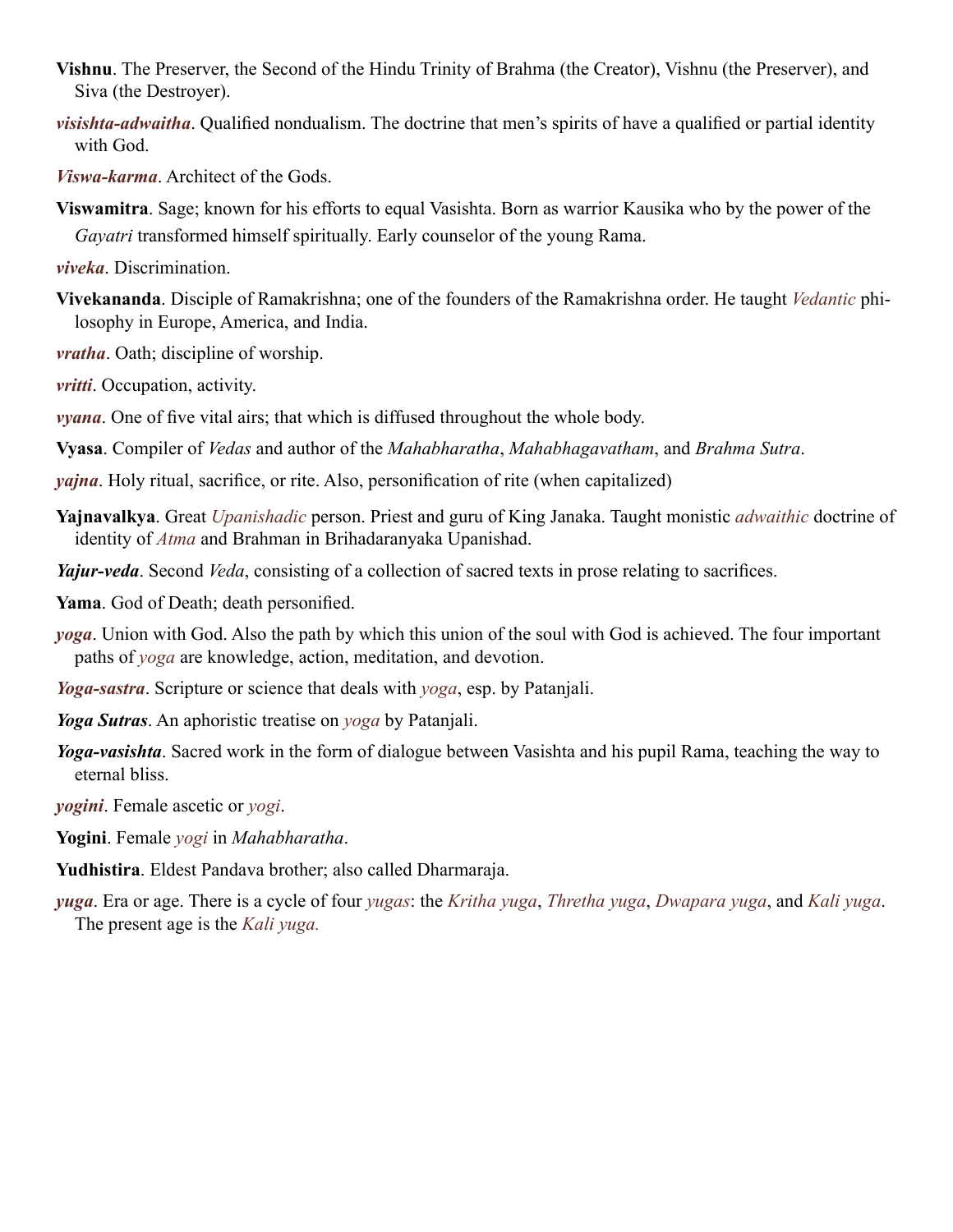**Vishnu**. The Preserver, the Second of the Hindu Trinity of Brahma (the Creator), Vishnu (the Preserver), and Siva (the Destroyer).

***visishta-adwaitha***. Qualified nondualism. The doctrine that men's spirits of have a qualified or partial identity with God.

***Viswa-karma***. Architect of the Gods.

**Viswamitra**. Sage; known for his efforts to equal Vasishta. Born as warrior Kausika who by the power of the *Gayatri* transformed himself spiritually. Early counselor of the young Rama.

***viveka***. Discrimination.

**Vivekananda**. Disciple of Ramakrishna; one of the founders of the Ramakrishna order. He taught *Vedantic* philosophy in Europe, America, and India.

***vratha***. Oath; discipline of worship.

***vritti***. Occupation, activity.

***vyana***. One of five vital airs; that which is diffused throughout the whole body.

**Vyasa**. Compiler of *Vedas* and author of the *Mahabharatha*, *Mahabhagavatham*, and *Brahma Sutra*.

***yajna***. Holy ritual, sacrifice, or rite. Also, personification of rite (when capitalized)

**Yajnavalkya**. Great *Upanishadic* person. Priest and guru of King Janaka. Taught monistic *adwaithic* doctrine of identity of *Atma* and Brahman in Brihadaranyaka Upanishad.

***Yajur-veda***. Second *Veda*, consisting of a collection of sacred texts in prose relating to sacrifices.

**Yama**. God of Death; death personified.

***yoga***. Union with God. Also the path by which this union of the soul with God is achieved. The four important paths of *yoga* are knowledge, action, meditation, and devotion.

***Yoga-sastra***. Scripture or science that deals with *yoga*, esp. by Patanjali.

***Yoga Sutras***. An aphoristic treatise on *yoga* by Patanjali.

***Yoga-vasishta***. Sacred work in the form of dialogue between Vasishta and his pupil Rama, teaching the way to eternal bliss.

***yogini***. Female ascetic or *yogi*.

**Yogini**. Female *yogi* in *Mahabharatha*.

**Yudhistira**. Eldest Pandava brother; also called Dharmaraja.

***yuga***. Era or age. There is a cycle of four *yugas*: the *Kritha yuga*, *Thretha yuga*, *Dwapara yuga*, and *Kali yuga*. The present age is the *Kali yuga.*